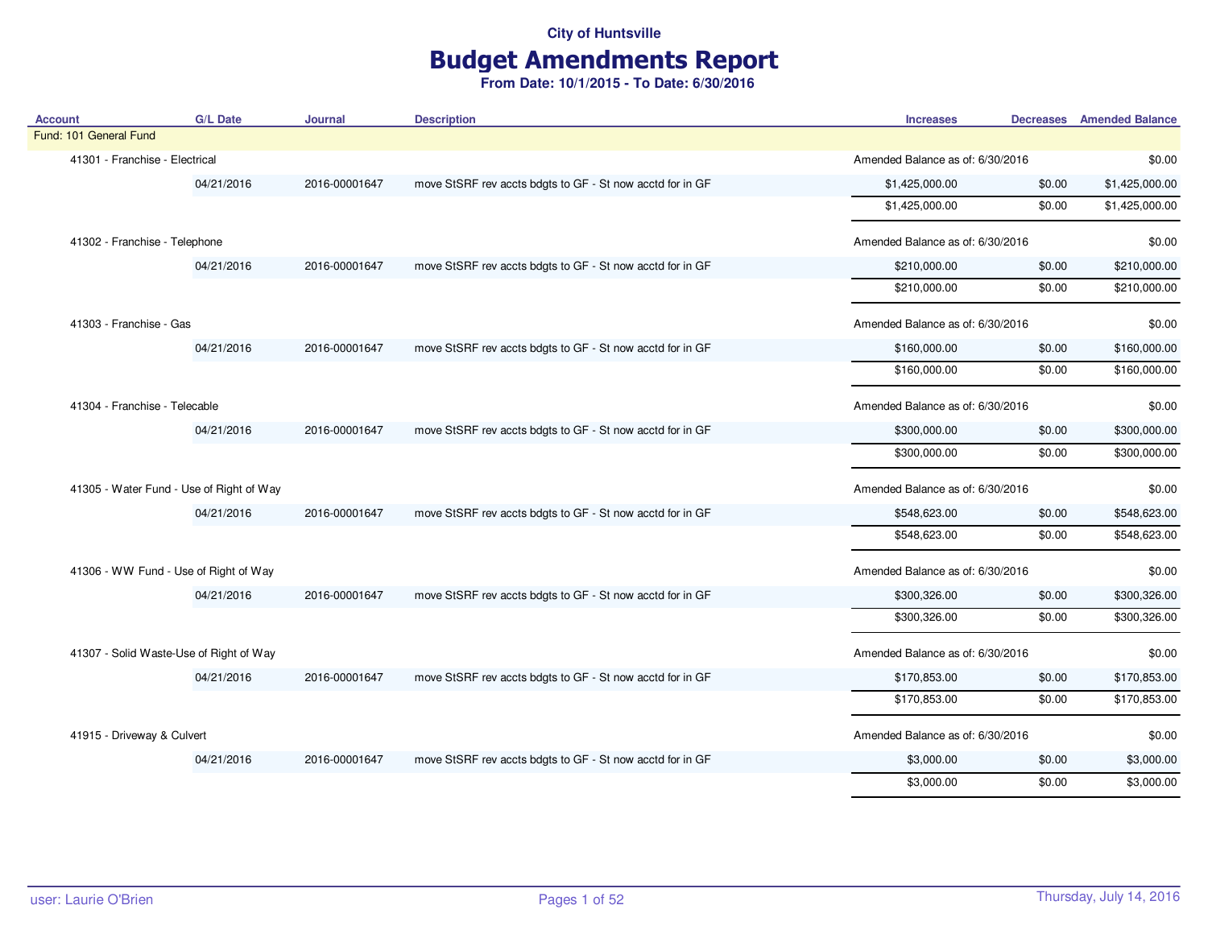City of Huntsville

# Budget Amendments Report

**From Date: 10/1/2015 - To Date: 6/30/2016**

| Account | G/L Date | Journal | Description | Increases | Decreases | Amended Balance |
|---|---|---|---|---|---|---|
| Fund: 101 General Fund | | | | | | |
| 41301 - Franchise - Electrical | | | | Amended Balance as of: 6/30/2016 | | $0.00 |
| | 04/21/2016 | 2016-00001647 | move StSRF rev accts bdgts to GF - St now acctd for in GF | $1,425,000.00 | $0.00 | $1,425,000.00 |
| | | | | $1,425,000.00 | $0.00 | $1,425,000.00 |
| 41302 - Franchise - Telephone | | | | Amended Balance as of: 6/30/2016 | | $0.00 |
| | 04/21/2016 | 2016-00001647 | move StSRF rev accts bdgts to GF - St now acctd for in GF | $210,000.00 | $0.00 | $210,000.00 |
| | | | | $210,000.00 | $0.00 | $210,000.00 |
| 41303 - Franchise - Gas | | | | Amended Balance as of: 6/30/2016 | | $0.00 |
| | 04/21/2016 | 2016-00001647 | move StSRF rev accts bdgts to GF - St now acctd for in GF | $160,000.00 | $0.00 | $160,000.00 |
| | | | | $160,000.00 | $0.00 | $160,000.00 |
| 41304 - Franchise - Telecable | | | | Amended Balance as of: 6/30/2016 | | $0.00 |
| | 04/21/2016 | 2016-00001647 | move StSRF rev accts bdgts to GF - St now acctd for in GF | $300,000.00 | $0.00 | $300,000.00 |
| | | | | $300,000.00 | $0.00 | $300,000.00 |
| 41305 - Water Fund - Use of Right of Way | | | | Amended Balance as of: 6/30/2016 | | $0.00 |
| | 04/21/2016 | 2016-00001647 | move StSRF rev accts bdgts to GF - St now acctd for in GF | $548,623.00 | $0.00 | $548,623.00 |
| | | | | $548,623.00 | $0.00 | $548,623.00 |
| 41306 - WW Fund - Use of Right of Way | | | | Amended Balance as of: 6/30/2016 | | $0.00 |
| | 04/21/2016 | 2016-00001647 | move StSRF rev accts bdgts to GF - St now acctd for in GF | $300,326.00 | $0.00 | $300,326.00 |
| | | | | $300,326.00 | $0.00 | $300,326.00 |
| 41307 - Solid Waste-Use of Right of Way | | | | Amended Balance as of: 6/30/2016 | | $0.00 |
| | 04/21/2016 | 2016-00001647 | move StSRF rev accts bdgts to GF - St now acctd for in GF | $170,853.00 | $0.00 | $170,853.00 |
| | | | | $170,853.00 | $0.00 | $170,853.00 |
| 41915 - Driveway & Culvert | | | | Amended Balance as of: 6/30/2016 | | $0.00 |
| | 04/21/2016 | 2016-00001647 | move StSRF rev accts bdgts to GF - St now acctd for in GF | $3,000.00 | $0.00 | $3,000.00 |
| | | | | $3,000.00 | $0.00 | $3,000.00 |

user: Laurie O'Brien

Thursday, July 14, 2016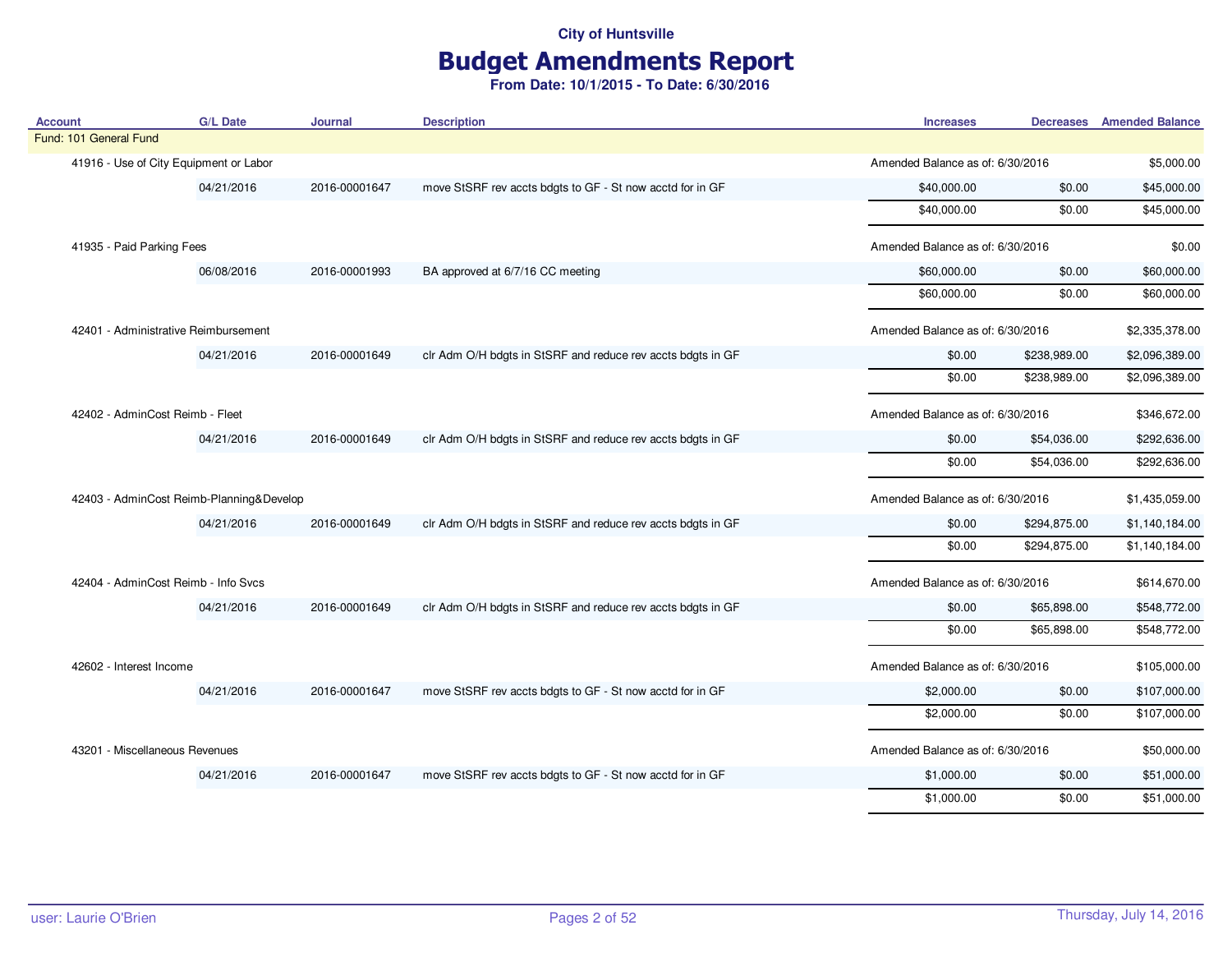City of Huntsville

# Budget Amendments Report

**From Date: 10/1/2015 - To Date: 6/30/2016**

| Account | G/L Date | Journal | Description | Increases | Decreases | Amended Balance |
|---|---|---|---|---|---|---|
| Fund: 101 General Fund | | | | | | |
| 41916 - Use of City Equipment or Labor | | | | Amended Balance as of: 6/30/2016 | | $5,000.00 |
| | 04/21/2016 | 2016-00001647 | move StSRF rev accts bdgts to GF - St now acctd for in GF | $40,000.00 | $0.00 | $45,000.00 |
| | | | | $40,000.00 | $0.00 | $45,000.00 |
| 41935 - Paid Parking Fees | | | | Amended Balance as of: 6/30/2016 | | $0.00 |
| | 06/08/2016 | 2016-00001993 | BA approved at 6/7/16 CC meeting | $60,000.00 | $0.00 | $60,000.00 |
| | | | | $60,000.00 | $0.00 | $60,000.00 |
| 42401 - Administrative Reimbursement | | | | Amended Balance as of: 6/30/2016 | | $2,335,378.00 |
| | 04/21/2016 | 2016-00001649 | clr Adm O/H bdgts in StSRF and reduce rev accts bdgts in GF | $0.00 | $238,989.00 | $2,096,389.00 |
| | | | | $0.00 | $238,989.00 | $2,096,389.00 |
| 42402 - AdminCost Reimb - Fleet | | | | Amended Balance as of: 6/30/2016 | | $346,672.00 |
| | 04/21/2016 | 2016-00001649 | clr Adm O/H bdgts in StSRF and reduce rev accts bdgts in GF | $0.00 | $54,036.00 | $292,636.00 |
| | | | | $0.00 | $54,036.00 | $292,636.00 |
| 42403 - AdminCost Reimb-Planning&Develop | | | | Amended Balance as of: 6/30/2016 | | $1,435,059.00 |
| | 04/21/2016 | 2016-00001649 | clr Adm O/H bdgts in StSRF and reduce rev accts bdgts in GF | $0.00 | $294,875.00 | $1,140,184.00 |
| | | | | $0.00 | $294,875.00 | $1,140,184.00 |
| 42404 - AdminCost Reimb - Info Svcs | | | | Amended Balance as of: 6/30/2016 | | $614,670.00 |
| | 04/21/2016 | 2016-00001649 | clr Adm O/H bdgts in StSRF and reduce rev accts bdgts in GF | $0.00 | $65,898.00 | $548,772.00 |
| | | | | $0.00 | $65,898.00 | $548,772.00 |
| 42602 - Interest Income | | | | Amended Balance as of: 6/30/2016 | | $105,000.00 |
| | 04/21/2016 | 2016-00001647 | move StSRF rev accts bdgts to GF - St now acctd for in GF | $2,000.00 | $0.00 | $107,000.00 |
| | | | | $2,000.00 | $0.00 | $107,000.00 |
| 43201 - Miscellaneous Revenues | | | | Amended Balance as of: 6/30/2016 | | $50,000.00 |
| | 04/21/2016 | 2016-00001647 | move StSRF rev accts bdgts to GF - St now acctd for in GF | $1,000.00 | $0.00 | $51,000.00 |
| | | | | $1,000.00 | $0.00 | $51,000.00 |

user: Laurie O'Brien — Thursday, July 14, 2016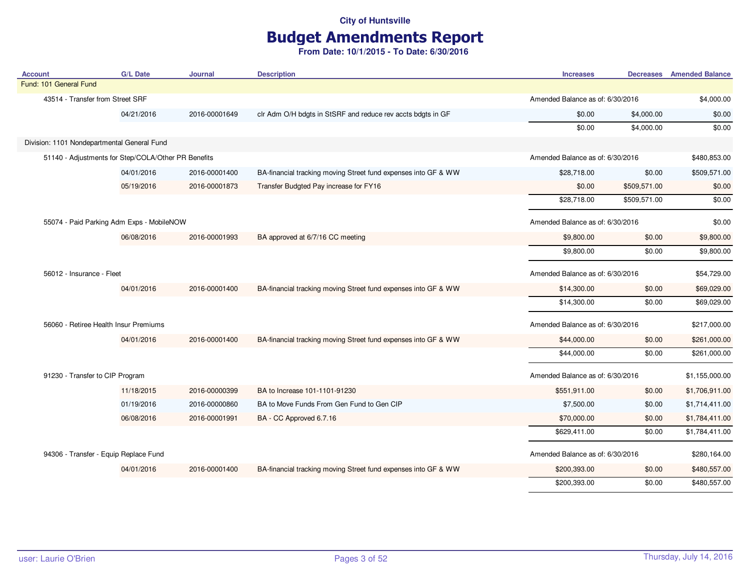City of Huntsville

# Budget Amendments Report

**From Date: 10/1/2015 - To Date: 6/30/2016**

| Account | G/L Date | Journal | Description | Increases | Decreases | Amended Balance |
|---|---|---|---|---|---|---|
| Fund: 101 General Fund | | | | | | |
| 43514 - Transfer from Street SRF | | | | Amended Balance as of: 6/30/2016 | | $4,000.00 |
| | 04/21/2016 | 2016-00001649 | clr Adm O/H bdgts in StSRF and reduce rev accts bdgts in GF | $0.00 | $4,000.00 | $0.00 |
| | | | | $0.00 | $4,000.00 | $0.00 |
| Division: 1101 Nondepartmental General Fund | | | | | | |
| 51140 - Adjustments for Step/COLA/Other PR Benefits | | | | Amended Balance as of: 6/30/2016 | | $480,853.00 |
| | 04/01/2016 | 2016-00001400 | BA-financial tracking moving Street fund expenses into GF & WW | $28,718.00 | $0.00 | $509,571.00 |
| | 05/19/2016 | 2016-00001873 | Transfer Budgted Pay increase for FY16 | $0.00 | $509,571.00 | $0.00 |
| | | | | $28,718.00 | $509,571.00 | $0.00 |
| 55074 - Paid Parking Adm Exps - MobileNOW | | | | Amended Balance as of: 6/30/2016 | | $0.00 |
| | 06/08/2016 | 2016-00001993 | BA approved at 6/7/16 CC meeting | $9,800.00 | $0.00 | $9,800.00 |
| | | | | $9,800.00 | $0.00 | $9,800.00 |
| 56012 - Insurance - Fleet | | | | Amended Balance as of: 6/30/2016 | | $54,729.00 |
| | 04/01/2016 | 2016-00001400 | BA-financial tracking moving Street fund expenses into GF & WW | $14,300.00 | $0.00 | $69,029.00 |
| | | | | $14,300.00 | $0.00 | $69,029.00 |
| 56060 - Retiree Health Insur Premiums | | | | Amended Balance as of: 6/30/2016 | | $217,000.00 |
| | 04/01/2016 | 2016-00001400 | BA-financial tracking moving Street fund expenses into GF & WW | $44,000.00 | $0.00 | $261,000.00 |
| | | | | $44,000.00 | $0.00 | $261,000.00 |
| 91230 - Transfer to CIP Program | | | | Amended Balance as of: 6/30/2016 | | $1,155,000.00 |
| | 11/18/2015 | 2016-00000399 | BA to Increase 101-1101-91230 | $551,911.00 | $0.00 | $1,706,911.00 |
| | 01/19/2016 | 2016-00000860 | BA to Move Funds From Gen Fund to Gen CIP | $7,500.00 | $0.00 | $1,714,411.00 |
| | 06/08/2016 | 2016-00001991 | BA - CC Approved 6.7.16 | $70,000.00 | $0.00 | $1,784,411.00 |
| | | | | $629,411.00 | $0.00 | $1,784,411.00 |
| 94306 - Transfer - Equip Replace Fund | | | | Amended Balance as of: 6/30/2016 | | $280,164.00 |
| | 04/01/2016 | 2016-00001400 | BA-financial tracking moving Street fund expenses into GF & WW | $200,393.00 | $0.00 | $480,557.00 |
| | | | | $200,393.00 | $0.00 | $480,557.00 |

user: Laurie O'Brien

Thursday, July 14, 2016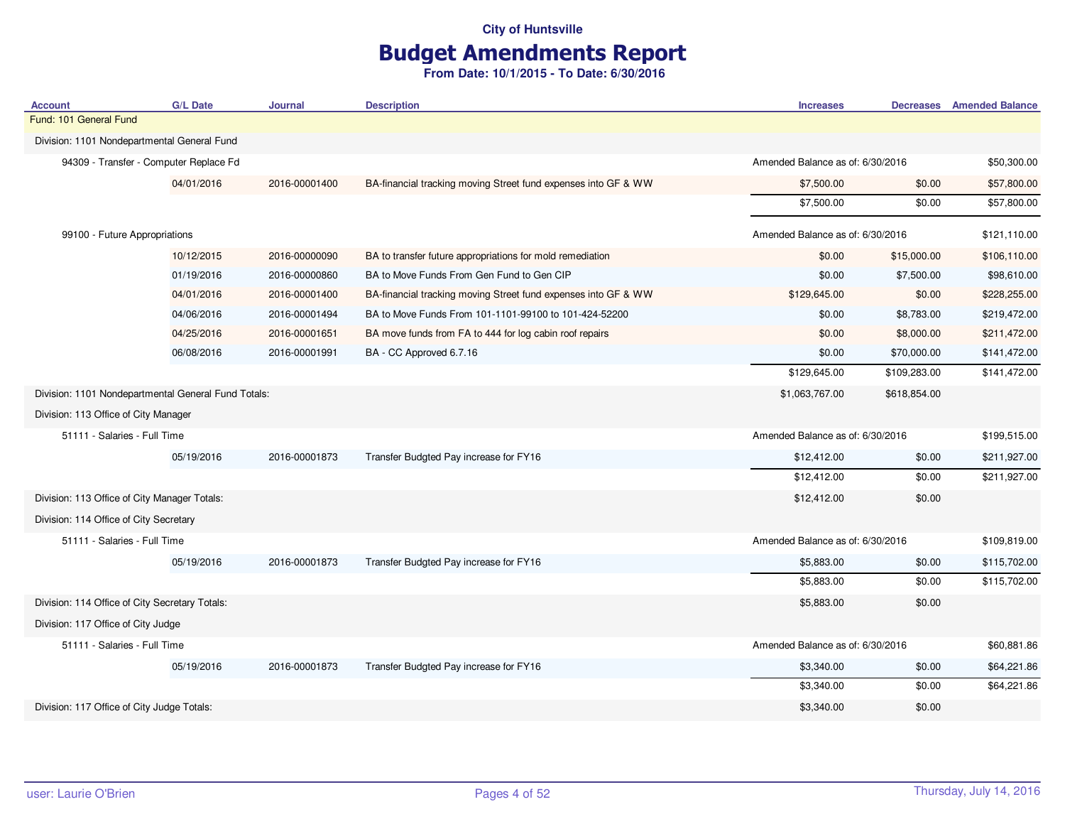**City of Huntsville**

# Budget Amendments Report

**From Date: 10/1/2015 - To Date: 6/30/2016**

| Account | G/L Date | Journal | Description | Increases | Decreases | Amended Balance |
|---|---|---|---|---|---|---|
| Fund: 101 General Fund | | | | | | |
| Division: 1101 Nondepartmental General Fund | | | | | | |
| 94309 - Transfer - Computer Replace Fd | | | | Amended Balance as of: 6/30/2016 | | $50,300.00 |
| | 04/01/2016 | 2016-00001400 | BA-financial tracking moving Street fund expenses into GF & WW | $7,500.00 | $0.00 | $57,800.00 |
| | | | | $7,500.00 | $0.00 | $57,800.00 |
| 99100 - Future Appropriations | | | | Amended Balance as of: 6/30/2016 | | $121,110.00 |
| | 10/12/2015 | 2016-00000090 | BA to transfer future appropriations for mold remediation | $0.00 | $15,000.00 | $106,110.00 |
| | 01/19/2016 | 2016-00000860 | BA to Move Funds From Gen Fund to Gen CIP | $0.00 | $7,500.00 | $98,610.00 |
| | 04/01/2016 | 2016-00001400 | BA-financial tracking moving Street fund expenses into GF & WW | $129,645.00 | $0.00 | $228,255.00 |
| | 04/06/2016 | 2016-00001494 | BA to Move Funds From 101-1101-99100 to 101-424-52200 | $0.00 | $8,783.00 | $219,472.00 |
| | 04/25/2016 | 2016-00001651 | BA move funds from FA to 444 for log cabin roof repairs | $0.00 | $8,000.00 | $211,472.00 |
| | 06/08/2016 | 2016-00001991 | BA - CC Approved 6.7.16 | $0.00 | $70,000.00 | $141,472.00 |
| | | | | $129,645.00 | $109,283.00 | $141,472.00 |
| Division: 1101 Nondepartmental General Fund Totals: | | | | $1,063,767.00 | $618,854.00 | |
| Division: 113 Office of City Manager | | | | | | |
| 51111 - Salaries - Full Time | | | | Amended Balance as of: 6/30/2016 | | $199,515.00 |
| | 05/19/2016 | 2016-00001873 | Transfer Budgted Pay increase for FY16 | $12,412.00 | $0.00 | $211,927.00 |
| | | | | $12,412.00 | $0.00 | $211,927.00 |
| Division: 113 Office of City Manager Totals: | | | | $12,412.00 | $0.00 | |
| Division: 114 Office of City Secretary | | | | | | |
| 51111 - Salaries - Full Time | | | | Amended Balance as of: 6/30/2016 | | $109,819.00 |
| | 05/19/2016 | 2016-00001873 | Transfer Budgted Pay increase for FY16 | $5,883.00 | $0.00 | $115,702.00 |
| | | | | $5,883.00 | $0.00 | $115,702.00 |
| Division: 114 Office of City Secretary Totals: | | | | $5,883.00 | $0.00 | |
| Division: 117 Office of City Judge | | | | | | |
| 51111 - Salaries - Full Time | | | | Amended Balance as of: 6/30/2016 | | $60,881.86 |
| | 05/19/2016 | 2016-00001873 | Transfer Budgted Pay increase for FY16 | $3,340.00 | $0.00 | $64,221.86 |
| | | | | $3,340.00 | $0.00 | $64,221.86 |
| Division: 117 Office of City Judge Totals: | | | | $3,340.00 | $0.00 | |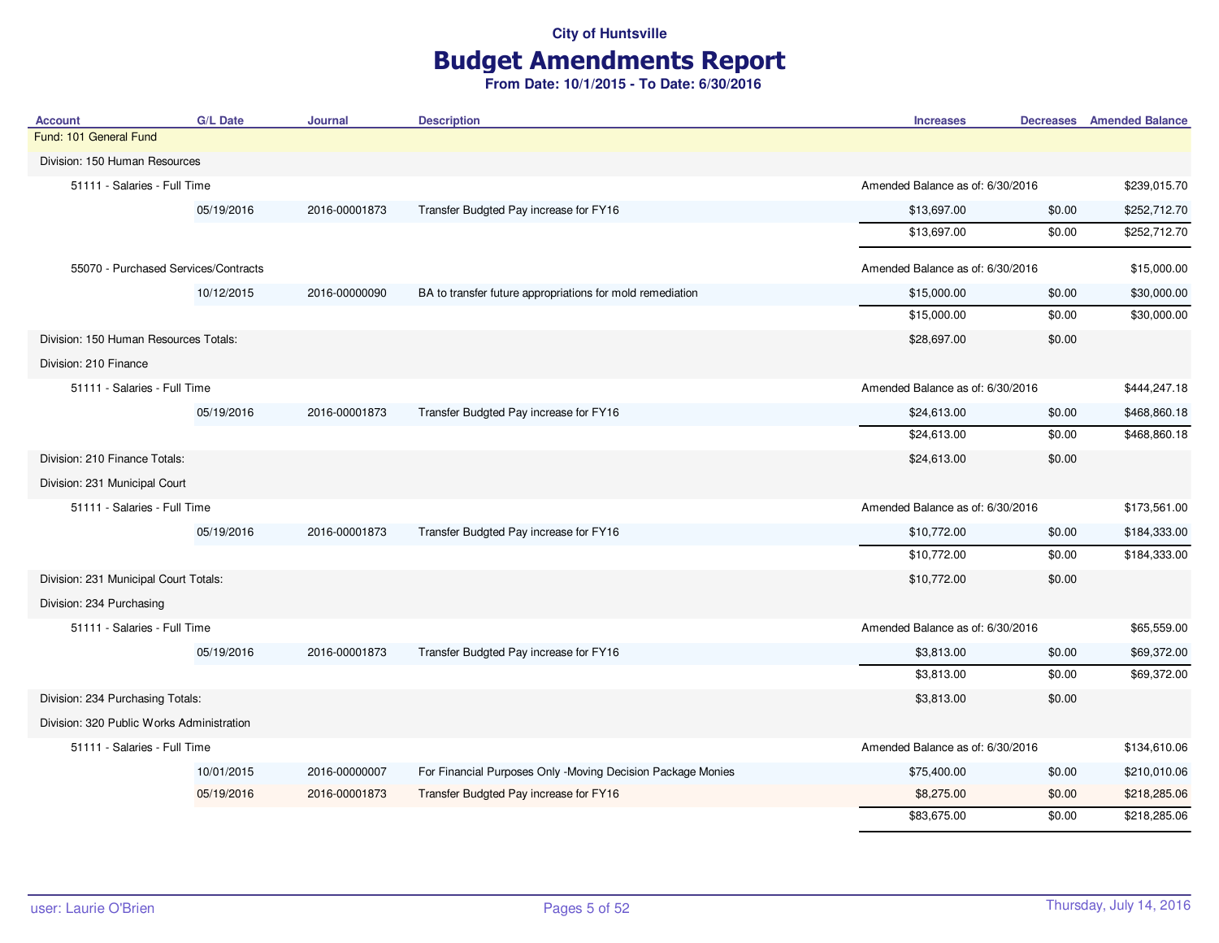City of Huntsville

# Budget Amendments Report

**From Date: 10/1/2015 - To Date: 6/30/2016**

| Account | G/L Date | Journal | Description | Increases | Decreases | Amended Balance |
|---|---|---|---|---|---|---|
| Fund: 101 General Fund | | | | | | |
| Division: 150 Human Resources | | | | | | |
| 51111 - Salaries - Full Time | | | | Amended Balance as of: 6/30/2016 | | $239,015.70 |
| | 05/19/2016 | 2016-00001873 | Transfer Budgted Pay increase for FY16 | $13,697.00 | $0.00 | $252,712.70 |
| | | | | $13,697.00 | $0.00 | $252,712.70 |
| 55070 - Purchased Services/Contracts | | | | Amended Balance as of: 6/30/2016 | | $15,000.00 |
| | 10/12/2015 | 2016-00000090 | BA to transfer future appropriations for mold remediation | $15,000.00 | $0.00 | $30,000.00 |
| | | | | $15,000.00 | $0.00 | $30,000.00 |
| Division: 150 Human Resources Totals: | | | | $28,697.00 | $0.00 | |
| Division: 210 Finance | | | | | | |
| 51111 - Salaries - Full Time | | | | Amended Balance as of: 6/30/2016 | | $444,247.18 |
| | 05/19/2016 | 2016-00001873 | Transfer Budgted Pay increase for FY16 | $24,613.00 | $0.00 | $468,860.18 |
| | | | | $24,613.00 | $0.00 | $468,860.18 |
| Division: 210 Finance Totals: | | | | $24,613.00 | $0.00 | |
| Division: 231 Municipal Court | | | | | | |
| 51111 - Salaries - Full Time | | | | Amended Balance as of: 6/30/2016 | | $173,561.00 |
| | 05/19/2016 | 2016-00001873 | Transfer Budgted Pay increase for FY16 | $10,772.00 | $0.00 | $184,333.00 |
| | | | | $10,772.00 | $0.00 | $184,333.00 |
| Division: 231 Municipal Court Totals: | | | | $10,772.00 | $0.00 | |
| Division: 234 Purchasing | | | | | | |
| 51111 - Salaries - Full Time | | | | Amended Balance as of: 6/30/2016 | | $65,559.00 |
| | 05/19/2016 | 2016-00001873 | Transfer Budgted Pay increase for FY16 | $3,813.00 | $0.00 | $69,372.00 |
| | | | | $3,813.00 | $0.00 | $69,372.00 |
| Division: 234 Purchasing Totals: | | | | $3,813.00 | $0.00 | |
| Division: 320 Public Works Administration | | | | | | |
| 51111 - Salaries - Full Time | | | | Amended Balance as of: 6/30/2016 | | $134,610.06 |
| | 10/01/2015 | 2016-00000007 | For Financial Purposes Only -Moving Decision Package Monies | $75,400.00 | $0.00 | $210,010.06 |
| | 05/19/2016 | 2016-00001873 | Transfer Budgted Pay increase for FY16 | $8,275.00 | $0.00 | $218,285.06 |
| | | | | $83,675.00 | $0.00 | $218,285.06 |

user: Laurie O'Brien

Thursday, July 14, 2016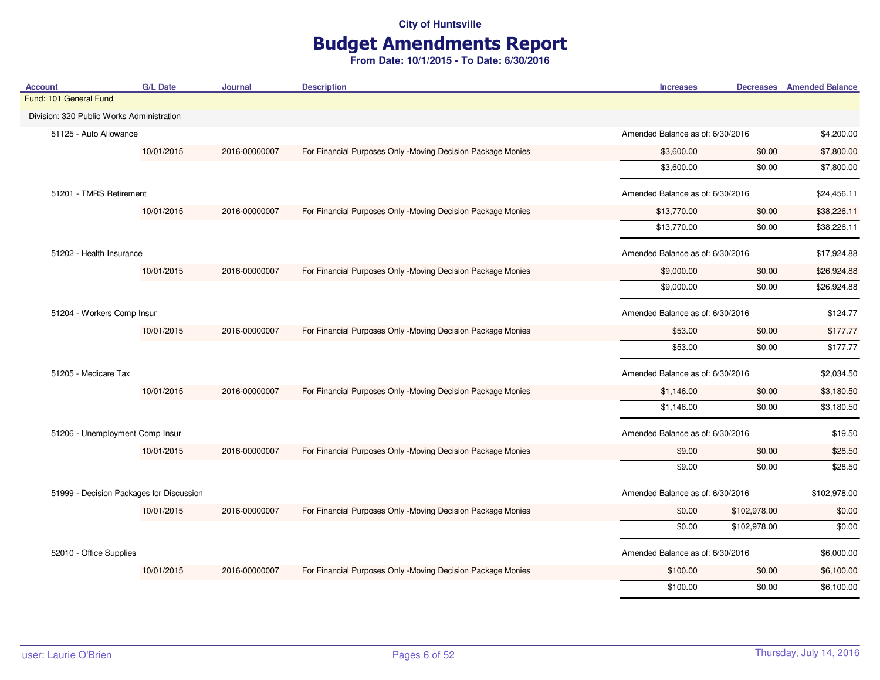City of Huntsville

# Budget Amendments Report

**From Date: 10/1/2015 - To Date: 6/30/2016**

| Account | G/L Date | Journal | Description | Increases | Decreases | Amended Balance |
|---|---|---|---|---|---|---|
| Fund: 101 General Fund | | | | | | |
| Division: 320 Public Works Administration | | | | | | |
| 51125 - Auto Allowance | | | | Amended Balance as of: 6/30/2016 | | $4,200.00 |
| | 10/01/2015 | 2016-00000007 | For Financial Purposes Only -Moving Decision Package Monies | $3,600.00 | $0.00 | $7,800.00 |
| | | | | $3,600.00 | $0.00 | $7,800.00 |
| 51201 - TMRS Retirement | | | | Amended Balance as of: 6/30/2016 | | $24,456.11 |
| | 10/01/2015 | 2016-00000007 | For Financial Purposes Only -Moving Decision Package Monies | $13,770.00 | $0.00 | $38,226.11 |
| | | | | $13,770.00 | $0.00 | $38,226.11 |
| 51202 - Health Insurance | | | | Amended Balance as of: 6/30/2016 | | $17,924.88 |
| | 10/01/2015 | 2016-00000007 | For Financial Purposes Only -Moving Decision Package Monies | $9,000.00 | $0.00 | $26,924.88 |
| | | | | $9,000.00 | $0.00 | $26,924.88 |
| 51204 - Workers Comp Insur | | | | Amended Balance as of: 6/30/2016 | | $124.77 |
| | 10/01/2015 | 2016-00000007 | For Financial Purposes Only -Moving Decision Package Monies | $53.00 | $0.00 | $177.77 |
| | | | | $53.00 | $0.00 | $177.77 |
| 51205 - Medicare Tax | | | | Amended Balance as of: 6/30/2016 | | $2,034.50 |
| | 10/01/2015 | 2016-00000007 | For Financial Purposes Only -Moving Decision Package Monies | $1,146.00 | $0.00 | $3,180.50 |
| | | | | $1,146.00 | $0.00 | $3,180.50 |
| 51206 - Unemployment Comp Insur | | | | Amended Balance as of: 6/30/2016 | | $19.50 |
| | 10/01/2015 | 2016-00000007 | For Financial Purposes Only -Moving Decision Package Monies | $9.00 | $0.00 | $28.50 |
| | | | | $9.00 | $0.00 | $28.50 |
| 51999 - Decision Packages for Discussion | | | | Amended Balance as of: 6/30/2016 | | $102,978.00 |
| | 10/01/2015 | 2016-00000007 | For Financial Purposes Only -Moving Decision Package Monies | $0.00 | $102,978.00 | $0.00 |
| | | | | $0.00 | $102,978.00 | $0.00 |
| 52010 - Office Supplies | | | | Amended Balance as of: 6/30/2016 | | $6,000.00 |
| | 10/01/2015 | 2016-00000007 | For Financial Purposes Only -Moving Decision Package Monies | $100.00 | $0.00 | $6,100.00 |
| | | | | $100.00 | $0.00 | $6,100.00 |

user: Laurie O'Brien

Thursday, July 14, 2016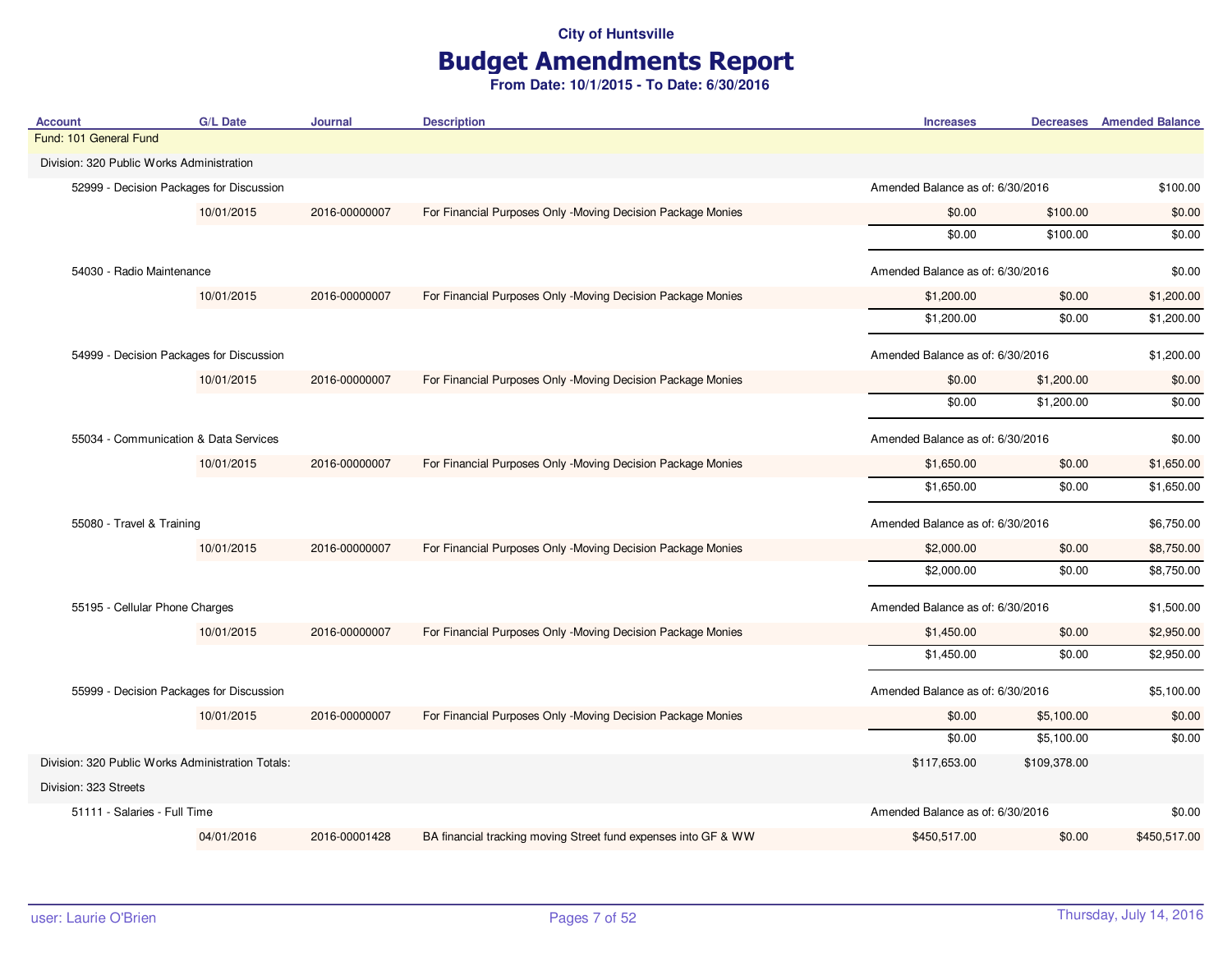City of Huntsville

# Budget Amendments Report

**From Date: 10/1/2015 - To Date: 6/30/2016**

| Account | G/L Date | Journal | Description | Increases | Decreases | Amended Balance |
|---|---|---|---|---|---|---|
| Fund: 101 General Fund | | | | | | |
| Division: 320 Public Works Administration | | | | | | |
| 52999 - Decision Packages for Discussion | | | | Amended Balance as of: 6/30/2016 | | $100.00 |
| | 10/01/2015 | 2016-00000007 | For Financial Purposes Only -Moving Decision Package Monies | $0.00 | $100.00 | $0.00 |
| | | | | $0.00 | $100.00 | $0.00 |
| 54030 - Radio Maintenance | | | | Amended Balance as of: 6/30/2016 | | $0.00 |
| | 10/01/2015 | 2016-00000007 | For Financial Purposes Only -Moving Decision Package Monies | $1,200.00 | $0.00 | $1,200.00 |
| | | | | $1,200.00 | $0.00 | $1,200.00 |
| 54999 - Decision Packages for Discussion | | | | Amended Balance as of: 6/30/2016 | | $1,200.00 |
| | 10/01/2015 | 2016-00000007 | For Financial Purposes Only -Moving Decision Package Monies | $0.00 | $1,200.00 | $0.00 |
| | | | | $0.00 | $1,200.00 | $0.00 |
| 55034 - Communication & Data Services | | | | Amended Balance as of: 6/30/2016 | | $0.00 |
| | 10/01/2015 | 2016-00000007 | For Financial Purposes Only -Moving Decision Package Monies | $1,650.00 | $0.00 | $1,650.00 |
| | | | | $1,650.00 | $0.00 | $1,650.00 |
| 55080 - Travel & Training | | | | Amended Balance as of: 6/30/2016 | | $6,750.00 |
| | 10/01/2015 | 2016-00000007 | For Financial Purposes Only -Moving Decision Package Monies | $2,000.00 | $0.00 | $8,750.00 |
| | | | | $2,000.00 | $0.00 | $8,750.00 |
| 55195 - Cellular Phone Charges | | | | Amended Balance as of: 6/30/2016 | | $1,500.00 |
| | 10/01/2015 | 2016-00000007 | For Financial Purposes Only -Moving Decision Package Monies | $1,450.00 | $0.00 | $2,950.00 |
| | | | | $1,450.00 | $0.00 | $2,950.00 |
| 55999 - Decision Packages for Discussion | | | | Amended Balance as of: 6/30/2016 | | $5,100.00 |
| | 10/01/2015 | 2016-00000007 | For Financial Purposes Only -Moving Decision Package Monies | $0.00 | $5,100.00 | $0.00 |
| | | | | $0.00 | $5,100.00 | $0.00 |
| Division: 320 Public Works Administration Totals: | | | | $117,653.00 | $109,378.00 | |
| Division: 323 Streets | | | | | | |
| 51111 - Salaries - Full Time | | | | Amended Balance as of: 6/30/2016 | | $0.00 |
| | 04/01/2016 | 2016-00001428 | BA financial tracking moving Street fund expenses into GF & WW | $450,517.00 | $0.00 | $450,517.00 |

user: Laurie O'Brien — Thursday, July 14, 2016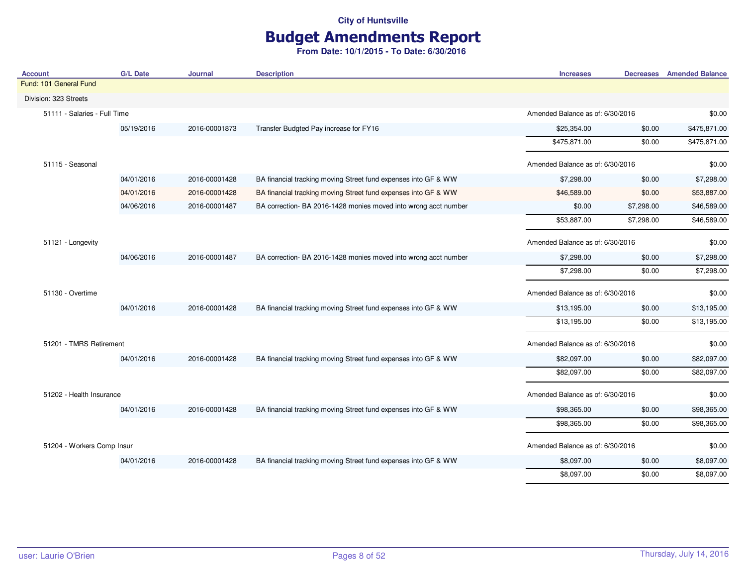City of Huntsville

# Budget Amendments Report

**From Date: 10/1/2015 - To Date: 6/30/2016**

| Account | G/L Date | Journal | Description | Increases | Decreases | Amended Balance |
|---|---|---|---|---|---|---|
| Fund: 101 General Fund | | | | | | |
| Division: 323 Streets | | | | | | |
| 51111 - Salaries - Full Time | | | | Amended Balance as of: 6/30/2016 | | $0.00 |
| | 05/19/2016 | 2016-00001873 | Transfer Budgted Pay increase for FY16 | $25,354.00 | $0.00 | $475,871.00 |
| | | | | $475,871.00 | $0.00 | $475,871.00 |
| 51115 - Seasonal | | | | Amended Balance as of: 6/30/2016 | | $0.00 |
| | 04/01/2016 | 2016-00001428 | BA financial tracking moving Street fund expenses into GF & WW | $7,298.00 | $0.00 | $7,298.00 |
| | 04/01/2016 | 2016-00001428 | BA financial tracking moving Street fund expenses into GF & WW | $46,589.00 | $0.00 | $53,887.00 |
| | 04/06/2016 | 2016-00001487 | BA correction- BA 2016-1428 monies moved into wrong acct number | $0.00 | $7,298.00 | $46,589.00 |
| | | | | $53,887.00 | $7,298.00 | $46,589.00 |
| 51121 - Longevity | | | | Amended Balance as of: 6/30/2016 | | $0.00 |
| | 04/06/2016 | 2016-00001487 | BA correction- BA 2016-1428 monies moved into wrong acct number | $7,298.00 | $0.00 | $7,298.00 |
| | | | | $7,298.00 | $0.00 | $7,298.00 |
| 51130 - Overtime | | | | Amended Balance as of: 6/30/2016 | | $0.00 |
| | 04/01/2016 | 2016-00001428 | BA financial tracking moving Street fund expenses into GF & WW | $13,195.00 | $0.00 | $13,195.00 |
| | | | | $13,195.00 | $0.00 | $13,195.00 |
| 51201 - TMRS Retirement | | | | Amended Balance as of: 6/30/2016 | | $0.00 |
| | 04/01/2016 | 2016-00001428 | BA financial tracking moving Street fund expenses into GF & WW | $82,097.00 | $0.00 | $82,097.00 |
| | | | | $82,097.00 | $0.00 | $82,097.00 |
| 51202 - Health Insurance | | | | Amended Balance as of: 6/30/2016 | | $0.00 |
| | 04/01/2016 | 2016-00001428 | BA financial tracking moving Street fund expenses into GF & WW | $98,365.00 | $0.00 | $98,365.00 |
| | | | | $98,365.00 | $0.00 | $98,365.00 |
| 51204 - Workers Comp Insur | | | | Amended Balance as of: 6/30/2016 | | $0.00 |
| | 04/01/2016 | 2016-00001428 | BA financial tracking moving Street fund expenses into GF & WW | $8,097.00 | $0.00 | $8,097.00 |
| | | | | $8,097.00 | $0.00 | $8,097.00 |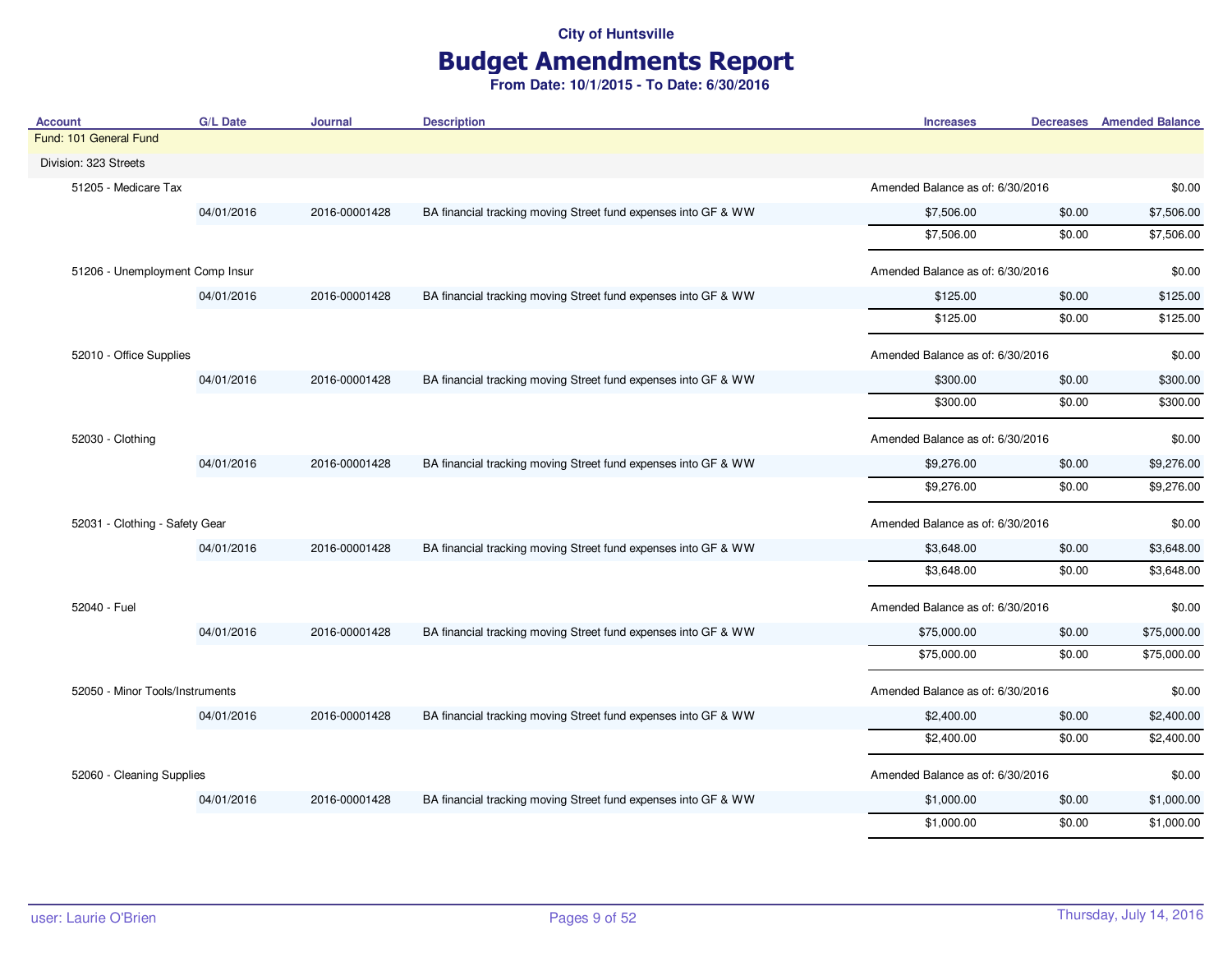City of Huntsville

# Budget Amendments Report

**From Date: 10/1/2015 - To Date: 6/30/2016**

| Account | G/L Date | Journal | Description | Increases | Decreases | Amended Balance |
|---|---|---|---|---|---|---|
| Fund: 101 General Fund | | | | | | |
| Division: 323 Streets | | | | | | |
| 51205 - Medicare Tax | | | | Amended Balance as of: 6/30/2016 | | $0.00 |
| | 04/01/2016 | 2016-00001428 | BA financial tracking moving Street fund expenses into GF & WW | $7,506.00 | $0.00 | $7,506.00 |
| | | | | $7,506.00 | $0.00 | $7,506.00 |
| 51206 - Unemployment Comp Insur | | | | Amended Balance as of: 6/30/2016 | | $0.00 |
| | 04/01/2016 | 2016-00001428 | BA financial tracking moving Street fund expenses into GF & WW | $125.00 | $0.00 | $125.00 |
| | | | | $125.00 | $0.00 | $125.00 |
| 52010 - Office Supplies | | | | Amended Balance as of: 6/30/2016 | | $0.00 |
| | 04/01/2016 | 2016-00001428 | BA financial tracking moving Street fund expenses into GF & WW | $300.00 | $0.00 | $300.00 |
| | | | | $300.00 | $0.00 | $300.00 |
| 52030 - Clothing | | | | Amended Balance as of: 6/30/2016 | | $0.00 |
| | 04/01/2016 | 2016-00001428 | BA financial tracking moving Street fund expenses into GF & WW | $9,276.00 | $0.00 | $9,276.00 |
| | | | | $9,276.00 | $0.00 | $9,276.00 |
| 52031 - Clothing - Safety Gear | | | | Amended Balance as of: 6/30/2016 | | $0.00 |
| | 04/01/2016 | 2016-00001428 | BA financial tracking moving Street fund expenses into GF & WW | $3,648.00 | $0.00 | $3,648.00 |
| | | | | $3,648.00 | $0.00 | $3,648.00 |
| 52040 - Fuel | | | | Amended Balance as of: 6/30/2016 | | $0.00 |
| | 04/01/2016 | 2016-00001428 | BA financial tracking moving Street fund expenses into GF & WW | $75,000.00 | $0.00 | $75,000.00 |
| | | | | $75,000.00 | $0.00 | $75,000.00 |
| 52050 - Minor Tools/Instruments | | | | Amended Balance as of: 6/30/2016 | | $0.00 |
| | 04/01/2016 | 2016-00001428 | BA financial tracking moving Street fund expenses into GF & WW | $2,400.00 | $0.00 | $2,400.00 |
| | | | | $2,400.00 | $0.00 | $2,400.00 |
| 52060 - Cleaning Supplies | | | | Amended Balance as of: 6/30/2016 | | $0.00 |
| | 04/01/2016 | 2016-00001428 | BA financial tracking moving Street fund expenses into GF & WW | $1,000.00 | $0.00 | $1,000.00 |
| | | | | $1,000.00 | $0.00 | $1,000.00 |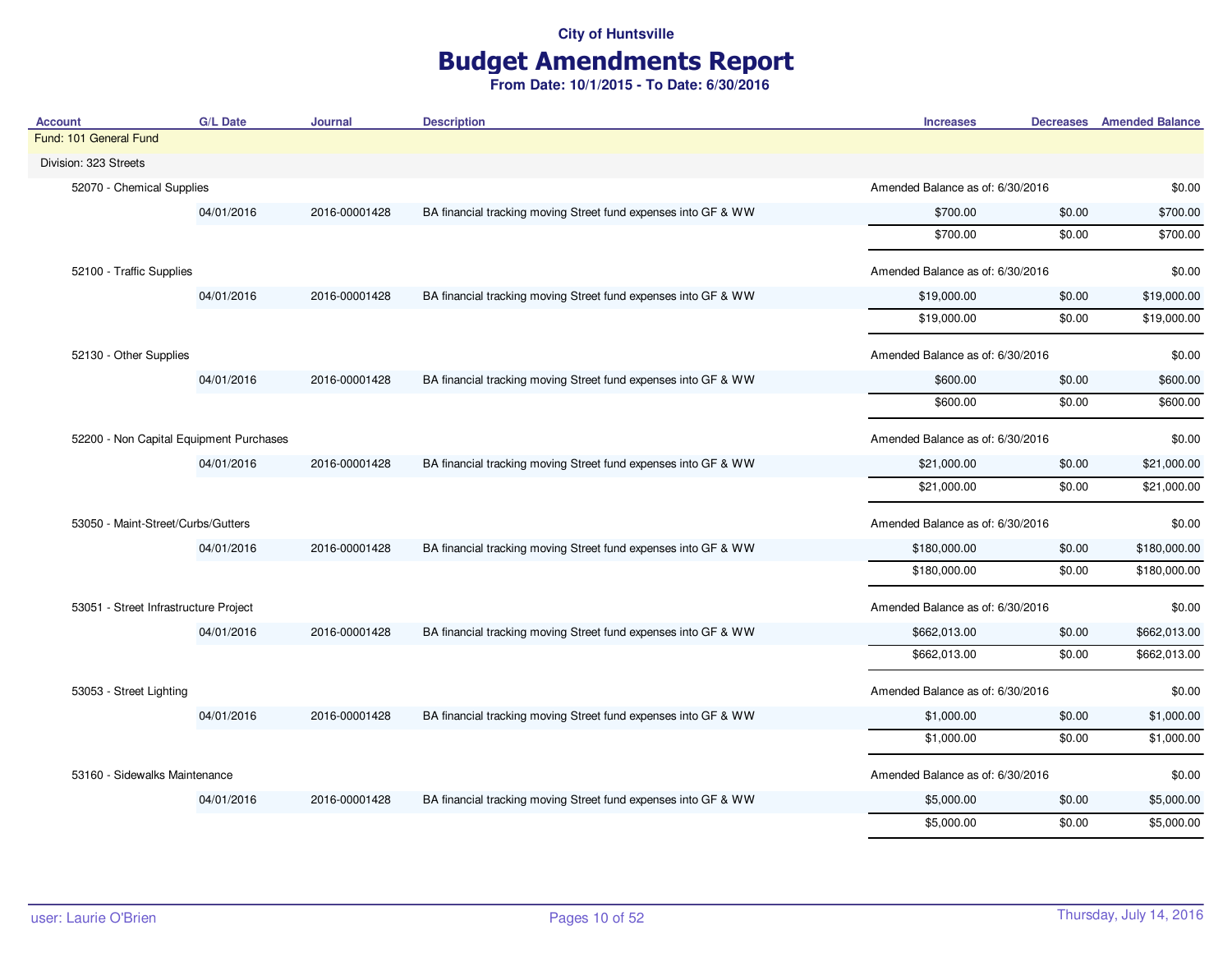City of Huntsville

# Budget Amendments Report

**From Date: 10/1/2015 - To Date: 6/30/2016**

| Account | G/L Date | Journal | Description | Increases | Decreases | Amended Balance |
|---|---|---|---|---|---|---|
| Fund: 101 General Fund | | | | | | |
| Division: 323 Streets | | | | | | |
| 52070 - Chemical Supplies | | | | Amended Balance as of: 6/30/2016 | | $0.00 |
| | 04/01/2016 | 2016-00001428 | BA financial tracking moving Street fund expenses into GF & WW | $700.00 | $0.00 | $700.00 |
| | | | | $700.00 | $0.00 | $700.00 |
| 52100 - Traffic Supplies | | | | Amended Balance as of: 6/30/2016 | | $0.00 |
| | 04/01/2016 | 2016-00001428 | BA financial tracking moving Street fund expenses into GF & WW | $19,000.00 | $0.00 | $19,000.00 |
| | | | | $19,000.00 | $0.00 | $19,000.00 |
| 52130 - Other Supplies | | | | Amended Balance as of: 6/30/2016 | | $0.00 |
| | 04/01/2016 | 2016-00001428 | BA financial tracking moving Street fund expenses into GF & WW | $600.00 | $0.00 | $600.00 |
| | | | | $600.00 | $0.00 | $600.00 |
| 52200 - Non Capital Equipment Purchases | | | | Amended Balance as of: 6/30/2016 | | $0.00 |
| | 04/01/2016 | 2016-00001428 | BA financial tracking moving Street fund expenses into GF & WW | $21,000.00 | $0.00 | $21,000.00 |
| | | | | $21,000.00 | $0.00 | $21,000.00 |
| 53050 - Maint-Street/Curbs/Gutters | | | | Amended Balance as of: 6/30/2016 | | $0.00 |
| | 04/01/2016 | 2016-00001428 | BA financial tracking moving Street fund expenses into GF & WW | $180,000.00 | $0.00 | $180,000.00 |
| | | | | $180,000.00 | $0.00 | $180,000.00 |
| 53051 - Street Infrastructure Project | | | | Amended Balance as of: 6/30/2016 | | $0.00 |
| | 04/01/2016 | 2016-00001428 | BA financial tracking moving Street fund expenses into GF & WW | $662,013.00 | $0.00 | $662,013.00 |
| | | | | $662,013.00 | $0.00 | $662,013.00 |
| 53053 - Street Lighting | | | | Amended Balance as of: 6/30/2016 | | $0.00 |
| | 04/01/2016 | 2016-00001428 | BA financial tracking moving Street fund expenses into GF & WW | $1,000.00 | $0.00 | $1,000.00 |
| | | | | $1,000.00 | $0.00 | $1,000.00 |
| 53160 - Sidewalks Maintenance | | | | Amended Balance as of: 6/30/2016 | | $0.00 |
| | 04/01/2016 | 2016-00001428 | BA financial tracking moving Street fund expenses into GF & WW | $5,000.00 | $0.00 | $5,000.00 |
| | | | | $5,000.00 | $0.00 | $5,000.00 |

user: Laurie O'Brien

Thursday, July 14, 2016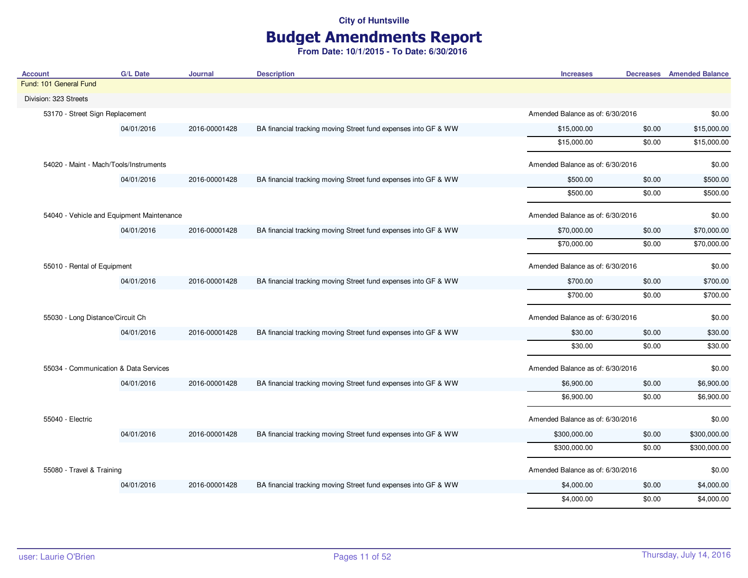City of Huntsville

# Budget Amendments Report

**From Date: 10/1/2015 - To Date: 6/30/2016**

| Account | G/L Date | Journal | Description | Increases | Decreases | Amended Balance |
|---|---|---|---|---|---|---|
| Fund: 101 General Fund | | | | | | |
| Division: 323 Streets | | | | | | |
| 53170 - Street Sign Replacement | | | | Amended Balance as of: 6/30/2016 | | $0.00 |
| | 04/01/2016 | 2016-00001428 | BA financial tracking moving Street fund expenses into GF & WW | $15,000.00 | $0.00 | $15,000.00 |
| | | | | $15,000.00 | $0.00 | $15,000.00 |
| 54020 - Maint - Mach/Tools/Instruments | | | | Amended Balance as of: 6/30/2016 | | $0.00 |
| | 04/01/2016 | 2016-00001428 | BA financial tracking moving Street fund expenses into GF & WW | $500.00 | $0.00 | $500.00 |
| | | | | $500.00 | $0.00 | $500.00 |
| 54040 - Vehicle and Equipment Maintenance | | | | Amended Balance as of: 6/30/2016 | | $0.00 |
| | 04/01/2016 | 2016-00001428 | BA financial tracking moving Street fund expenses into GF & WW | $70,000.00 | $0.00 | $70,000.00 |
| | | | | $70,000.00 | $0.00 | $70,000.00 |
| 55010 - Rental of Equipment | | | | Amended Balance as of: 6/30/2016 | | $0.00 |
| | 04/01/2016 | 2016-00001428 | BA financial tracking moving Street fund expenses into GF & WW | $700.00 | $0.00 | $700.00 |
| | | | | $700.00 | $0.00 | $700.00 |
| 55030 - Long Distance/Circuit Ch | | | | Amended Balance as of: 6/30/2016 | | $0.00 |
| | 04/01/2016 | 2016-00001428 | BA financial tracking moving Street fund expenses into GF & WW | $30.00 | $0.00 | $30.00 |
| | | | | $30.00 | $0.00 | $30.00 |
| 55034 - Communication & Data Services | | | | Amended Balance as of: 6/30/2016 | | $0.00 |
| | 04/01/2016 | 2016-00001428 | BA financial tracking moving Street fund expenses into GF & WW | $6,900.00 | $0.00 | $6,900.00 |
| | | | | $6,900.00 | $0.00 | $6,900.00 |
| 55040 - Electric | | | | Amended Balance as of: 6/30/2016 | | $0.00 |
| | 04/01/2016 | 2016-00001428 | BA financial tracking moving Street fund expenses into GF & WW | $300,000.00 | $0.00 | $300,000.00 |
| | | | | $300,000.00 | $0.00 | $300,000.00 |
| 55080 - Travel & Training | | | | Amended Balance as of: 6/30/2016 | | $0.00 |
| | 04/01/2016 | 2016-00001428 | BA financial tracking moving Street fund expenses into GF & WW | $4,000.00 | $0.00 | $4,000.00 |
| | | | | $4,000.00 | $0.00 | $4,000.00 |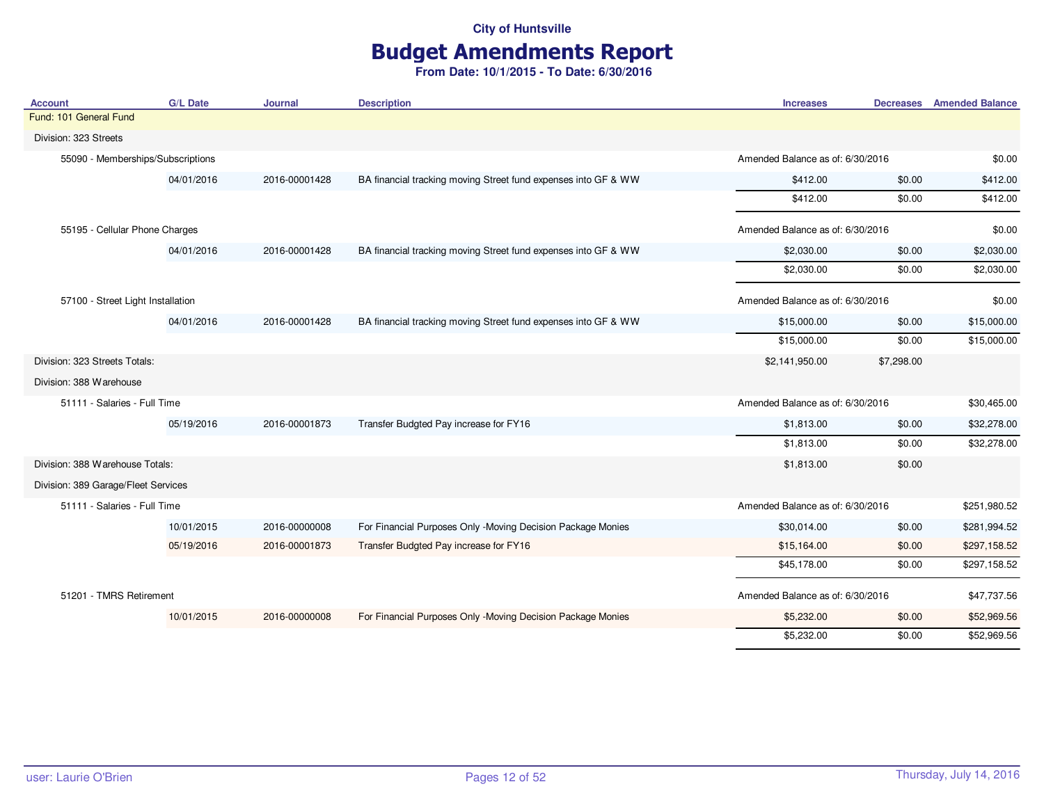**City of Huntsville**

# Budget Amendments Report

**From Date: 10/1/2015 - To Date: 6/30/2016**

| Account | G/L Date | Journal | Description | Increases | Decreases | Amended Balance |
|---|---|---|---|---|---|---|
| Fund: 101 General Fund | | | | | | |
| Division: 323 Streets | | | | | | |
| 55090 - Memberships/Subscriptions | | | | Amended Balance as of: 6/30/2016 | | $0.00 |
| | 04/01/2016 | 2016-00001428 | BA financial tracking moving Street fund expenses into GF & WW | $412.00 | $0.00 | $412.00 |
| | | | | $412.00 | $0.00 | $412.00 |
| 55195 - Cellular Phone Charges | | | | Amended Balance as of: 6/30/2016 | | $0.00 |
| | 04/01/2016 | 2016-00001428 | BA financial tracking moving Street fund expenses into GF & WW | $2,030.00 | $0.00 | $2,030.00 |
| | | | | $2,030.00 | $0.00 | $2,030.00 |
| 57100 - Street Light Installation | | | | Amended Balance as of: 6/30/2016 | | $0.00 |
| | 04/01/2016 | 2016-00001428 | BA financial tracking moving Street fund expenses into GF & WW | $15,000.00 | $0.00 | $15,000.00 |
| | | | | $15,000.00 | $0.00 | $15,000.00 |
| Division: 323 Streets Totals: | | | | $2,141,950.00 | $7,298.00 | |
| Division: 388 Warehouse | | | | | | |
| 51111 - Salaries - Full Time | | | | Amended Balance as of: 6/30/2016 | | $30,465.00 |
| | 05/19/2016 | 2016-00001873 | Transfer Budgted Pay increase for FY16 | $1,813.00 | $0.00 | $32,278.00 |
| | | | | $1,813.00 | $0.00 | $32,278.00 |
| Division: 388 Warehouse Totals: | | | | $1,813.00 | $0.00 | |
| Division: 389 Garage/Fleet Services | | | | | | |
| 51111 - Salaries - Full Time | | | | Amended Balance as of: 6/30/2016 | | $251,980.52 |
| | 10/01/2015 | 2016-00000008 | For Financial Purposes Only -Moving Decision Package Monies | $30,014.00 | $0.00 | $281,994.52 |
| | 05/19/2016 | 2016-00001873 | Transfer Budgted Pay increase for FY16 | $15,164.00 | $0.00 | $297,158.52 |
| | | | | $45,178.00 | $0.00 | $297,158.52 |
| 51201 - TMRS Retirement | | | | Amended Balance as of: 6/30/2016 | | $47,737.56 |
| | 10/01/2015 | 2016-00000008 | For Financial Purposes Only -Moving Decision Package Monies | $5,232.00 | $0.00 | $52,969.56 |
| | | | | $5,232.00 | $0.00 | $52,969.56 |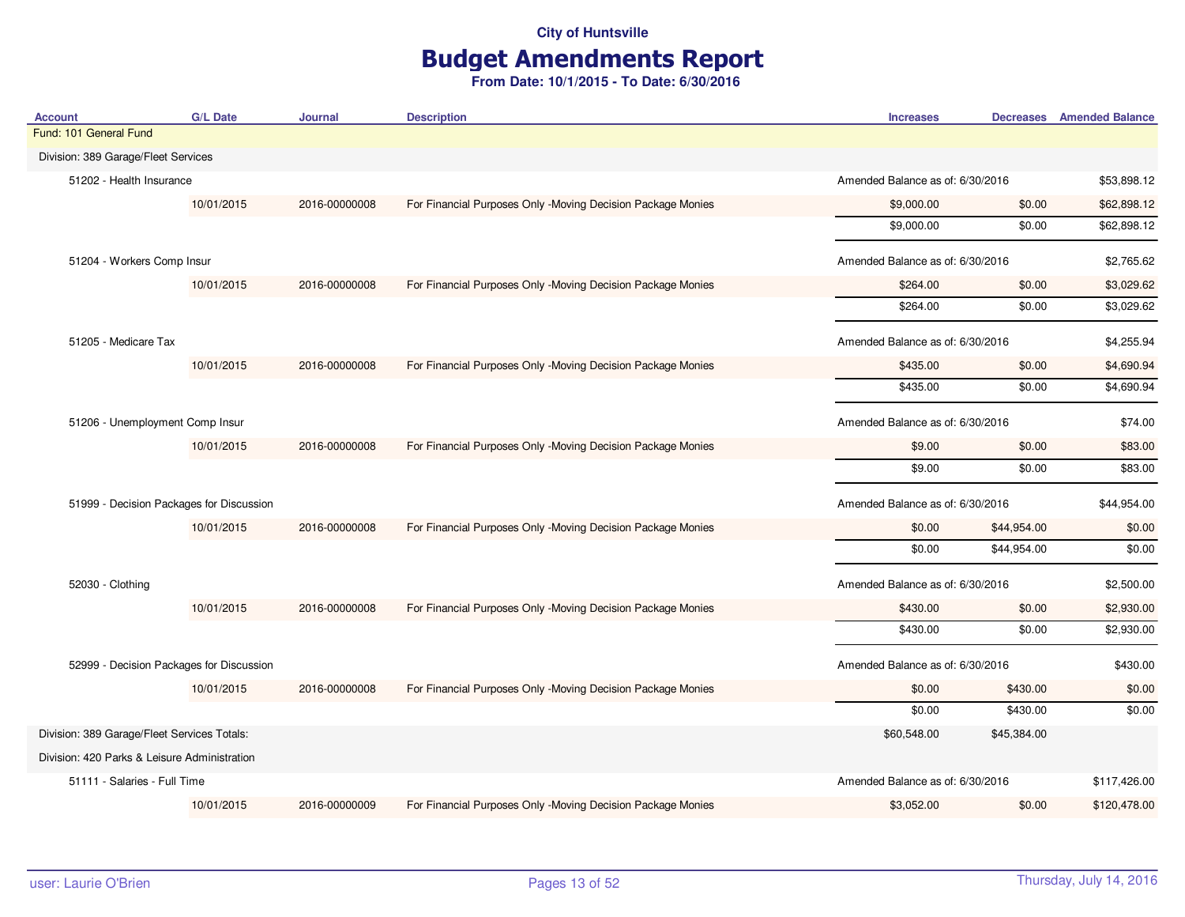City of Huntsville

# Budget Amendments Report

**From Date: 10/1/2015 - To Date: 6/30/2016**

| Account | G/L Date | Journal | Description | Increases | Decreases | Amended Balance |
|---|---|---|---|---|---|---|
| Fund: 101 General Fund | | | | | | |
| Division: 389 Garage/Fleet Services | | | | | | |
| 51202 - Health Insurance | | | | Amended Balance as of: 6/30/2016 | | $53,898.12 |
| | 10/01/2015 | 2016-00000008 | For Financial Purposes Only -Moving Decision Package Monies | $9,000.00 | $0.00 | $62,898.12 |
| | | | | $9,000.00 | $0.00 | $62,898.12 |
| 51204 - Workers Comp Insur | | | | Amended Balance as of: 6/30/2016 | | $2,765.62 |
| | 10/01/2015 | 2016-00000008 | For Financial Purposes Only -Moving Decision Package Monies | $264.00 | $0.00 | $3,029.62 |
| | | | | $264.00 | $0.00 | $3,029.62 |
| 51205 - Medicare Tax | | | | Amended Balance as of: 6/30/2016 | | $4,255.94 |
| | 10/01/2015 | 2016-00000008 | For Financial Purposes Only -Moving Decision Package Monies | $435.00 | $0.00 | $4,690.94 |
| | | | | $435.00 | $0.00 | $4,690.94 |
| 51206 - Unemployment Comp Insur | | | | Amended Balance as of: 6/30/2016 | | $74.00 |
| | 10/01/2015 | 2016-00000008 | For Financial Purposes Only -Moving Decision Package Monies | $9.00 | $0.00 | $83.00 |
| | | | | $9.00 | $0.00 | $83.00 |
| 51999 - Decision Packages for Discussion | | | | Amended Balance as of: 6/30/2016 | | $44,954.00 |
| | 10/01/2015 | 2016-00000008 | For Financial Purposes Only -Moving Decision Package Monies | $0.00 | $44,954.00 | $0.00 |
| | | | | $0.00 | $44,954.00 | $0.00 |
| 52030 - Clothing | | | | Amended Balance as of: 6/30/2016 | | $2,500.00 |
| | 10/01/2015 | 2016-00000008 | For Financial Purposes Only -Moving Decision Package Monies | $430.00 | $0.00 | $2,930.00 |
| | | | | $430.00 | $0.00 | $2,930.00 |
| 52999 - Decision Packages for Discussion | | | | Amended Balance as of: 6/30/2016 | | $430.00 |
| | 10/01/2015 | 2016-00000008 | For Financial Purposes Only -Moving Decision Package Monies | $0.00 | $430.00 | $0.00 |
| | | | | $0.00 | $430.00 | $0.00 |
| Division: 389 Garage/Fleet Services Totals: | | | | $60,548.00 | $45,384.00 | |
| Division: 420 Parks & Leisure Administration | | | | | | |
| 51111 - Salaries - Full Time | | | | Amended Balance as of: 6/30/2016 | | $117,426.00 |
| | 10/01/2015 | 2016-00000009 | For Financial Purposes Only -Moving Decision Package Monies | $3,052.00 | $0.00 | $120,478.00 |

user: Laurie O'Brien    Thursday, July 14, 2016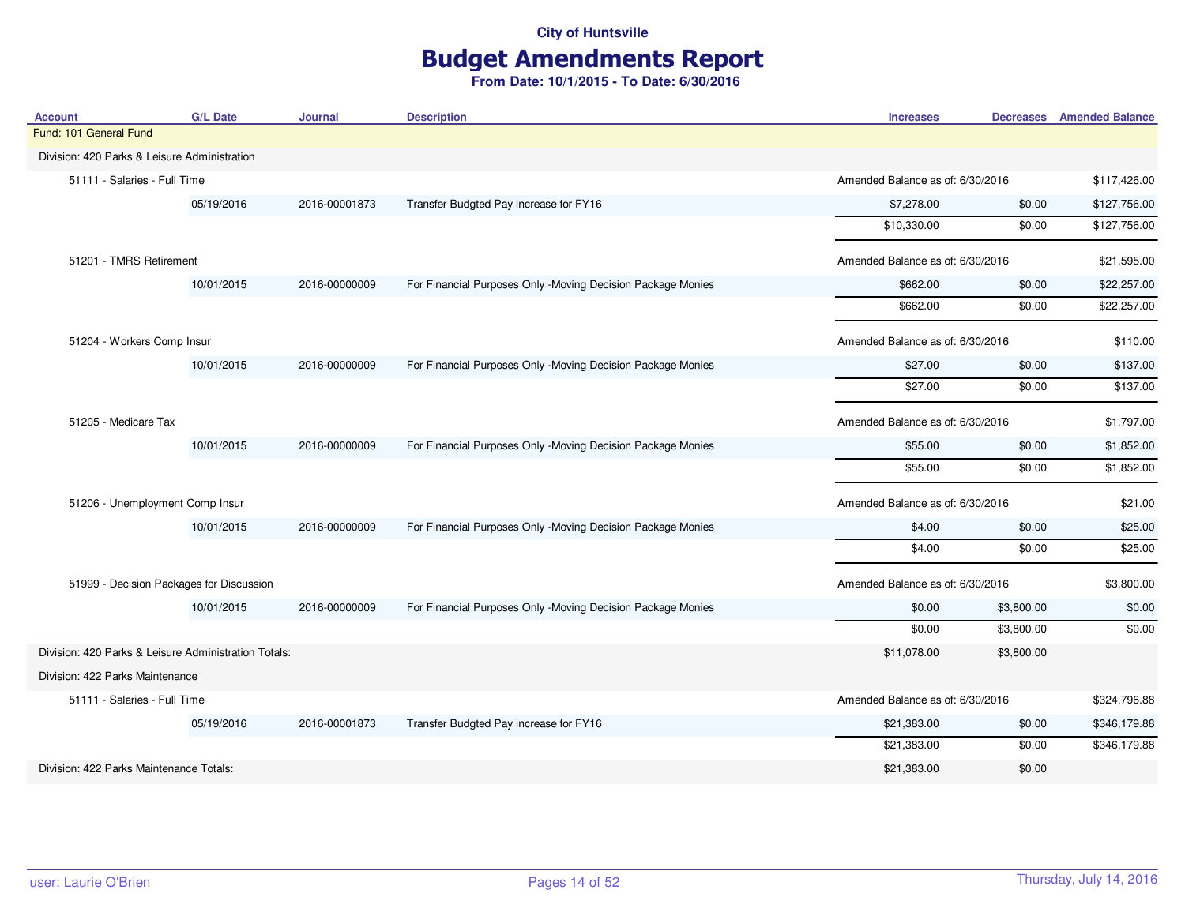City of Huntsville

# Budget Amendments Report

**From Date: 10/1/2015 - To Date: 6/30/2016**

| Account | G/L Date | Journal | Description | Increases | Decreases | Amended Balance |
|---|---|---|---|---|---|---|
| Fund: 101 General Fund | | | | | | |
| Division: 420 Parks & Leisure Administration | | | | | | |
| 51111 - Salaries - Full Time | | | | Amended Balance as of: 6/30/2016 | | $117,426.00 |
| | 05/19/2016 | 2016-00001873 | Transfer Budgted Pay increase for FY16 | $7,278.00 | $0.00 | $127,756.00 |
| | | | | $10,330.00 | $0.00 | $127,756.00 |
| 51201 - TMRS Retirement | | | | Amended Balance as of: 6/30/2016 | | $21,595.00 |
| | 10/01/2015 | 2016-00000009 | For Financial Purposes Only -Moving Decision Package Monies | $662.00 | $0.00 | $22,257.00 |
| | | | | $662.00 | $0.00 | $22,257.00 |
| 51204 - Workers Comp Insur | | | | Amended Balance as of: 6/30/2016 | | $110.00 |
| | 10/01/2015 | 2016-00000009 | For Financial Purposes Only -Moving Decision Package Monies | $27.00 | $0.00 | $137.00 |
| | | | | $27.00 | $0.00 | $137.00 |
| 51205 - Medicare Tax | | | | Amended Balance as of: 6/30/2016 | | $1,797.00 |
| | 10/01/2015 | 2016-00000009 | For Financial Purposes Only -Moving Decision Package Monies | $55.00 | $0.00 | $1,852.00 |
| | | | | $55.00 | $0.00 | $1,852.00 |
| 51206 - Unemployment Comp Insur | | | | Amended Balance as of: 6/30/2016 | | $21.00 |
| | 10/01/2015 | 2016-00000009 | For Financial Purposes Only -Moving Decision Package Monies | $4.00 | $0.00 | $25.00 |
| | | | | $4.00 | $0.00 | $25.00 |
| 51999 - Decision Packages for Discussion | | | | Amended Balance as of: 6/30/2016 | | $3,800.00 |
| | 10/01/2015 | 2016-00000009 | For Financial Purposes Only -Moving Decision Package Monies | $0.00 | $3,800.00 | $0.00 |
| | | | | $0.00 | $3,800.00 | $0.00 |
| Division: 420 Parks & Leisure Administration Totals: | | | | $11,078.00 | $3,800.00 | |
| Division: 422 Parks Maintenance | | | | | | |
| 51111 - Salaries - Full Time | | | | Amended Balance as of: 6/30/2016 | | $324,796.88 |
| | 05/19/2016 | 2016-00001873 | Transfer Budgted Pay increase for FY16 | $21,383.00 | $0.00 | $346,179.88 |
| | | | | $21,383.00 | $0.00 | $346,179.88 |
| Division: 422 Parks Maintenance Totals: | | | | $21,383.00 | $0.00 | |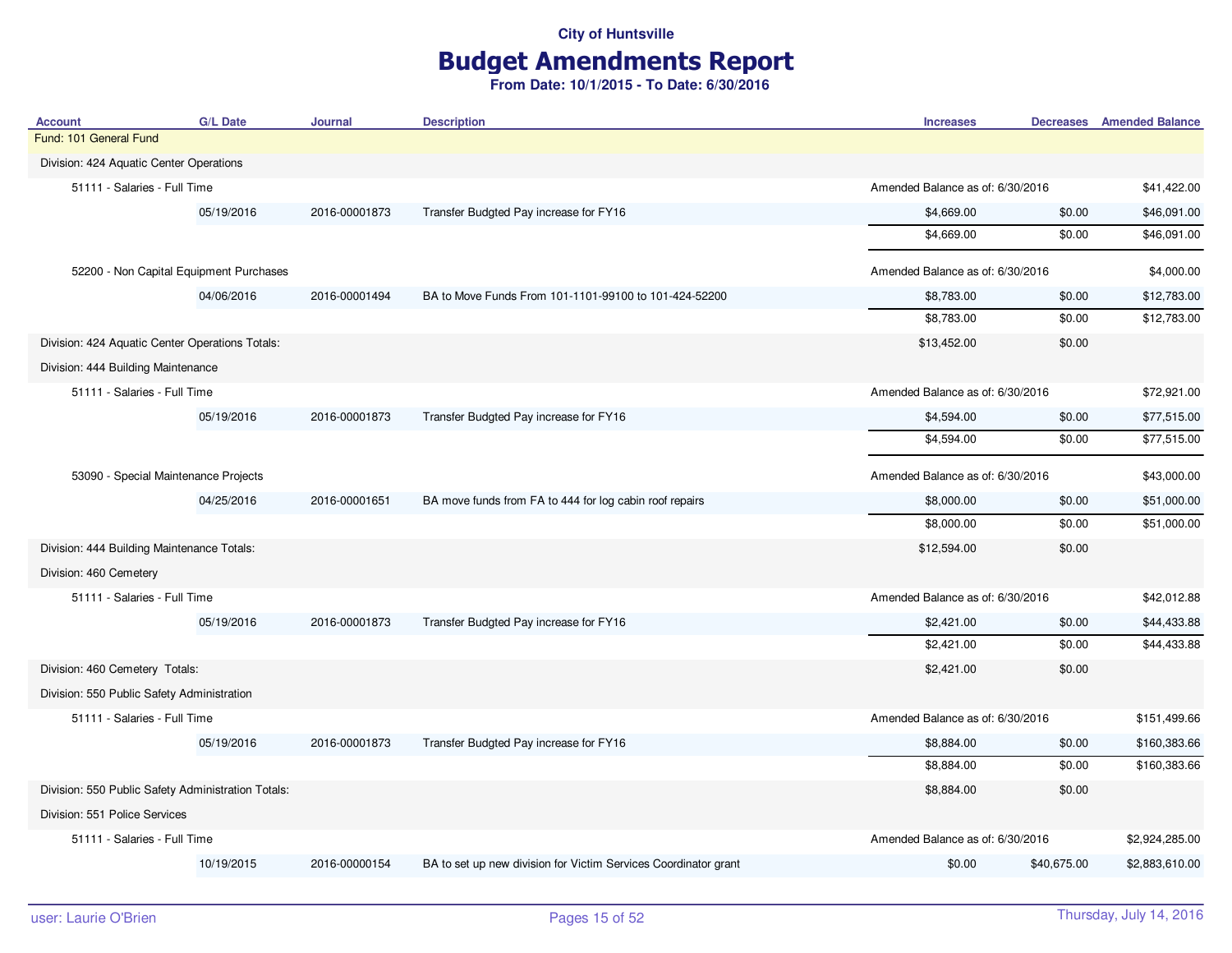City of Huntsville

# Budget Amendments Report

**From Date: 10/1/2015 - To Date: 6/30/2016**

| Account | G/L Date | Journal | Description | Increases | Decreases | Amended Balance |
|---|---|---|---|---|---|---|
| Fund: 101 General Fund | | | | | | |
| Division: 424 Aquatic Center Operations | | | | | | |
| 51111 - Salaries - Full Time | | | | Amended Balance as of: 6/30/2016 | | $41,422.00 |
| | 05/19/2016 | 2016-00001873 | Transfer Budgted Pay increase for FY16 | $4,669.00 | $0.00 | $46,091.00 |
| | | | | $4,669.00 | $0.00 | $46,091.00 |
| 52200 - Non Capital Equipment Purchases | | | | Amended Balance as of: 6/30/2016 | | $4,000.00 |
| | 04/06/2016 | 2016-00001494 | BA to Move Funds From 101-1101-99100 to 101-424-52200 | $8,783.00 | $0.00 | $12,783.00 |
| | | | | $8,783.00 | $0.00 | $12,783.00 |
| Division: 424 Aquatic Center Operations Totals: | | | | $13,452.00 | $0.00 | |
| Division: 444 Building Maintenance | | | | | | |
| 51111 - Salaries - Full Time | | | | Amended Balance as of: 6/30/2016 | | $72,921.00 |
| | 05/19/2016 | 2016-00001873 | Transfer Budgted Pay increase for FY16 | $4,594.00 | $0.00 | $77,515.00 |
| | | | | $4,594.00 | $0.00 | $77,515.00 |
| 53090 - Special Maintenance Projects | | | | Amended Balance as of: 6/30/2016 | | $43,000.00 |
| | 04/25/2016 | 2016-00001651 | BA move funds from FA to 444 for log cabin roof repairs | $8,000.00 | $0.00 | $51,000.00 |
| | | | | $8,000.00 | $0.00 | $51,000.00 |
| Division: 444 Building Maintenance Totals: | | | | $12,594.00 | $0.00 | |
| Division: 460 Cemetery | | | | | | |
| 51111 - Salaries - Full Time | | | | Amended Balance as of: 6/30/2016 | | $42,012.88 |
| | 05/19/2016 | 2016-00001873 | Transfer Budgted Pay increase for FY16 | $2,421.00 | $0.00 | $44,433.88 |
| | | | | $2,421.00 | $0.00 | $44,433.88 |
| Division: 460 Cemetery Totals: | | | | $2,421.00 | $0.00 | |
| Division: 550 Public Safety Administration | | | | | | |
| 51111 - Salaries - Full Time | | | | Amended Balance as of: 6/30/2016 | | $151,499.66 |
| | 05/19/2016 | 2016-00001873 | Transfer Budgted Pay increase for FY16 | $8,884.00 | $0.00 | $160,383.66 |
| | | | | $8,884.00 | $0.00 | $160,383.66 |
| Division: 550 Public Safety Administration Totals: | | | | $8,884.00 | $0.00 | |
| Division: 551 Police Services | | | | | | |
| 51111 - Salaries - Full Time | | | | Amended Balance as of: 6/30/2016 | | $2,924,285.00 |
| | 10/19/2015 | 2016-00000154 | BA to set up new division for Victim Services Coordinator grant | $0.00 | $40,675.00 | $2,883,610.00 |

user: Laurie O'Brien — Thursday, July 14, 2016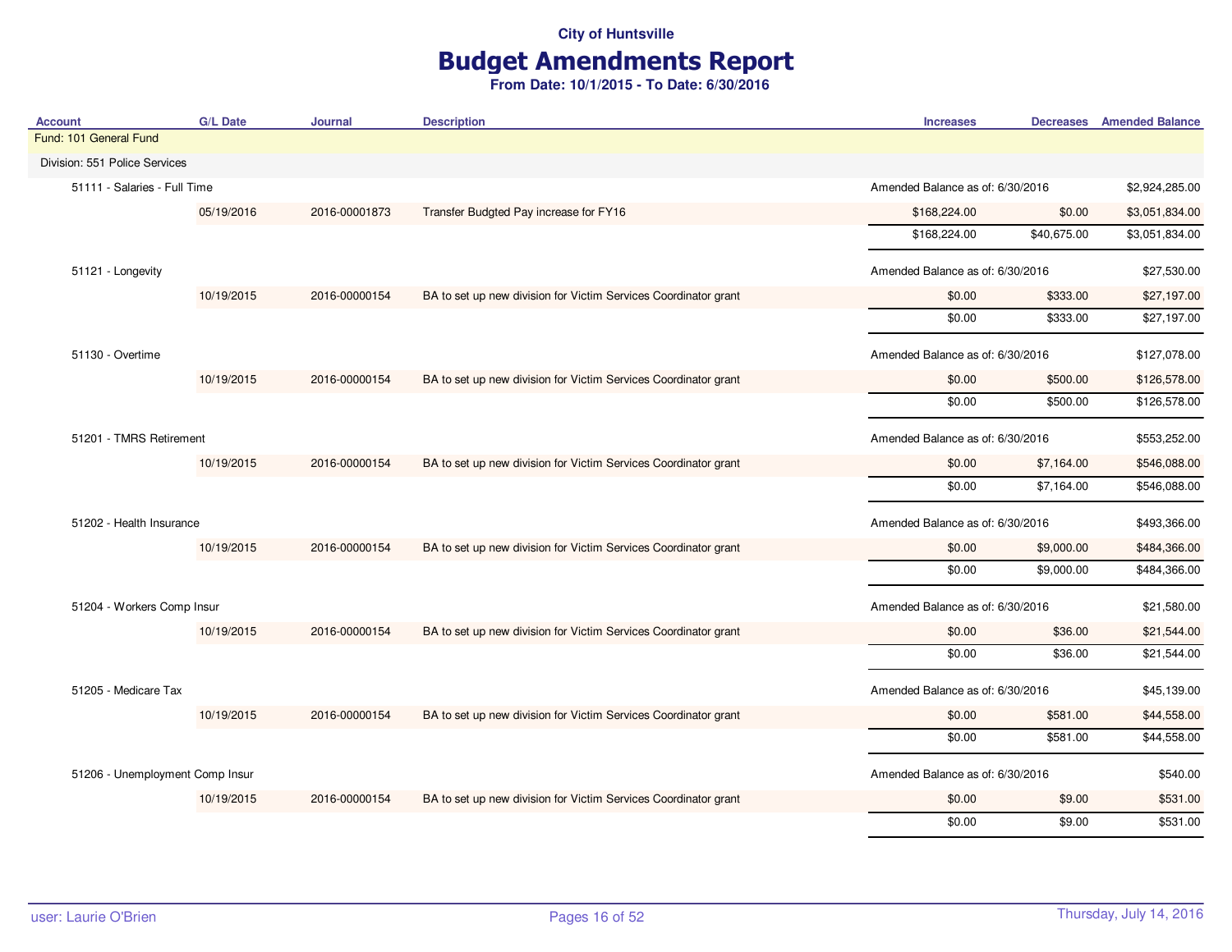City of Huntsville

# Budget Amendments Report

**From Date: 10/1/2015 - To Date: 6/30/2016**

| Account | G/L Date | Journal | Description | Increases | Decreases | Amended Balance |
|---|---|---|---|---|---|---|
| Fund: 101 General Fund | | | | | | |
| Division: 551 Police Services | | | | | | |
| 51111 - Salaries - Full Time | | | | Amended Balance as of: 6/30/2016 | | $2,924,285.00 |
| | 05/19/2016 | 2016-00001873 | Transfer Budgted Pay increase for FY16 | $168,224.00 | $0.00 | $3,051,834.00 |
| | | | | $168,224.00 | $40,675.00 | $3,051,834.00 |
| 51121 - Longevity | | | | Amended Balance as of: 6/30/2016 | | $27,530.00 |
| | 10/19/2015 | 2016-00000154 | BA to set up new division for Victim Services Coordinator grant | $0.00 | $333.00 | $27,197.00 |
| | | | | $0.00 | $333.00 | $27,197.00 |
| 51130 - Overtime | | | | Amended Balance as of: 6/30/2016 | | $127,078.00 |
| | 10/19/2015 | 2016-00000154 | BA to set up new division for Victim Services Coordinator grant | $0.00 | $500.00 | $126,578.00 |
| | | | | $0.00 | $500.00 | $126,578.00 |
| 51201 - TMRS Retirement | | | | Amended Balance as of: 6/30/2016 | | $553,252.00 |
| | 10/19/2015 | 2016-00000154 | BA to set up new division for Victim Services Coordinator grant | $0.00 | $7,164.00 | $546,088.00 |
| | | | | $0.00 | $7,164.00 | $546,088.00 |
| 51202 - Health Insurance | | | | Amended Balance as of: 6/30/2016 | | $493,366.00 |
| | 10/19/2015 | 2016-00000154 | BA to set up new division for Victim Services Coordinator grant | $0.00 | $9,000.00 | $484,366.00 |
| | | | | $0.00 | $9,000.00 | $484,366.00 |
| 51204 - Workers Comp Insur | | | | Amended Balance as of: 6/30/2016 | | $21,580.00 |
| | 10/19/2015 | 2016-00000154 | BA to set up new division for Victim Services Coordinator grant | $0.00 | $36.00 | $21,544.00 |
| | | | | $0.00 | $36.00 | $21,544.00 |
| 51205 - Medicare Tax | | | | Amended Balance as of: 6/30/2016 | | $45,139.00 |
| | 10/19/2015 | 2016-00000154 | BA to set up new division for Victim Services Coordinator grant | $0.00 | $581.00 | $44,558.00 |
| | | | | $0.00 | $581.00 | $44,558.00 |
| 51206 - Unemployment Comp Insur | | | | Amended Balance as of: 6/30/2016 | | $540.00 |
| | 10/19/2015 | 2016-00000154 | BA to set up new division for Victim Services Coordinator grant | $0.00 | $9.00 | $531.00 |
| | | | | $0.00 | $9.00 | $531.00 |

user: Laurie O'Brien

Thursday, July 14, 2016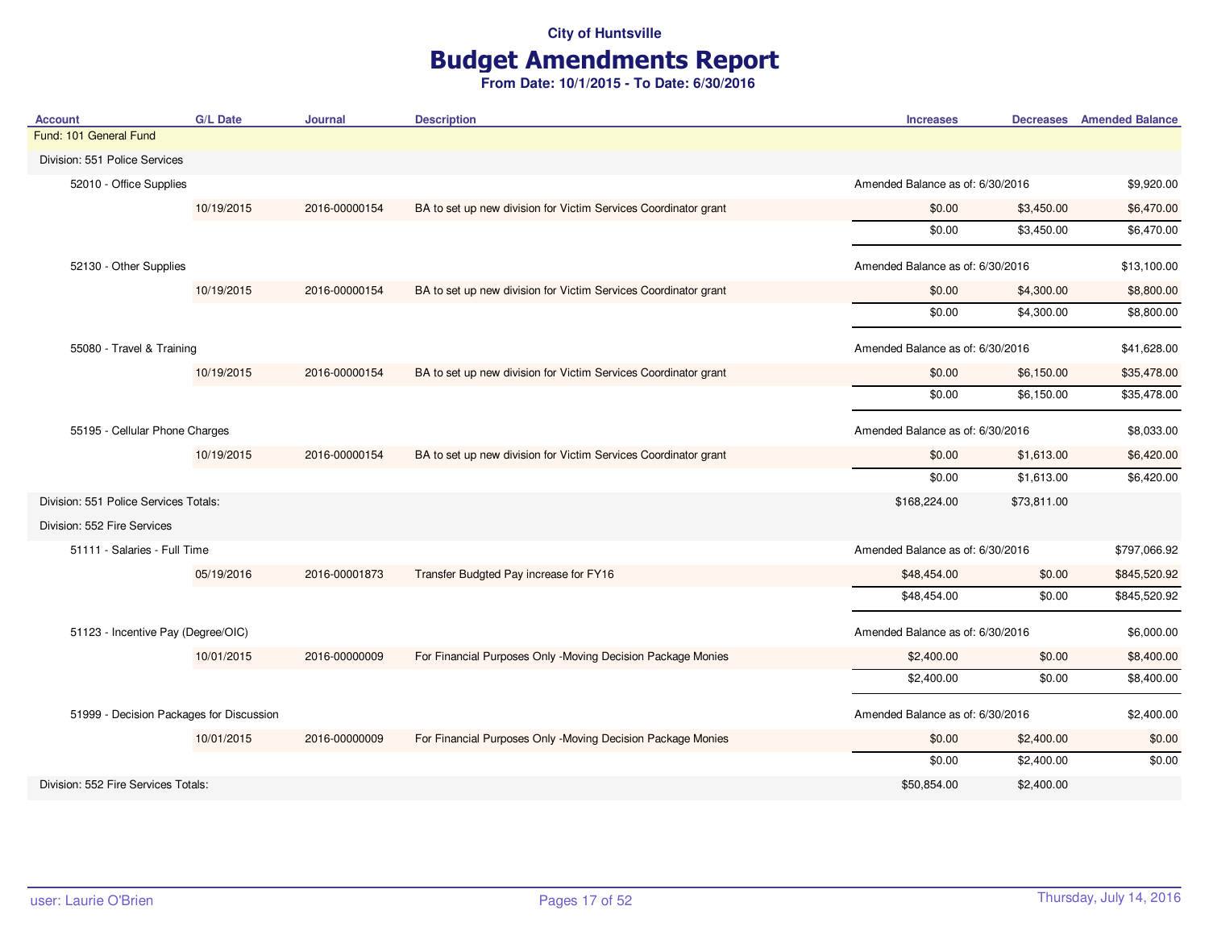City of Huntsville

# Budget Amendments Report

**From Date: 10/1/2015 - To Date: 6/30/2016**

| Account | G/L Date | Journal | Description | Increases | Decreases | Amended Balance |
|---|---|---|---|---|---|---|
| Fund: 101 General Fund | | | | | | |
| Division: 551 Police Services | | | | | | |
| 52010 - Office Supplies | | | | Amended Balance as of: 6/30/2016 | | $9,920.00 |
| | 10/19/2015 | 2016-00000154 | BA to set up new division for Victim Services Coordinator grant | $0.00 | $3,450.00 | $6,470.00 |
| | | | | $0.00 | $3,450.00 | $6,470.00 |
| 52130 - Other Supplies | | | | Amended Balance as of: 6/30/2016 | | $13,100.00 |
| | 10/19/2015 | 2016-00000154 | BA to set up new division for Victim Services Coordinator grant | $0.00 | $4,300.00 | $8,800.00 |
| | | | | $0.00 | $4,300.00 | $8,800.00 |
| 55080 - Travel & Training | | | | Amended Balance as of: 6/30/2016 | | $41,628.00 |
| | 10/19/2015 | 2016-00000154 | BA to set up new division for Victim Services Coordinator grant | $0.00 | $6,150.00 | $35,478.00 |
| | | | | $0.00 | $6,150.00 | $35,478.00 |
| 55195 - Cellular Phone Charges | | | | Amended Balance as of: 6/30/2016 | | $8,033.00 |
| | 10/19/2015 | 2016-00000154 | BA to set up new division for Victim Services Coordinator grant | $0.00 | $1,613.00 | $6,420.00 |
| | | | | $0.00 | $1,613.00 | $6,420.00 |
| Division: 551 Police Services Totals: | | | | $168,224.00 | $73,811.00 | |
| Division: 552 Fire Services | | | | | | |
| 51111 - Salaries - Full Time | | | | Amended Balance as of: 6/30/2016 | | $797,066.92 |
| | 05/19/2016 | 2016-00001873 | Transfer Budgted Pay increase for FY16 | $48,454.00 | $0.00 | $845,520.92 |
| | | | | $48,454.00 | $0.00 | $845,520.92 |
| 51123 - Incentive Pay (Degree/OIC) | | | | Amended Balance as of: 6/30/2016 | | $6,000.00 |
| | 10/01/2015 | 2016-00000009 | For Financial Purposes Only -Moving Decision Package Monies | $2,400.00 | $0.00 | $8,400.00 |
| | | | | $2,400.00 | $0.00 | $8,400.00 |
| 51999 - Decision Packages for Discussion | | | | Amended Balance as of: 6/30/2016 | | $2,400.00 |
| | 10/01/2015 | 2016-00000009 | For Financial Purposes Only -Moving Decision Package Monies | $0.00 | $2,400.00 | $0.00 |
| | | | | $0.00 | $2,400.00 | $0.00 |
| Division: 552 Fire Services Totals: | | | | $50,854.00 | $2,400.00 | |

user: Laurie O'Brien | Thursday, July 14, 2016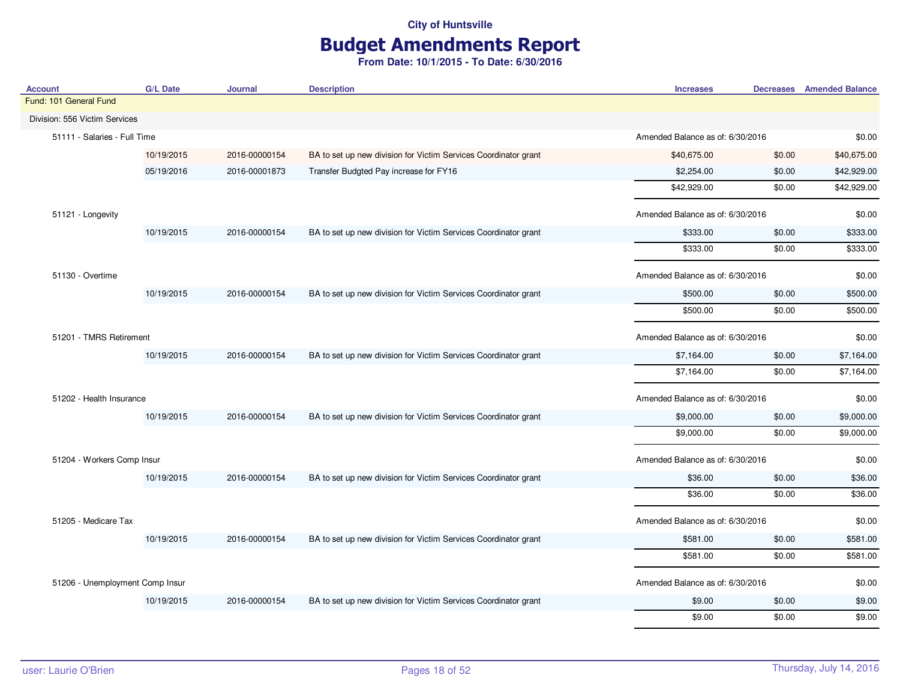City of Huntsville

# Budget Amendments Report

**From Date: 10/1/2015 - To Date: 6/30/2016**

| Account | G/L Date | Journal | Description | Increases | Decreases | Amended Balance |
|---|---|---|---|---|---|---|
| Fund: 101 General Fund | | | | | | |
| Division: 556 Victim Services | | | | | | |
| 51111 - Salaries - Full Time | | | | Amended Balance as of: 6/30/2016 | | $0.00 |
| | 10/19/2015 | 2016-00000154 | BA to set up new division for Victim Services Coordinator grant | $40,675.00 | $0.00 | $40,675.00 |
| | 05/19/2016 | 2016-00001873 | Transfer Budgted Pay increase for FY16 | $2,254.00 | $0.00 | $42,929.00 |
| | | | | $42,929.00 | $0.00 | $42,929.00 |
| 51121 - Longevity | | | | Amended Balance as of: 6/30/2016 | | $0.00 |
| | 10/19/2015 | 2016-00000154 | BA to set up new division for Victim Services Coordinator grant | $333.00 | $0.00 | $333.00 |
| | | | | $333.00 | $0.00 | $333.00 |
| 51130 - Overtime | | | | Amended Balance as of: 6/30/2016 | | $0.00 |
| | 10/19/2015 | 2016-00000154 | BA to set up new division for Victim Services Coordinator grant | $500.00 | $0.00 | $500.00 |
| | | | | $500.00 | $0.00 | $500.00 |
| 51201 - TMRS Retirement | | | | Amended Balance as of: 6/30/2016 | | $0.00 |
| | 10/19/2015 | 2016-00000154 | BA to set up new division for Victim Services Coordinator grant | $7,164.00 | $0.00 | $7,164.00 |
| | | | | $7,164.00 | $0.00 | $7,164.00 |
| 51202 - Health Insurance | | | | Amended Balance as of: 6/30/2016 | | $0.00 |
| | 10/19/2015 | 2016-00000154 | BA to set up new division for Victim Services Coordinator grant | $9,000.00 | $0.00 | $9,000.00 |
| | | | | $9,000.00 | $0.00 | $9,000.00 |
| 51204 - Workers Comp Insur | | | | Amended Balance as of: 6/30/2016 | | $0.00 |
| | 10/19/2015 | 2016-00000154 | BA to set up new division for Victim Services Coordinator grant | $36.00 | $0.00 | $36.00 |
| | | | | $36.00 | $0.00 | $36.00 |
| 51205 - Medicare Tax | | | | Amended Balance as of: 6/30/2016 | | $0.00 |
| | 10/19/2015 | 2016-00000154 | BA to set up new division for Victim Services Coordinator grant | $581.00 | $0.00 | $581.00 |
| | | | | $581.00 | $0.00 | $581.00 |
| 51206 - Unemployment Comp Insur | | | | Amended Balance as of: 6/30/2016 | | $0.00 |
| | 10/19/2015 | 2016-00000154 | BA to set up new division for Victim Services Coordinator grant | $9.00 | $0.00 | $9.00 |
| | | | | $9.00 | $0.00 | $9.00 |

user: Laurie O'Brien | Thursday, July 14, 2016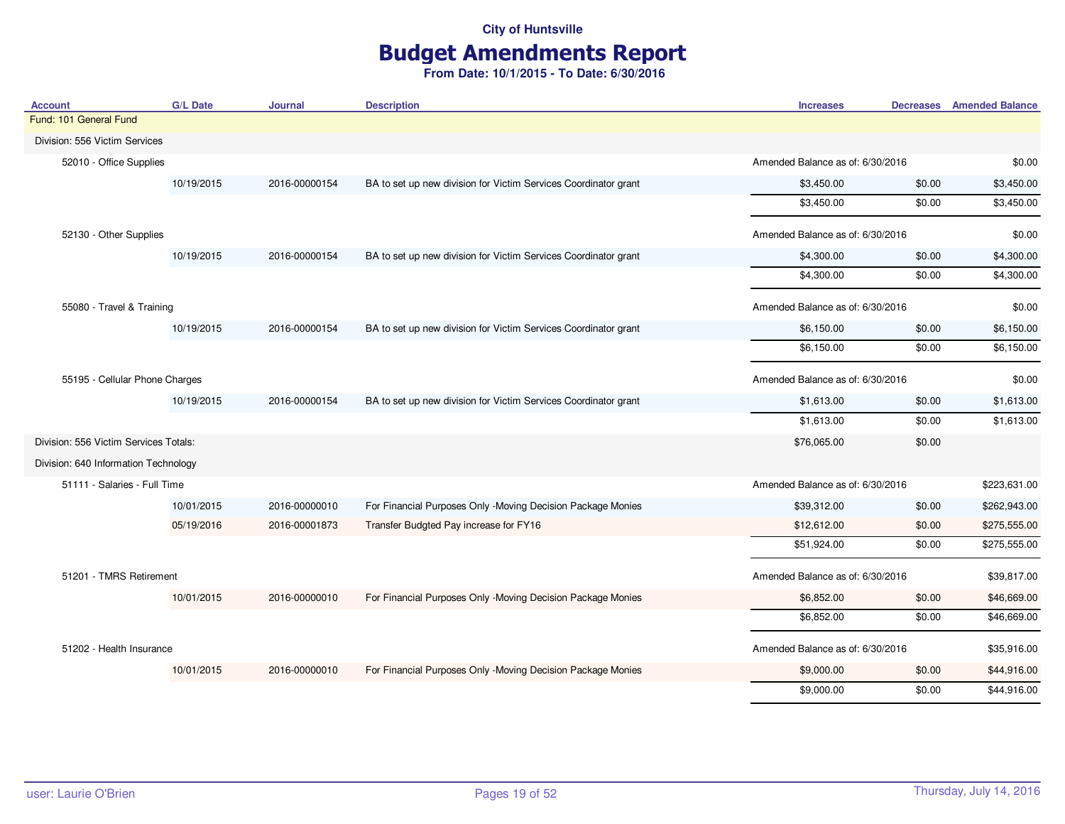City of Huntsville

# Budget Amendments Report

**From Date: 10/1/2015 - To Date: 6/30/2016**

| Account | G/L Date | Journal | Description | Increases | Decreases | Amended Balance |
|---|---|---|---|---|---|---|
| Fund: 101 General Fund | | | | | | |
| Division: 556 Victim Services | | | | | | |
| 52010 - Office Supplies | | | | Amended Balance as of: 6/30/2016 | | $0.00 |
| | 10/19/2015 | 2016-00000154 | BA to set up new division for Victim Services Coordinator grant | $3,450.00 | $0.00 | $3,450.00 |
| | | | | $3,450.00 | $0.00 | $3,450.00 |
| 52130 - Other Supplies | | | | Amended Balance as of: 6/30/2016 | | $0.00 |
| | 10/19/2015 | 2016-00000154 | BA to set up new division for Victim Services Coordinator grant | $4,300.00 | $0.00 | $4,300.00 |
| | | | | $4,300.00 | $0.00 | $4,300.00 |
| 55080 - Travel & Training | | | | Amended Balance as of: 6/30/2016 | | $0.00 |
| | 10/19/2015 | 2016-00000154 | BA to set up new division for Victim Services Coordinator grant | $6,150.00 | $0.00 | $6,150.00 |
| | | | | $6,150.00 | $0.00 | $6,150.00 |
| 55195 - Cellular Phone Charges | | | | Amended Balance as of: 6/30/2016 | | $0.00 |
| | 10/19/2015 | 2016-00000154 | BA to set up new division for Victim Services Coordinator grant | $1,613.00 | $0.00 | $1,613.00 |
| | | | | $1,613.00 | $0.00 | $1,613.00 |
| Division: 556 Victim Services Totals: | | | | $76,065.00 | $0.00 | |
| Division: 640 Information Technology | | | | | | |
| 51111 - Salaries - Full Time | | | | Amended Balance as of: 6/30/2016 | | $223,631.00 |
| | 10/01/2015 | 2016-00000010 | For Financial Purposes Only -Moving Decision Package Monies | $39,312.00 | $0.00 | $262,943.00 |
| | 05/19/2016 | 2016-00001873 | Transfer Budgted Pay increase for FY16 | $12,612.00 | $0.00 | $275,555.00 |
| | | | | $51,924.00 | $0.00 | $275,555.00 |
| 51201 - TMRS Retirement | | | | Amended Balance as of: 6/30/2016 | | $39,817.00 |
| | 10/01/2015 | 2016-00000010 | For Financial Purposes Only -Moving Decision Package Monies | $6,852.00 | $0.00 | $46,669.00 |
| | | | | $6,852.00 | $0.00 | $46,669.00 |
| 51202 - Health Insurance | | | | Amended Balance as of: 6/30/2016 | | $35,916.00 |
| | 10/01/2015 | 2016-00000010 | For Financial Purposes Only -Moving Decision Package Monies | $9,000.00 | $0.00 | $44,916.00 |
| | | | | $9,000.00 | $0.00 | $44,916.00 |

user: Laurie O'Brien — Thursday, July 14, 2016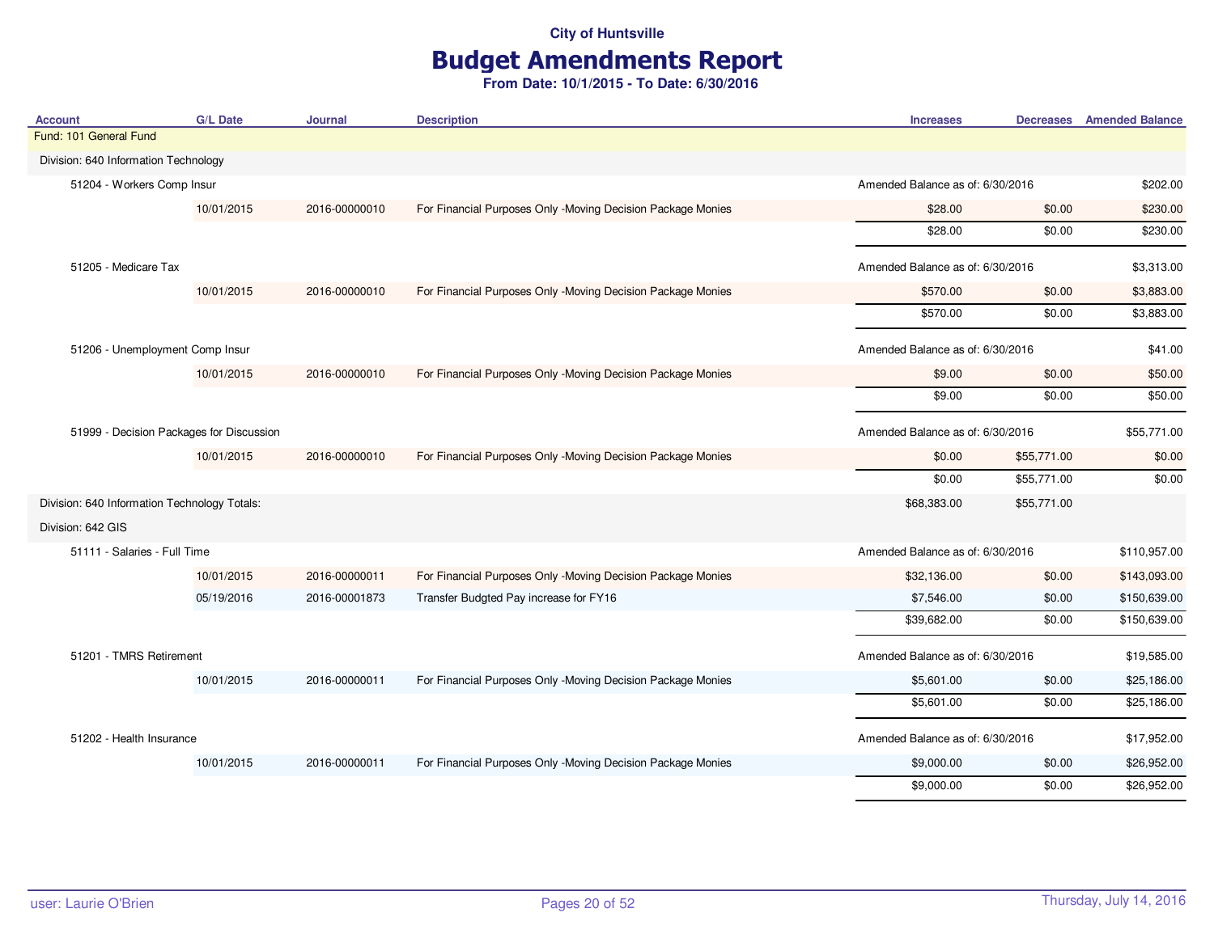City of Huntsville

# Budget Amendments Report

**From Date: 10/1/2015 - To Date: 6/30/2016**

| Account | G/L Date | Journal | Description | Increases | Decreases | Amended Balance |
|---|---|---|---|---|---|---|
| Fund: 101 General Fund | | | | | | |
| Division: 640 Information Technology | | | | | | |
| 51204 - Workers Comp Insur | | | | Amended Balance as of: 6/30/2016 | | $202.00 |
| | 10/01/2015 | 2016-00000010 | For Financial Purposes Only -Moving Decision Package Monies | $28.00 | $0.00 | $230.00 |
| | | | | $28.00 | $0.00 | $230.00 |
| 51205 - Medicare Tax | | | | Amended Balance as of: 6/30/2016 | | $3,313.00 |
| | 10/01/2015 | 2016-00000010 | For Financial Purposes Only -Moving Decision Package Monies | $570.00 | $0.00 | $3,883.00 |
| | | | | $570.00 | $0.00 | $3,883.00 |
| 51206 - Unemployment Comp Insur | | | | Amended Balance as of: 6/30/2016 | | $41.00 |
| | 10/01/2015 | 2016-00000010 | For Financial Purposes Only -Moving Decision Package Monies | $9.00 | $0.00 | $50.00 |
| | | | | $9.00 | $0.00 | $50.00 |
| 51999 - Decision Packages for Discussion | | | | Amended Balance as of: 6/30/2016 | | $55,771.00 |
| | 10/01/2015 | 2016-00000010 | For Financial Purposes Only -Moving Decision Package Monies | $0.00 | $55,771.00 | $0.00 |
| | | | | $0.00 | $55,771.00 | $0.00 |
| Division: 640 Information Technology Totals: | | | | $68,383.00 | $55,771.00 | |
| Division: 642 GIS | | | | | | |
| 51111 - Salaries - Full Time | | | | Amended Balance as of: 6/30/2016 | | $110,957.00 |
| | 10/01/2015 | 2016-00000011 | For Financial Purposes Only -Moving Decision Package Monies | $32,136.00 | $0.00 | $143,093.00 |
| | 05/19/2016 | 2016-00001873 | Transfer Budgted Pay increase for FY16 | $7,546.00 | $0.00 | $150,639.00 |
| | | | | $39,682.00 | $0.00 | $150,639.00 |
| 51201 - TMRS Retirement | | | | Amended Balance as of: 6/30/2016 | | $19,585.00 |
| | 10/01/2015 | 2016-00000011 | For Financial Purposes Only -Moving Decision Package Monies | $5,601.00 | $0.00 | $25,186.00 |
| | | | | $5,601.00 | $0.00 | $25,186.00 |
| 51202 - Health Insurance | | | | Amended Balance as of: 6/30/2016 | | $17,952.00 |
| | 10/01/2015 | 2016-00000011 | For Financial Purposes Only -Moving Decision Package Monies | $9,000.00 | $0.00 | $26,952.00 |
| | | | | $9,000.00 | $0.00 | $26,952.00 |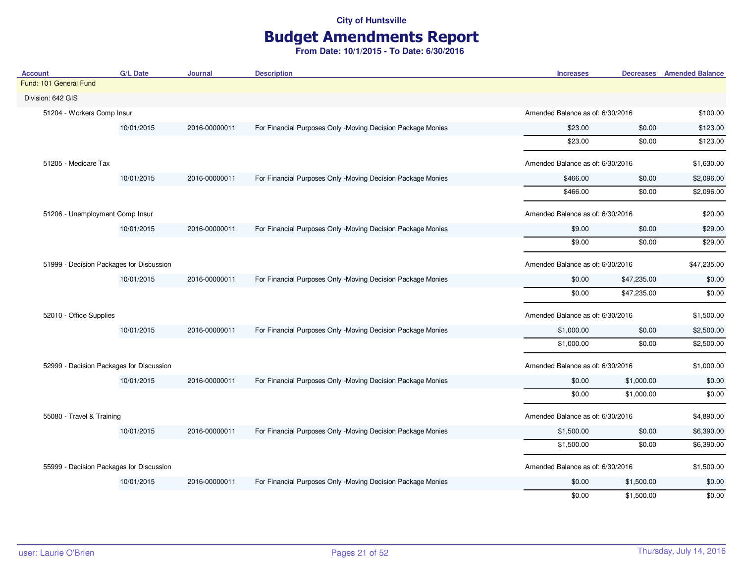City of Huntsville

# Budget Amendments Report

**From Date: 10/1/2015 - To Date: 6/30/2016**

| Account | G/L Date | Journal | Description | Increases | Decreases | Amended Balance |
|---|---|---|---|---|---|---|
| Fund: 101 General Fund | | | | | | |
| Division: 642 GIS | | | | | | |
| 51204 - Workers Comp Insur | | | | Amended Balance as of: 6/30/2016 | | $100.00 |
| | 10/01/2015 | 2016-00000011 | For Financial Purposes Only -Moving Decision Package Monies | $23.00 | $0.00 | $123.00 |
| | | | | $23.00 | $0.00 | $123.00 |
| 51205 - Medicare Tax | | | | Amended Balance as of: 6/30/2016 | | $1,630.00 |
| | 10/01/2015 | 2016-00000011 | For Financial Purposes Only -Moving Decision Package Monies | $466.00 | $0.00 | $2,096.00 |
| | | | | $466.00 | $0.00 | $2,096.00 |
| 51206 - Unemployment Comp Insur | | | | Amended Balance as of: 6/30/2016 | | $20.00 |
| | 10/01/2015 | 2016-00000011 | For Financial Purposes Only -Moving Decision Package Monies | $9.00 | $0.00 | $29.00 |
| | | | | $9.00 | $0.00 | $29.00 |
| 51999 - Decision Packages for Discussion | | | | Amended Balance as of: 6/30/2016 | | $47,235.00 |
| | 10/01/2015 | 2016-00000011 | For Financial Purposes Only -Moving Decision Package Monies | $0.00 | $47,235.00 | $0.00 |
| | | | | $0.00 | $47,235.00 | $0.00 |
| 52010 - Office Supplies | | | | Amended Balance as of: 6/30/2016 | | $1,500.00 |
| | 10/01/2015 | 2016-00000011 | For Financial Purposes Only -Moving Decision Package Monies | $1,000.00 | $0.00 | $2,500.00 |
| | | | | $1,000.00 | $0.00 | $2,500.00 |
| 52999 - Decision Packages for Discussion | | | | Amended Balance as of: 6/30/2016 | | $1,000.00 |
| | 10/01/2015 | 2016-00000011 | For Financial Purposes Only -Moving Decision Package Monies | $0.00 | $1,000.00 | $0.00 |
| | | | | $0.00 | $1,000.00 | $0.00 |
| 55080 - Travel & Training | | | | Amended Balance as of: 6/30/2016 | | $4,890.00 |
| | 10/01/2015 | 2016-00000011 | For Financial Purposes Only -Moving Decision Package Monies | $1,500.00 | $0.00 | $6,390.00 |
| | | | | $1,500.00 | $0.00 | $6,390.00 |
| 55999 - Decision Packages for Discussion | | | | Amended Balance as of: 6/30/2016 | | $1,500.00 |
| | 10/01/2015 | 2016-00000011 | For Financial Purposes Only -Moving Decision Package Monies | $0.00 | $1,500.00 | $0.00 |
| | | | | $0.00 | $1,500.00 | $0.00 |

user: Laurie O'Brien

Thursday, July 14, 2016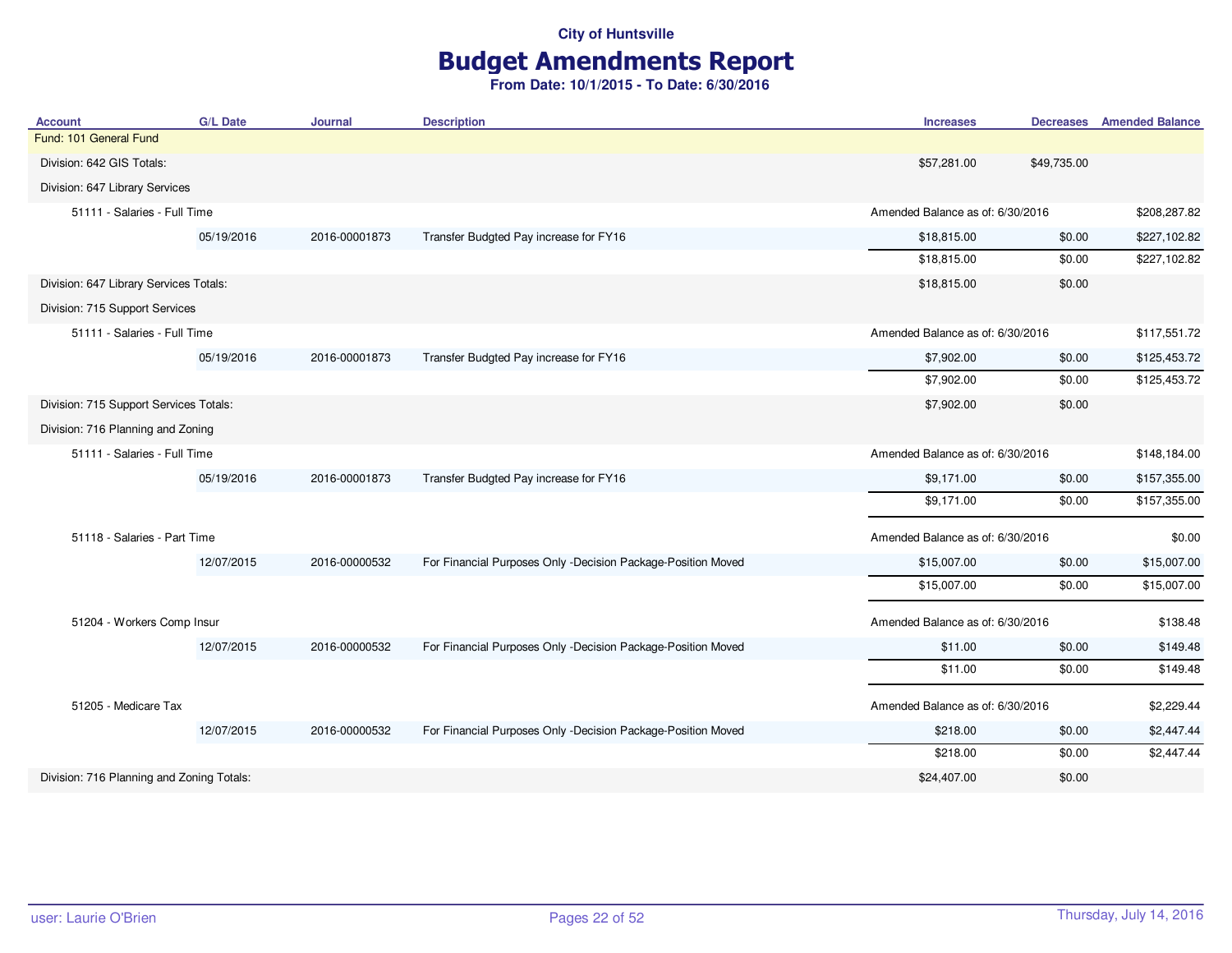City of Huntsville

# Budget Amendments Report

**From Date: 10/1/2015 - To Date: 6/30/2016**

| Account | G/L Date | Journal | Description | Increases | Decreases | Amended Balance |
|---|---|---|---|---|---|---|
| Fund: 101 General Fund | | | | | | |
| Division: 642 GIS Totals: | | | | $57,281.00 | $49,735.00 | |
| Division: 647 Library Services | | | | | | |
| 51111 - Salaries - Full Time | | | | Amended Balance as of: 6/30/2016 | | $208,287.82 |
| | 05/19/2016 | 2016-00001873 | Transfer Budgted Pay increase for FY16 | $18,815.00 | $0.00 | $227,102.82 |
| | | | | $18,815.00 | $0.00 | $227,102.82 |
| Division: 647 Library Services Totals: | | | | $18,815.00 | $0.00 | |
| Division: 715 Support Services | | | | | | |
| 51111 - Salaries - Full Time | | | | Amended Balance as of: 6/30/2016 | | $117,551.72 |
| | 05/19/2016 | 2016-00001873 | Transfer Budgted Pay increase for FY16 | $7,902.00 | $0.00 | $125,453.72 |
| | | | | $7,902.00 | $0.00 | $125,453.72 |
| Division: 715 Support Services Totals: | | | | $7,902.00 | $0.00 | |
| Division: 716 Planning and Zoning | | | | | | |
| 51111 - Salaries - Full Time | | | | Amended Balance as of: 6/30/2016 | | $148,184.00 |
| | 05/19/2016 | 2016-00001873 | Transfer Budgted Pay increase for FY16 | $9,171.00 | $0.00 | $157,355.00 |
| | | | | $9,171.00 | $0.00 | $157,355.00 |
| 51118 - Salaries - Part Time | | | | Amended Balance as of: 6/30/2016 | | $0.00 |
| | 12/07/2015 | 2016-00000532 | For Financial Purposes Only -Decision Package-Position Moved | $15,007.00 | $0.00 | $15,007.00 |
| | | | | $15,007.00 | $0.00 | $15,007.00 |
| 51204 - Workers Comp Insur | | | | Amended Balance as of: 6/30/2016 | | $138.48 |
| | 12/07/2015 | 2016-00000532 | For Financial Purposes Only -Decision Package-Position Moved | $11.00 | $0.00 | $149.48 |
| | | | | $11.00 | $0.00 | $149.48 |
| 51205 - Medicare Tax | | | | Amended Balance as of: 6/30/2016 | | $2,229.44 |
| | 12/07/2015 | 2016-00000532 | For Financial Purposes Only -Decision Package-Position Moved | $218.00 | $0.00 | $2,447.44 |
| | | | | $218.00 | $0.00 | $2,447.44 |
| Division: 716 Planning and Zoning Totals: | | | | $24,407.00 | $0.00 | |

user: Laurie O'Brien — Thursday, July 14, 2016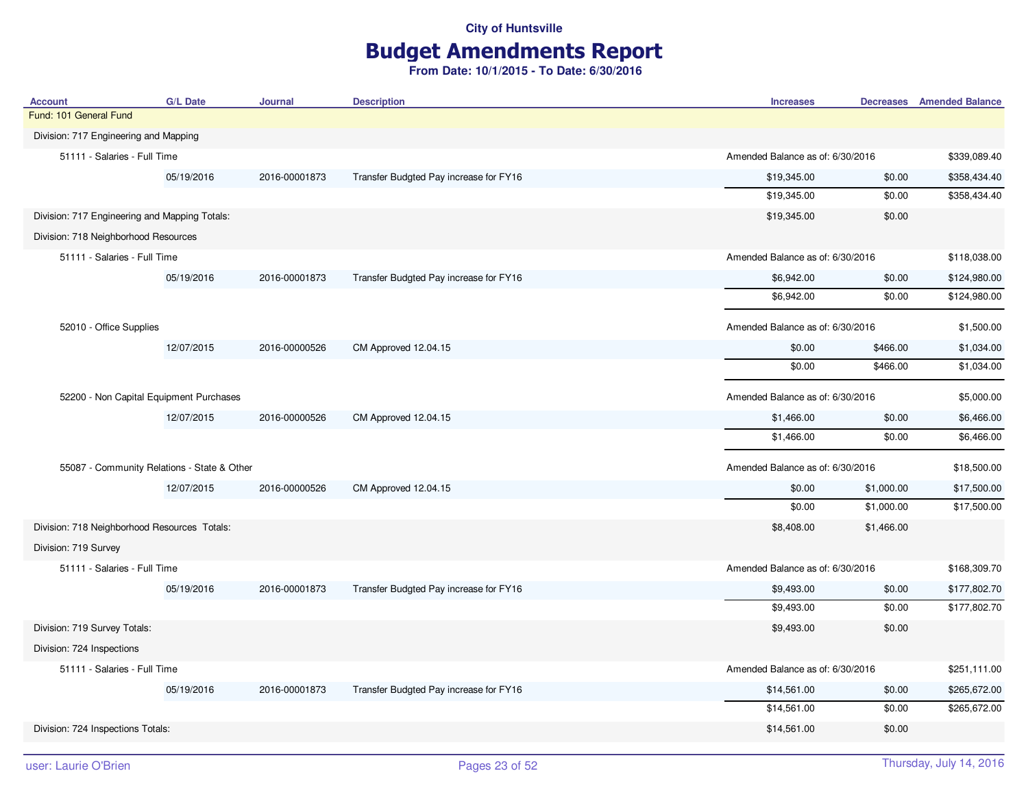**City of Huntsville**

# Budget Amendments Report

**From Date: 10/1/2015 - To Date: 6/30/2016**

| Account | G/L Date | Journal | Description | Increases | Decreases | Amended Balance |
|---|---|---|---|---|---|---|
| Fund: 101 General Fund | | | | | | |
| Division: 717 Engineering and Mapping | | | | | | |
| 51111 - Salaries - Full Time | | | | Amended Balance as of: 6/30/2016 | | $339,089.40 |
| | 05/19/2016 | 2016-00001873 | Transfer Budgted Pay increase for FY16 | $19,345.00 | $0.00 | $358,434.40 |
| | | | | $19,345.00 | $0.00 | $358,434.40 |
| Division: 717 Engineering and Mapping Totals: | | | | $19,345.00 | $0.00 | |
| Division: 718 Neighborhood Resources | | | | | | |
| 51111 - Salaries - Full Time | | | | Amended Balance as of: 6/30/2016 | | $118,038.00 |
| | 05/19/2016 | 2016-00001873 | Transfer Budgted Pay increase for FY16 | $6,942.00 | $0.00 | $124,980.00 |
| | | | | $6,942.00 | $0.00 | $124,980.00 |
| 52010 - Office Supplies | | | | Amended Balance as of: 6/30/2016 | | $1,500.00 |
| | 12/07/2015 | 2016-00000526 | CM Approved 12.04.15 | $0.00 | $466.00 | $1,034.00 |
| | | | | $0.00 | $466.00 | $1,034.00 |
| 52200 - Non Capital Equipment Purchases | | | | Amended Balance as of: 6/30/2016 | | $5,000.00 |
| | 12/07/2015 | 2016-00000526 | CM Approved 12.04.15 | $1,466.00 | $0.00 | $6,466.00 |
| | | | | $1,466.00 | $0.00 | $6,466.00 |
| 55087 - Community Relations - State & Other | | | | Amended Balance as of: 6/30/2016 | | $18,500.00 |
| | 12/07/2015 | 2016-00000526 | CM Approved 12.04.15 | $0.00 | $1,000.00 | $17,500.00 |
| | | | | $0.00 | $1,000.00 | $17,500.00 |
| Division: 718 Neighborhood Resources Totals: | | | | $8,408.00 | $1,466.00 | |
| Division: 719 Survey | | | | | | |
| 51111 - Salaries - Full Time | | | | Amended Balance as of: 6/30/2016 | | $168,309.70 |
| | 05/19/2016 | 2016-00001873 | Transfer Budgted Pay increase for FY16 | $9,493.00 | $0.00 | $177,802.70 |
| | | | | $9,493.00 | $0.00 | $177,802.70 |
| Division: 719 Survey Totals: | | | | $9,493.00 | $0.00 | |
| Division: 724 Inspections | | | | | | |
| 51111 - Salaries - Full Time | | | | Amended Balance as of: 6/30/2016 | | $251,111.00 |
| | 05/19/2016 | 2016-00001873 | Transfer Budgted Pay increase for FY16 | $14,561.00 | $0.00 | $265,672.00 |
| | | | | $14,561.00 | $0.00 | $265,672.00 |
| Division: 724 Inspections Totals: | | | | $14,561.00 | $0.00 | |

user: Laurie O'Brien — Thursday, July 14, 2016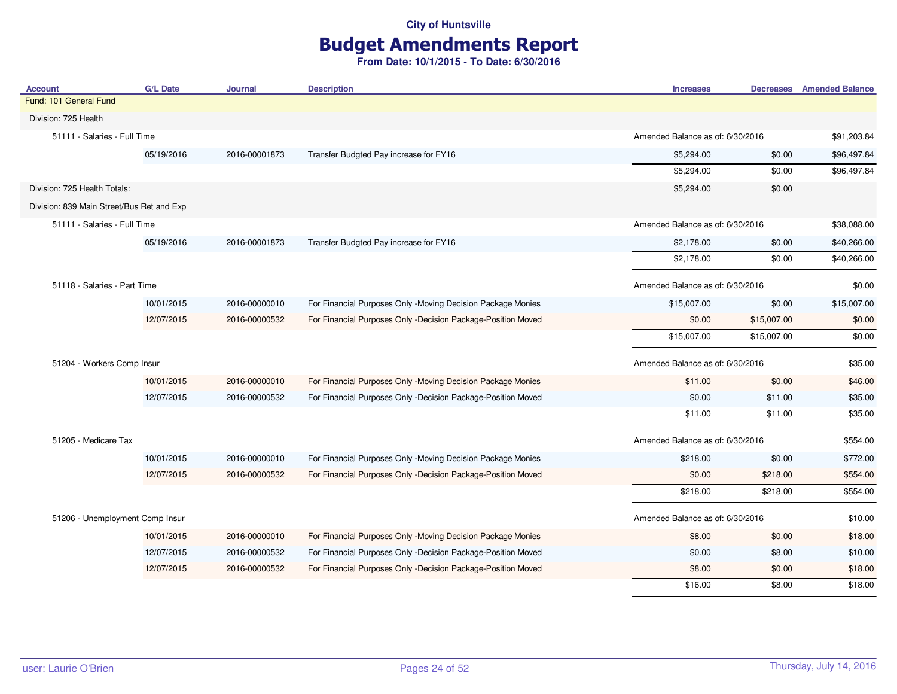City of Huntsville

# Budget Amendments Report

**From Date: 10/1/2015 - To Date: 6/30/2016**

| Account | G/L Date | Journal | Description | Increases | Decreases | Amended Balance |
|---|---|---|---|---|---|---|
| Fund: 101 General Fund | | | | | | |
| Division: 725 Health | | | | | | |
| 51111 - Salaries - Full Time | | | | Amended Balance as of: 6/30/2016 | | $91,203.84 |
| | 05/19/2016 | 2016-00001873 | Transfer Budgted Pay increase for FY16 | $5,294.00 | $0.00 | $96,497.84 |
| | | | | $5,294.00 | $0.00 | $96,497.84 |
| Division: 725 Health Totals: | | | | $5,294.00 | $0.00 | |
| Division: 839 Main Street/Bus Ret and Exp | | | | | | |
| 51111 - Salaries - Full Time | | | | Amended Balance as of: 6/30/2016 | | $38,088.00 |
| | 05/19/2016 | 2016-00001873 | Transfer Budgted Pay increase for FY16 | $2,178.00 | $0.00 | $40,266.00 |
| | | | | $2,178.00 | $0.00 | $40,266.00 |
| 51118 - Salaries - Part Time | | | | Amended Balance as of: 6/30/2016 | | $0.00 |
| | 10/01/2015 | 2016-00000010 | For Financial Purposes Only -Moving Decision Package Monies | $15,007.00 | $0.00 | $15,007.00 |
| | 12/07/2015 | 2016-00000532 | For Financial Purposes Only -Decision Package-Position Moved | $0.00 | $15,007.00 | $0.00 |
| | | | | $15,007.00 | $15,007.00 | $0.00 |
| 51204 - Workers Comp Insur | | | | Amended Balance as of: 6/30/2016 | | $35.00 |
| | 10/01/2015 | 2016-00000010 | For Financial Purposes Only -Moving Decision Package Monies | $11.00 | $0.00 | $46.00 |
| | 12/07/2015 | 2016-00000532 | For Financial Purposes Only -Decision Package-Position Moved | $0.00 | $11.00 | $35.00 |
| | | | | $11.00 | $11.00 | $35.00 |
| 51205 - Medicare Tax | | | | Amended Balance as of: 6/30/2016 | | $554.00 |
| | 10/01/2015 | 2016-00000010 | For Financial Purposes Only -Moving Decision Package Monies | $218.00 | $0.00 | $772.00 |
| | 12/07/2015 | 2016-00000532 | For Financial Purposes Only -Decision Package-Position Moved | $0.00 | $218.00 | $554.00 |
| | | | | $218.00 | $218.00 | $554.00 |
| 51206 - Unemployment Comp Insur | | | | Amended Balance as of: 6/30/2016 | | $10.00 |
| | 10/01/2015 | 2016-00000010 | For Financial Purposes Only -Moving Decision Package Monies | $8.00 | $0.00 | $18.00 |
| | 12/07/2015 | 2016-00000532 | For Financial Purposes Only -Decision Package-Position Moved | $0.00 | $8.00 | $10.00 |
| | 12/07/2015 | 2016-00000532 | For Financial Purposes Only -Decision Package-Position Moved | $8.00 | $0.00 | $18.00 |
| | | | | $16.00 | $8.00 | $18.00 |

user: Laurie O'Brien — Thursday, July 14, 2016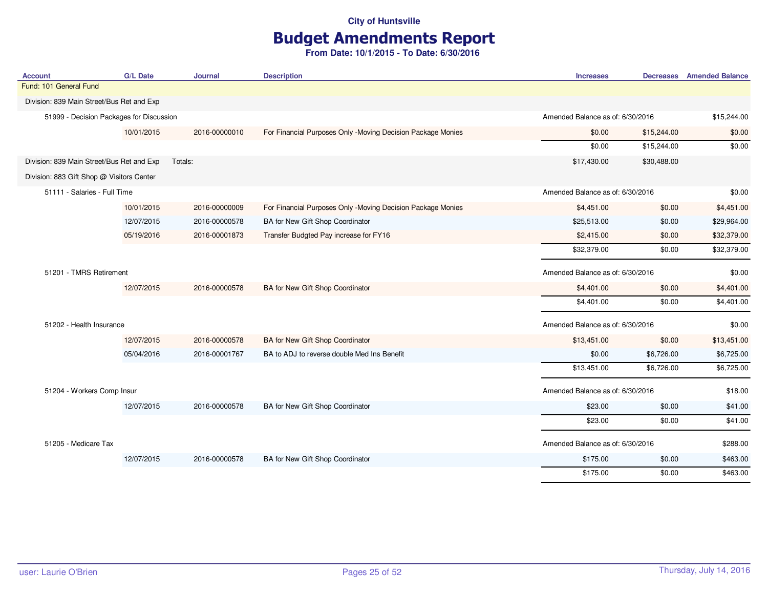**City of Huntsville**

# Budget Amendments Report

**From Date: 10/1/2015 - To Date: 6/30/2016**

| Account | G/L Date | Journal | Description | Increases | Decreases | Amended Balance |
|---|---|---|---|---|---|---|
| Fund: 101 General Fund | | | | | | |
| Division: 839 Main Street/Bus Ret and Exp | | | | | | |
| 51999 - Decision Packages for Discussion | | | | Amended Balance as of: 6/30/2016 | | $15,244.00 |
| | 10/01/2015 | 2016-00000010 | For Financial Purposes Only -Moving Decision Package Monies | $0.00 | $15,244.00 | $0.00 |
| | | | | $0.00 | $15,244.00 | $0.00 |
| Division: 839 Main Street/Bus Ret and Exp | Totals: | | | $17,430.00 | $30,488.00 | |
| Division: 883 Gift Shop @ Visitors Center | | | | | | |
| 51111 - Salaries - Full Time | | | | Amended Balance as of: 6/30/2016 | | $0.00 |
| | 10/01/2015 | 2016-00000009 | For Financial Purposes Only -Moving Decision Package Monies | $4,451.00 | $0.00 | $4,451.00 |
| | 12/07/2015 | 2016-00000578 | BA for New Gift Shop Coordinator | $25,513.00 | $0.00 | $29,964.00 |
| | 05/19/2016 | 2016-00001873 | Transfer Budgted Pay increase for FY16 | $2,415.00 | $0.00 | $32,379.00 |
| | | | | $32,379.00 | $0.00 | $32,379.00 |
| 51201 - TMRS Retirement | | | | Amended Balance as of: 6/30/2016 | | $0.00 |
| | 12/07/2015 | 2016-00000578 | BA for New Gift Shop Coordinator | $4,401.00 | $0.00 | $4,401.00 |
| | | | | $4,401.00 | $0.00 | $4,401.00 |
| 51202 - Health Insurance | | | | Amended Balance as of: 6/30/2016 | | $0.00 |
| | 12/07/2015 | 2016-00000578 | BA for New Gift Shop Coordinator | $13,451.00 | $0.00 | $13,451.00 |
| | 05/04/2016 | 2016-00001767 | BA to ADJ to reverse double Med Ins Benefit | $0.00 | $6,726.00 | $6,725.00 |
| | | | | $13,451.00 | $6,726.00 | $6,725.00 |
| 51204 - Workers Comp Insur | | | | Amended Balance as of: 6/30/2016 | | $18.00 |
| | 12/07/2015 | 2016-00000578 | BA for New Gift Shop Coordinator | $23.00 | $0.00 | $41.00 |
| | | | | $23.00 | $0.00 | $41.00 |
| 51205 - Medicare Tax | | | | Amended Balance as of: 6/30/2016 | | $288.00 |
| | 12/07/2015 | 2016-00000578 | BA for New Gift Shop Coordinator | $175.00 | $0.00 | $463.00 |
| | | | | $175.00 | $0.00 | $463.00 |

user: Laurie O'Brien — Thursday, July 14, 2016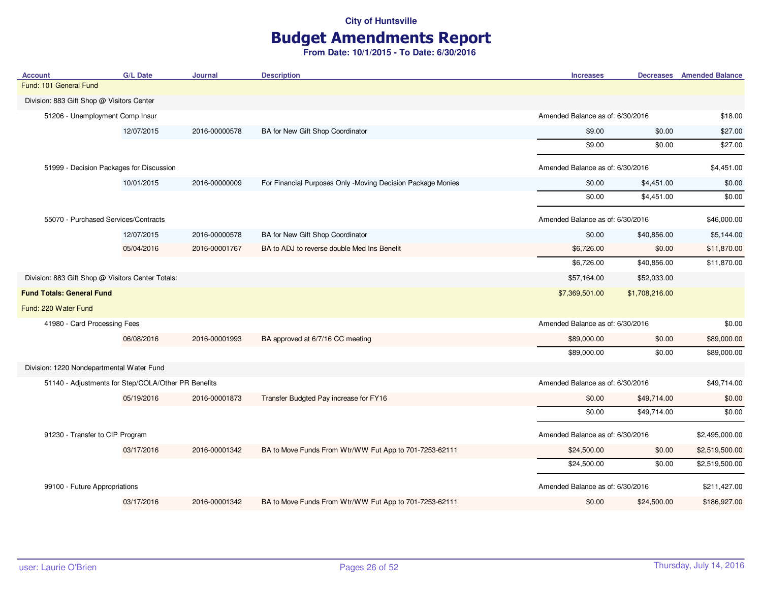**City of Huntsville**

# Budget Amendments Report

**From Date: 10/1/2015 - To Date: 6/30/2016**

| Account | G/L Date | Journal | Description | Increases | Decreases | Amended Balance |
|---|---|---|---|---|---|---|
| Fund: 101 General Fund | | | | | | |
| Division: 883 Gift Shop @ Visitors Center | | | | | | |
| 51206 - Unemployment Comp Insur | | | | Amended Balance as of: 6/30/2016 | | $18.00 |
| | 12/07/2015 | 2016-00000578 | BA for New Gift Shop Coordinator | $9.00 | $0.00 | $27.00 |
| | | | | $9.00 | $0.00 | $27.00 |
| 51999 - Decision Packages for Discussion | | | | Amended Balance as of: 6/30/2016 | | $4,451.00 |
| | 10/01/2015 | 2016-00000009 | For Financial Purposes Only -Moving Decision Package Monies | $0.00 | $4,451.00 | $0.00 |
| | | | | $0.00 | $4,451.00 | $0.00 |
| 55070 - Purchased Services/Contracts | | | | Amended Balance as of: 6/30/2016 | | $46,000.00 |
| | 12/07/2015 | 2016-00000578 | BA for New Gift Shop Coordinator | $0.00 | $40,856.00 | $5,144.00 |
| | 05/04/2016 | 2016-00001767 | BA to ADJ to reverse double Med Ins Benefit | $6,726.00 | $0.00 | $11,870.00 |
| | | | | $6,726.00 | $40,856.00 | $11,870.00 |
| Division: 883 Gift Shop @ Visitors Center Totals: | | | | $57,164.00 | $52,033.00 | |
| **Fund Totals: General Fund** | | | | $7,369,501.00 | $1,708,216.00 | |
| Fund: 220 Water Fund | | | | | | |
| 41980 - Card Processing Fees | | | | Amended Balance as of: 6/30/2016 | | $0.00 |
| | 06/08/2016 | 2016-00001993 | BA approved at 6/7/16 CC meeting | $89,000.00 | $0.00 | $89,000.00 |
| | | | | $89,000.00 | $0.00 | $89,000.00 |
| Division: 1220 Nondepartmental Water Fund | | | | | | |
| 51140 - Adjustments for Step/COLA/Other PR Benefits | | | | Amended Balance as of: 6/30/2016 | | $49,714.00 |
| | 05/19/2016 | 2016-00001873 | Transfer Budgted Pay increase for FY16 | $0.00 | $49,714.00 | $0.00 |
| | | | | $0.00 | $49,714.00 | $0.00 |
| 91230 - Transfer to CIP Program | | | | Amended Balance as of: 6/30/2016 | | $2,495,000.00 |
| | 03/17/2016 | 2016-00001342 | BA to Move Funds From Wtr/WW Fut App to 701-7253-62111 | $24,500.00 | $0.00 | $2,519,500.00 |
| | | | | $24,500.00 | $0.00 | $2,519,500.00 |
| 99100 - Future Appropriations | | | | Amended Balance as of: 6/30/2016 | | $211,427.00 |
| | 03/17/2016 | 2016-00001342 | BA to Move Funds From Wtr/WW Fut App to 701-7253-62111 | $0.00 | $24,500.00 | $186,927.00 |

user: Laurie O'Brien

Thursday, July 14, 2016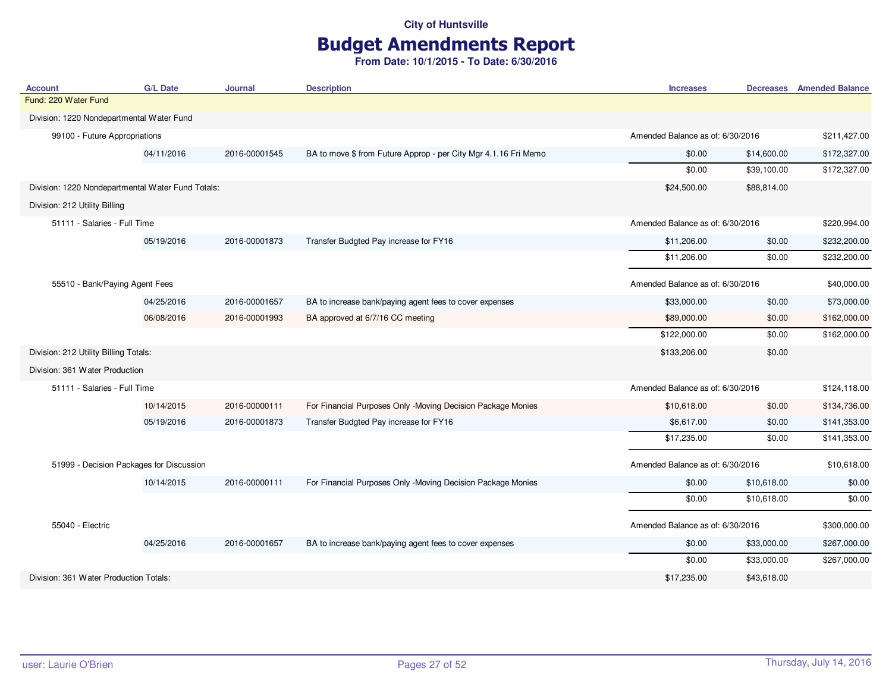City of Huntsville

# Budget Amendments Report

**From Date: 10/1/2015 - To Date: 6/30/2016**

| Account | G/L Date | Journal | Description | Increases | Decreases | Amended Balance |
|---|---|---|---|---|---|---|
| Fund: 220 Water Fund | | | | | | |
| Division: 1220 Nondepartmental Water Fund | | | | | | |
| 99100 - Future Appropriations | | | | Amended Balance as of: 6/30/2016 | | $211,427.00 |
| | 04/11/2016 | 2016-00001545 | BA to move $ from Future Approp - per City Mgr 4.1.16 Fri Memo | $0.00 | $14,600.00 | $172,327.00 |
| | | | | $0.00 | $39,100.00 | $172,327.00 |
| Division: 1220 Nondepartmental Water Fund Totals: | | | | $24,500.00 | $88,814.00 | |
| Division: 212 Utility Billing | | | | | | |
| 51111 - Salaries - Full Time | | | | Amended Balance as of: 6/30/2016 | | $220,994.00 |
| | 05/19/2016 | 2016-00001873 | Transfer Budgted Pay increase for FY16 | $11,206.00 | $0.00 | $232,200.00 |
| | | | | $11,206.00 | $0.00 | $232,200.00 |
| 55510 - Bank/Paying Agent Fees | | | | Amended Balance as of: 6/30/2016 | | $40,000.00 |
| | 04/25/2016 | 2016-00001657 | BA to increase bank/paying agent fees to cover expenses | $33,000.00 | $0.00 | $73,000.00 |
| | 06/08/2016 | 2016-00001993 | BA approved at 6/7/16 CC meeting | $89,000.00 | $0.00 | $162,000.00 |
| | | | | $122,000.00 | $0.00 | $162,000.00 |
| Division: 212 Utility Billing Totals: | | | | $133,206.00 | $0.00 | |
| Division: 361 Water Production | | | | | | |
| 51111 - Salaries - Full Time | | | | Amended Balance as of: 6/30/2016 | | $124,118.00 |
| | 10/14/2015 | 2016-00000111 | For Financial Purposes Only -Moving Decision Package Monies | $10,618.00 | $0.00 | $134,736.00 |
| | 05/19/2016 | 2016-00001873 | Transfer Budgted Pay increase for FY16 | $6,617.00 | $0.00 | $141,353.00 |
| | | | | $17,235.00 | $0.00 | $141,353.00 |
| 51999 - Decision Packages for Discussion | | | | Amended Balance as of: 6/30/2016 | | $10,618.00 |
| | 10/14/2015 | 2016-00000111 | For Financial Purposes Only -Moving Decision Package Monies | $0.00 | $10,618.00 | $0.00 |
| | | | | $0.00 | $10,618.00 | $0.00 |
| 55040 - Electric | | | | Amended Balance as of: 6/30/2016 | | $300,000.00 |
| | 04/25/2016 | 2016-00001657 | BA to increase bank/paying agent fees to cover expenses | $0.00 | $33,000.00 | $267,000.00 |
| | | | | $0.00 | $33,000.00 | $267,000.00 |
| Division: 361 Water Production Totals: | | | | $17,235.00 | $43,618.00 | |

user: Laurie O'Brien — Thursday, July 14, 2016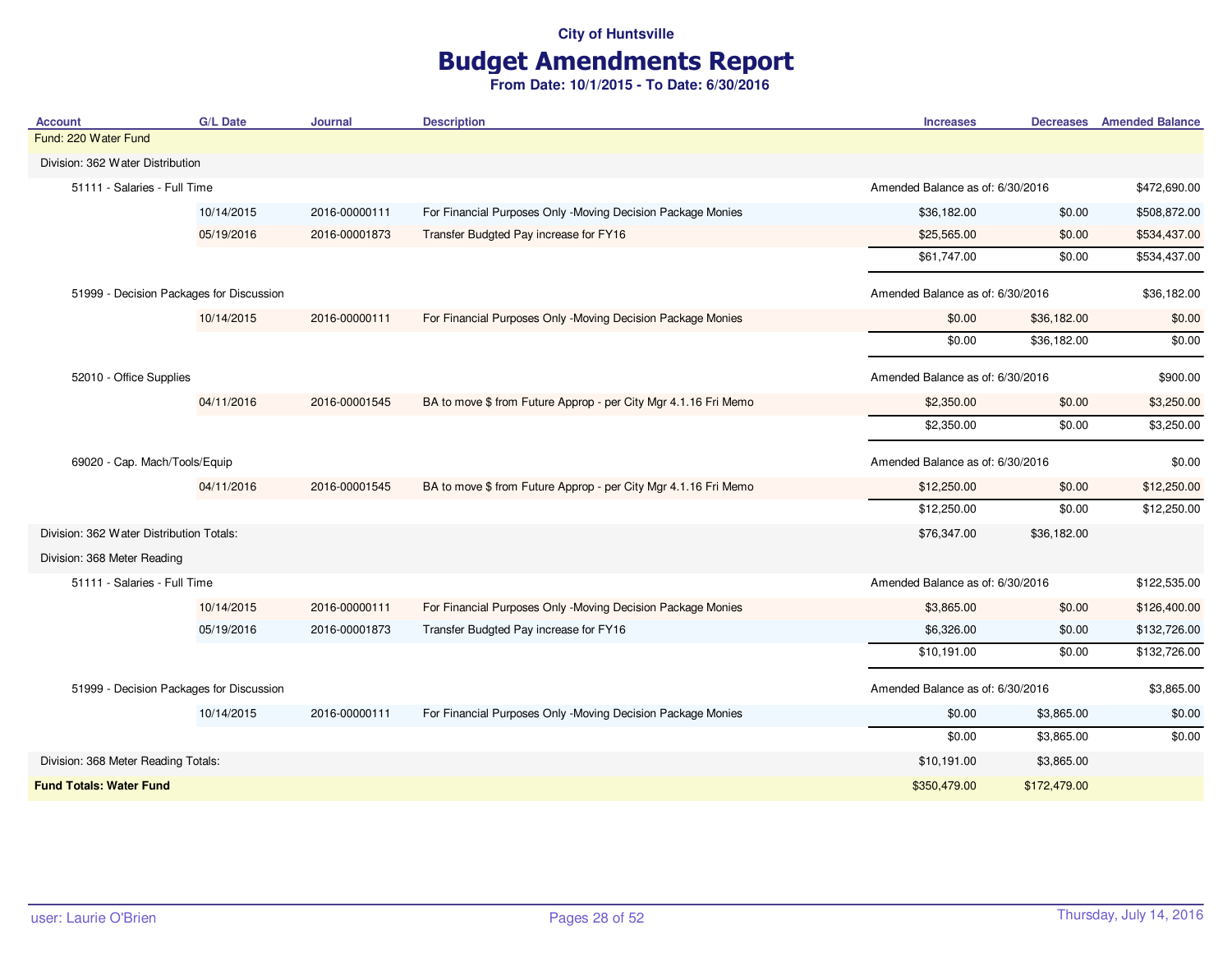City of Huntsville

# Budget Amendments Report

**From Date: 10/1/2015 - To Date: 6/30/2016**

| Account | G/L Date | Journal | Description | Increases | Decreases | Amended Balance |
|---|---|---|---|---|---|---|
| Fund: 220 Water Fund | | | | | | |
| Division: 362 Water Distribution | | | | | | |
| 51111 - Salaries - Full Time | | | | Amended Balance as of: 6/30/2016 | | $472,690.00 |
| | 10/14/2015 | 2016-00000111 | For Financial Purposes Only -Moving Decision Package Monies | $36,182.00 | $0.00 | $508,872.00 |
| | 05/19/2016 | 2016-00001873 | Transfer Budgted Pay increase for FY16 | $25,565.00 | $0.00 | $534,437.00 |
| | | | | $61,747.00 | $0.00 | $534,437.00 |
| 51999 - Decision Packages for Discussion | | | | Amended Balance as of: 6/30/2016 | | $36,182.00 |
| | 10/14/2015 | 2016-00000111 | For Financial Purposes Only -Moving Decision Package Monies | $0.00 | $36,182.00 | $0.00 |
| | | | | $0.00 | $36,182.00 | $0.00 |
| 52010 - Office Supplies | | | | Amended Balance as of: 6/30/2016 | | $900.00 |
| | 04/11/2016 | 2016-00001545 | BA to move $ from Future Approp - per City Mgr 4.1.16 Fri Memo | $2,350.00 | $0.00 | $3,250.00 |
| | | | | $2,350.00 | $0.00 | $3,250.00 |
| 69020 - Cap. Mach/Tools/Equip | | | | Amended Balance as of: 6/30/2016 | | $0.00 |
| | 04/11/2016 | 2016-00001545 | BA to move $ from Future Approp - per City Mgr 4.1.16 Fri Memo | $12,250.00 | $0.00 | $12,250.00 |
| | | | | $12,250.00 | $0.00 | $12,250.00 |
| Division: 362 Water Distribution Totals: | | | | $76,347.00 | $36,182.00 | |
| Division: 368 Meter Reading | | | | | | |
| 51111 - Salaries - Full Time | | | | Amended Balance as of: 6/30/2016 | | $122,535.00 |
| | 10/14/2015 | 2016-00000111 | For Financial Purposes Only -Moving Decision Package Monies | $3,865.00 | $0.00 | $126,400.00 |
| | 05/19/2016 | 2016-00001873 | Transfer Budgted Pay increase for FY16 | $6,326.00 | $0.00 | $132,726.00 |
| | | | | $10,191.00 | $0.00 | $132,726.00 |
| 51999 - Decision Packages for Discussion | | | | Amended Balance as of: 6/30/2016 | | $3,865.00 |
| | 10/14/2015 | 2016-00000111 | For Financial Purposes Only -Moving Decision Package Monies | $0.00 | $3,865.00 | $0.00 |
| | | | | $0.00 | $3,865.00 | $0.00 |
| Division: 368 Meter Reading Totals: | | | | $10,191.00 | $3,865.00 | |
| **Fund Totals: Water Fund** | | | | $350,479.00 | $172,479.00 | |

user: Laurie O'Brien

Thursday, July 14, 2016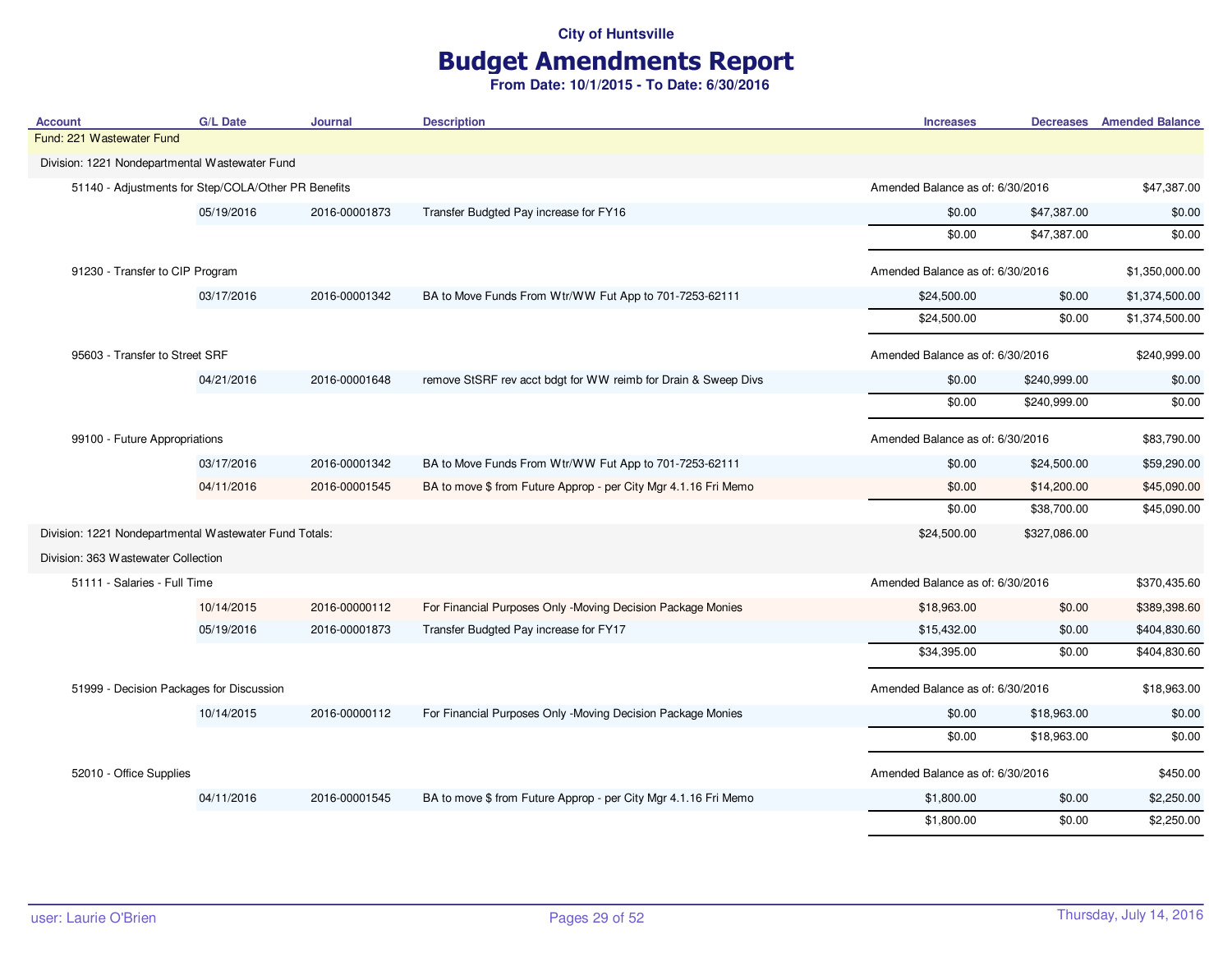City of Huntsville

# Budget Amendments Report

**From Date: 10/1/2015 - To Date: 6/30/2016**

| Account | G/L Date | Journal | Description | Increases | Decreases | Amended Balance |
|---|---|---|---|---|---|---|
| **Fund: 221 Wastewater Fund** | | | | | | |
| Division: 1221 Nondepartmental Wastewater Fund | | | | | | |
| 51140 - Adjustments for Step/COLA/Other PR Benefits | | | | Amended Balance as of: 6/30/2016 | | $47,387.00 |
| | 05/19/2016 | 2016-00001873 | Transfer Budgted Pay increase for FY16 | $0.00 | $47,387.00 | $0.00 |
| | | | | $0.00 | $47,387.00 | $0.00 |
| 91230 - Transfer to CIP Program | | | | Amended Balance as of: 6/30/2016 | | $1,350,000.00 |
| | 03/17/2016 | 2016-00001342 | BA to Move Funds From Wtr/WW Fut App to 701-7253-62111 | $24,500.00 | $0.00 | $1,374,500.00 |
| | | | | $24,500.00 | $0.00 | $1,374,500.00 |
| 95603 - Transfer to Street SRF | | | | Amended Balance as of: 6/30/2016 | | $240,999.00 |
| | 04/21/2016 | 2016-00001648 | remove StSRF rev acct bdgt for WW reimb for Drain & Sweep Divs | $0.00 | $240,999.00 | $0.00 |
| | | | | $0.00 | $240,999.00 | $0.00 |
| 99100 - Future Appropriations | | | | Amended Balance as of: 6/30/2016 | | $83,790.00 |
| | 03/17/2016 | 2016-00001342 | BA to Move Funds From Wtr/WW Fut App to 701-7253-62111 | $0.00 | $24,500.00 | $59,290.00 |
| | 04/11/2016 | 2016-00001545 | BA to move $ from Future Approp - per City Mgr 4.1.16 Fri Memo | $0.00 | $14,200.00 | $45,090.00 |
| | | | | $0.00 | $38,700.00 | $45,090.00 |
| Division: 1221 Nondepartmental Wastewater Fund Totals: | | | | $24,500.00 | $327,086.00 | |
| Division: 363 Wastewater Collection | | | | | | |
| 51111 - Salaries - Full Time | | | | Amended Balance as of: 6/30/2016 | | $370,435.60 |
| | 10/14/2015 | 2016-00000112 | For Financial Purposes Only -Moving Decision Package Monies | $18,963.00 | $0.00 | $389,398.60 |
| | 05/19/2016 | 2016-00001873 | Transfer Budgted Pay increase for FY17 | $15,432.00 | $0.00 | $404,830.60 |
| | | | | $34,395.00 | $0.00 | $404,830.60 |
| 51999 - Decision Packages for Discussion | | | | Amended Balance as of: 6/30/2016 | | $18,963.00 |
| | 10/14/2015 | 2016-00000112 | For Financial Purposes Only -Moving Decision Package Monies | $0.00 | $18,963.00 | $0.00 |
| | | | | $0.00 | $18,963.00 | $0.00 |
| 52010 - Office Supplies | | | | Amended Balance as of: 6/30/2016 | | $450.00 |
| | 04/11/2016 | 2016-00001545 | BA to move $ from Future Approp - per City Mgr 4.1.16 Fri Memo | $1,800.00 | $0.00 | $2,250.00 |
| | | | | $1,800.00 | $0.00 | $2,250.00 |

user: Laurie O'Brien — Thursday, July 14, 2016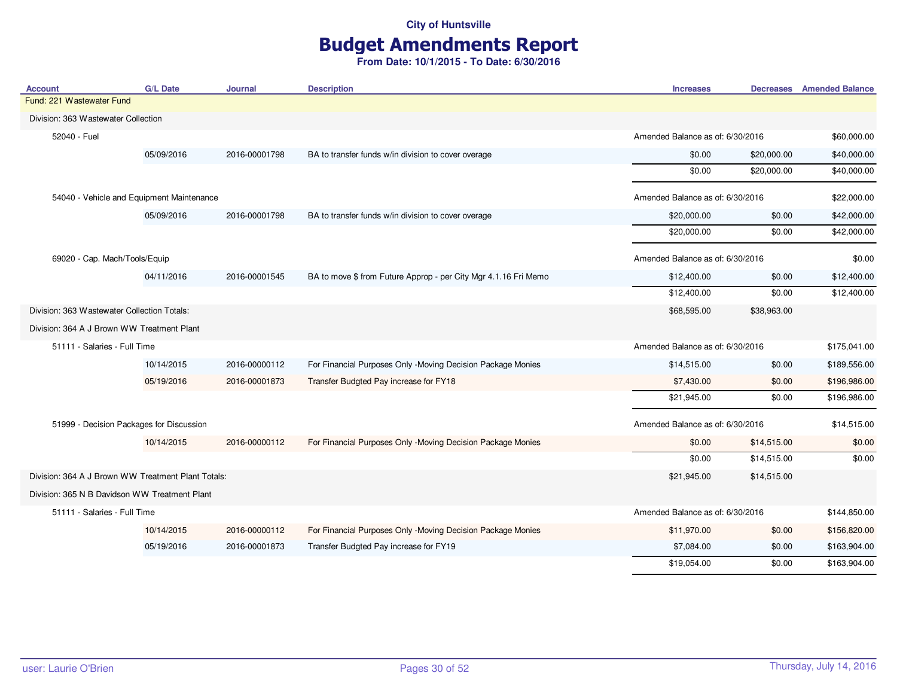City of Huntsville

# Budget Amendments Report

**From Date: 10/1/2015 - To Date: 6/30/2016**

| Account | G/L Date | Journal | Description | Increases | Decreases | Amended Balance |
|---|---|---|---|---|---|---|
| Fund: 221 Wastewater Fund | | | | | | |
| Division: 363 Wastewater Collection | | | | | | |
| 52040 - Fuel | | | | Amended Balance as of: 6/30/2016 | | $60,000.00 |
| | 05/09/2016 | 2016-00001798 | BA to transfer funds w/in division to cover overage | $0.00 | $20,000.00 | $40,000.00 |
| | | | | $0.00 | $20,000.00 | $40,000.00 |
| 54040 - Vehicle and Equipment Maintenance | | | | Amended Balance as of: 6/30/2016 | | $22,000.00 |
| | 05/09/2016 | 2016-00001798 | BA to transfer funds w/in division to cover overage | $20,000.00 | $0.00 | $42,000.00 |
| | | | | $20,000.00 | $0.00 | $42,000.00 |
| 69020 - Cap. Mach/Tools/Equip | | | | Amended Balance as of: 6/30/2016 | | $0.00 |
| | 04/11/2016 | 2016-00001545 | BA to move $ from Future Approp - per City Mgr 4.1.16 Fri Memo | $12,400.00 | $0.00 | $12,400.00 |
| | | | | $12,400.00 | $0.00 | $12,400.00 |
| Division: 363 Wastewater Collection Totals: | | | | $68,595.00 | $38,963.00 | |
| Division: 364 A J Brown WW Treatment Plant | | | | | | |
| 51111 - Salaries - Full Time | | | | Amended Balance as of: 6/30/2016 | | $175,041.00 |
| | 10/14/2015 | 2016-00000112 | For Financial Purposes Only -Moving Decision Package Monies | $14,515.00 | $0.00 | $189,556.00 |
| | 05/19/2016 | 2016-00001873 | Transfer Budgted Pay increase for FY18 | $7,430.00 | $0.00 | $196,986.00 |
| | | | | $21,945.00 | $0.00 | $196,986.00 |
| 51999 - Decision Packages for Discussion | | | | Amended Balance as of: 6/30/2016 | | $14,515.00 |
| | 10/14/2015 | 2016-00000112 | For Financial Purposes Only -Moving Decision Package Monies | $0.00 | $14,515.00 | $0.00 |
| | | | | $0.00 | $14,515.00 | $0.00 |
| Division: 364 A J Brown WW Treatment Plant Totals: | | | | $21,945.00 | $14,515.00 | |
| Division: 365 N B Davidson WW Treatment Plant | | | | | | |
| 51111 - Salaries - Full Time | | | | Amended Balance as of: 6/30/2016 | | $144,850.00 |
| | 10/14/2015 | 2016-00000112 | For Financial Purposes Only -Moving Decision Package Monies | $11,970.00 | $0.00 | $156,820.00 |
| | 05/19/2016 | 2016-00001873 | Transfer Budgted Pay increase for FY19 | $7,084.00 | $0.00 | $163,904.00 |
| | | | | $19,054.00 | $0.00 | $163,904.00 |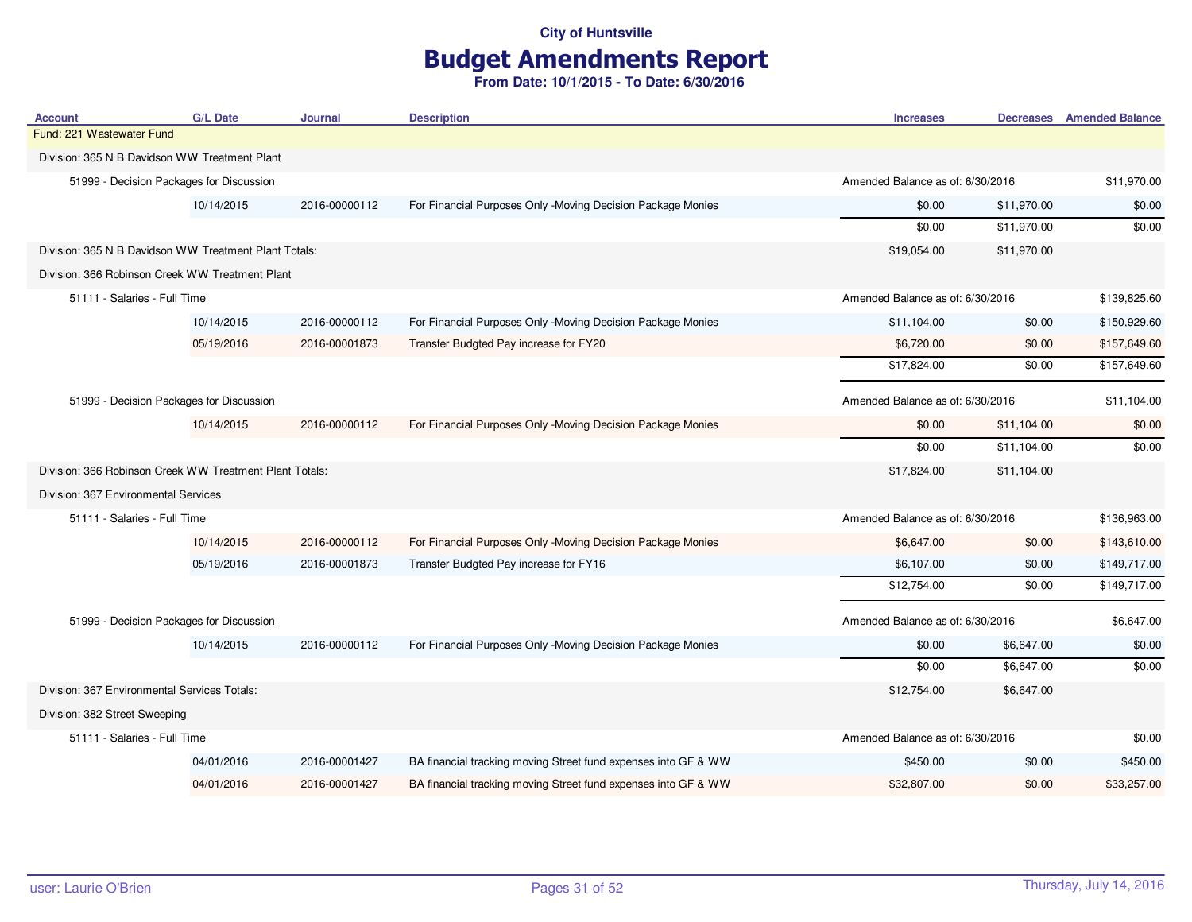**City of Huntsville**

# Budget Amendments Report

**From Date: 10/1/2015 - To Date: 6/30/2016**

| Account | G/L Date | Journal | Description | Increases | Decreases | Amended Balance |
|---|---|---|---|---|---|---|
| Fund: 221 Wastewater Fund | | | | | | |
| Division: 365 N B Davidson WW Treatment Plant | | | | | | |
| 51999 - Decision Packages for Discussion | | | | Amended Balance as of: 6/30/2016 | | $11,970.00 |
| | 10/14/2015 | 2016-00000112 | For Financial Purposes Only -Moving Decision Package Monies | $0.00 | $11,970.00 | $0.00 |
| | | | | $0.00 | $11,970.00 | $0.00 |
| Division: 365 N B Davidson WW Treatment Plant Totals: | | | | $19,054.00 | $11,970.00 | |
| Division: 366 Robinson Creek WW Treatment Plant | | | | | | |
| 51111 - Salaries - Full Time | | | | Amended Balance as of: 6/30/2016 | | $139,825.60 |
| | 10/14/2015 | 2016-00000112 | For Financial Purposes Only -Moving Decision Package Monies | $11,104.00 | $0.00 | $150,929.60 |
| | 05/19/2016 | 2016-00001873 | Transfer Budgted Pay increase for FY20 | $6,720.00 | $0.00 | $157,649.60 |
| | | | | $17,824.00 | $0.00 | $157,649.60 |
| 51999 - Decision Packages for Discussion | | | | Amended Balance as of: 6/30/2016 | | $11,104.00 |
| | 10/14/2015 | 2016-00000112 | For Financial Purposes Only -Moving Decision Package Monies | $0.00 | $11,104.00 | $0.00 |
| | | | | $0.00 | $11,104.00 | $0.00 |
| Division: 366 Robinson Creek WW Treatment Plant Totals: | | | | $17,824.00 | $11,104.00 | |
| Division: 367 Environmental Services | | | | | | |
| 51111 - Salaries - Full Time | | | | Amended Balance as of: 6/30/2016 | | $136,963.00 |
| | 10/14/2015 | 2016-00000112 | For Financial Purposes Only -Moving Decision Package Monies | $6,647.00 | $0.00 | $143,610.00 |
| | 05/19/2016 | 2016-00001873 | Transfer Budgted Pay increase for FY16 | $6,107.00 | $0.00 | $149,717.00 |
| | | | | $12,754.00 | $0.00 | $149,717.00 |
| 51999 - Decision Packages for Discussion | | | | Amended Balance as of: 6/30/2016 | | $6,647.00 |
| | 10/14/2015 | 2016-00000112 | For Financial Purposes Only -Moving Decision Package Monies | $0.00 | $6,647.00 | $0.00 |
| | | | | $0.00 | $6,647.00 | $0.00 |
| Division: 367 Environmental Services Totals: | | | | $12,754.00 | $6,647.00 | |
| Division: 382 Street Sweeping | | | | | | |
| 51111 - Salaries - Full Time | | | | Amended Balance as of: 6/30/2016 | | $0.00 |
| | 04/01/2016 | 2016-00001427 | BA financial tracking moving Street fund expenses into GF & WW | $450.00 | $0.00 | $450.00 |
| | 04/01/2016 | 2016-00001427 | BA financial tracking moving Street fund expenses into GF & WW | $32,807.00 | $0.00 | $33,257.00 |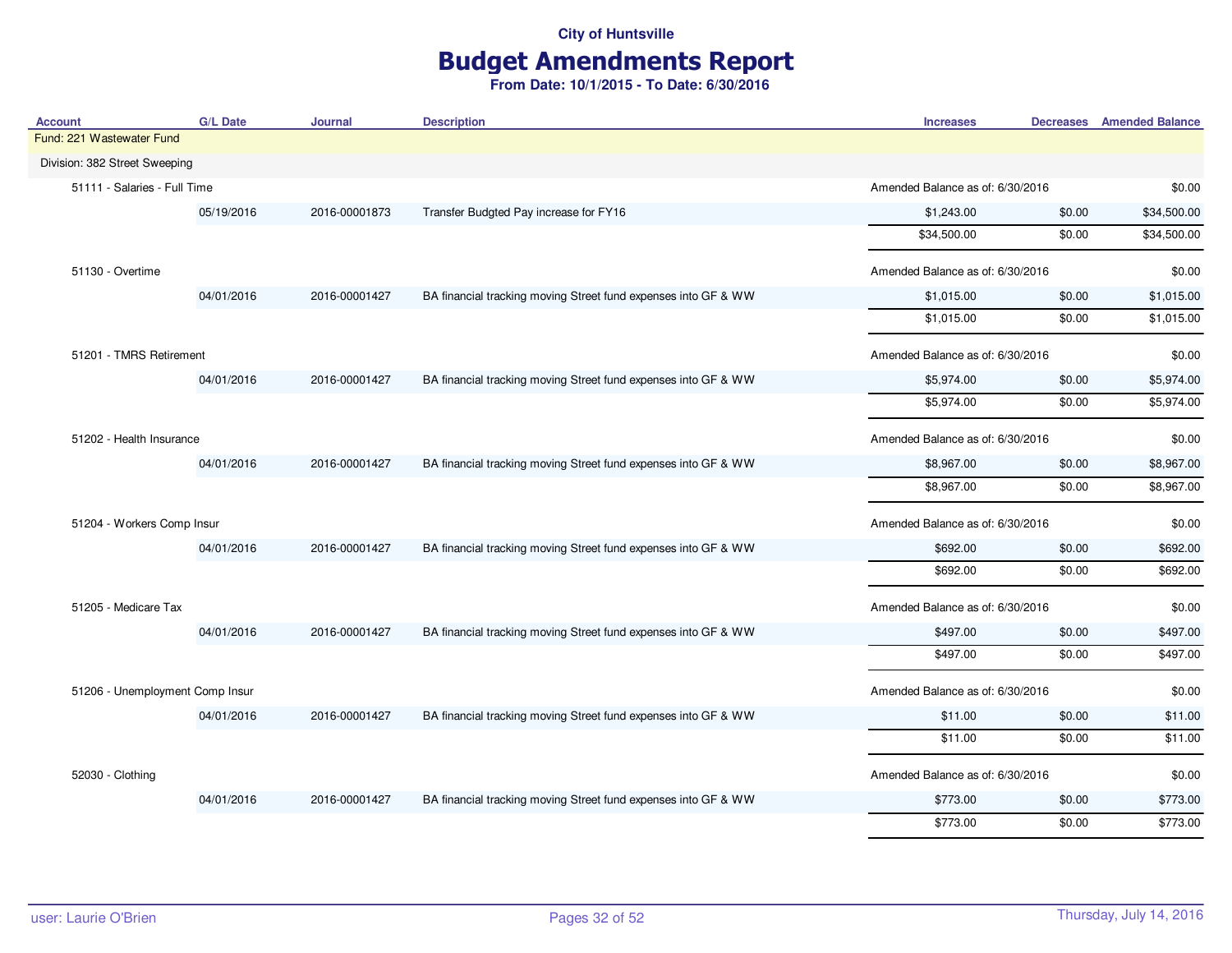**City of Huntsville**

# Budget Amendments Report

**From Date: 10/1/2015 - To Date: 6/30/2016**

| Account | G/L Date | Journal | Description | Increases | Decreases | Amended Balance |
|---|---|---|---|---|---|---|
| Fund: 221 Wastewater Fund | | | | | | |
| Division: 382 Street Sweeping | | | | | | |
| 51111 - Salaries - Full Time | | | | Amended Balance as of: 6/30/2016 | | $0.00 |
| | 05/19/2016 | 2016-00001873 | Transfer Budgted Pay increase for FY16 | $1,243.00 | $0.00 | $34,500.00 |
| | | | | $34,500.00 | $0.00 | $34,500.00 |
| 51130 - Overtime | | | | Amended Balance as of: 6/30/2016 | | $0.00 |
| | 04/01/2016 | 2016-00001427 | BA financial tracking moving Street fund expenses into GF & WW | $1,015.00 | $0.00 | $1,015.00 |
| | | | | $1,015.00 | $0.00 | $1,015.00 |
| 51201 - TMRS Retirement | | | | Amended Balance as of: 6/30/2016 | | $0.00 |
| | 04/01/2016 | 2016-00001427 | BA financial tracking moving Street fund expenses into GF & WW | $5,974.00 | $0.00 | $5,974.00 |
| | | | | $5,974.00 | $0.00 | $5,974.00 |
| 51202 - Health Insurance | | | | Amended Balance as of: 6/30/2016 | | $0.00 |
| | 04/01/2016 | 2016-00001427 | BA financial tracking moving Street fund expenses into GF & WW | $8,967.00 | $0.00 | $8,967.00 |
| | | | | $8,967.00 | $0.00 | $8,967.00 |
| 51204 - Workers Comp Insur | | | | Amended Balance as of: 6/30/2016 | | $0.00 |
| | 04/01/2016 | 2016-00001427 | BA financial tracking moving Street fund expenses into GF & WW | $692.00 | $0.00 | $692.00 |
| | | | | $692.00 | $0.00 | $692.00 |
| 51205 - Medicare Tax | | | | Amended Balance as of: 6/30/2016 | | $0.00 |
| | 04/01/2016 | 2016-00001427 | BA financial tracking moving Street fund expenses into GF & WW | $497.00 | $0.00 | $497.00 |
| | | | | $497.00 | $0.00 | $497.00 |
| 51206 - Unemployment Comp Insur | | | | Amended Balance as of: 6/30/2016 | | $0.00 |
| | 04/01/2016 | 2016-00001427 | BA financial tracking moving Street fund expenses into GF & WW | $11.00 | $0.00 | $11.00 |
| | | | | $11.00 | $0.00 | $11.00 |
| 52030 - Clothing | | | | Amended Balance as of: 6/30/2016 | | $0.00 |
| | 04/01/2016 | 2016-00001427 | BA financial tracking moving Street fund expenses into GF & WW | $773.00 | $0.00 | $773.00 |
| | | | | $773.00 | $0.00 | $773.00 |

user: Laurie O'Brien

Thursday, July 14, 2016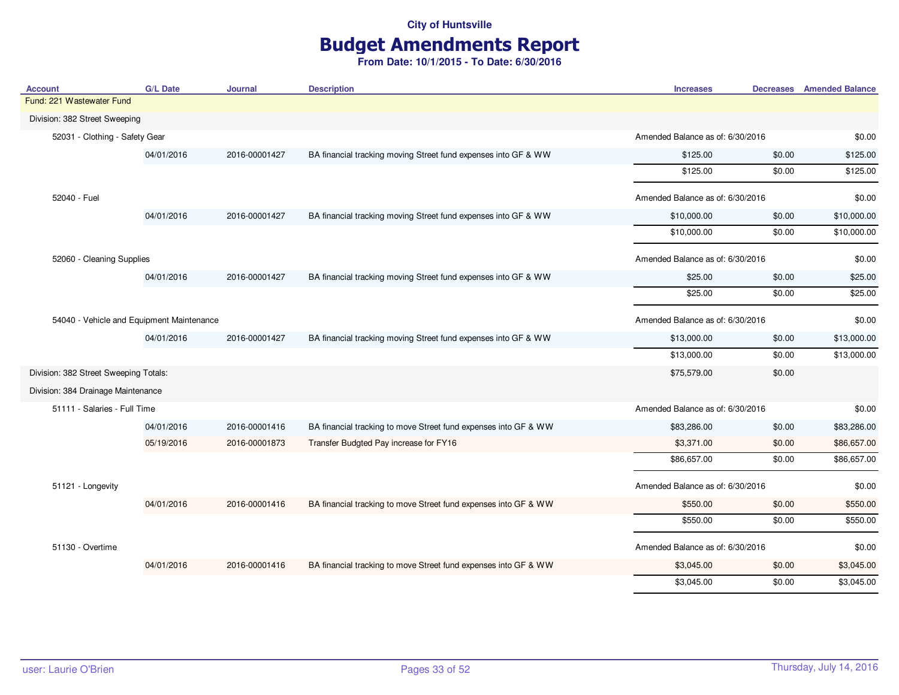City of Huntsville

# Budget Amendments Report

**From Date: 10/1/2015 - To Date: 6/30/2016**

| Account | G/L Date | Journal | Description | Increases | Decreases | Amended Balance |
|---|---|---|---|---|---|---|
| Fund: 221 Wastewater Fund | | | | | | |
| Division: 382 Street Sweeping | | | | | | |
| 52031 - Clothing - Safety Gear | | | | Amended Balance as of: 6/30/2016 | | $0.00 |
| | 04/01/2016 | 2016-00001427 | BA financial tracking moving Street fund expenses into GF & WW | $125.00 | $0.00 | $125.00 |
| | | | | $125.00 | $0.00 | $125.00 |
| 52040 - Fuel | | | | Amended Balance as of: 6/30/2016 | | $0.00 |
| | 04/01/2016 | 2016-00001427 | BA financial tracking moving Street fund expenses into GF & WW | $10,000.00 | $0.00 | $10,000.00 |
| | | | | $10,000.00 | $0.00 | $10,000.00 |
| 52060 - Cleaning Supplies | | | | Amended Balance as of: 6/30/2016 | | $0.00 |
| | 04/01/2016 | 2016-00001427 | BA financial tracking moving Street fund expenses into GF & WW | $25.00 | $0.00 | $25.00 |
| | | | | $25.00 | $0.00 | $25.00 |
| 54040 - Vehicle and Equipment Maintenance | | | | Amended Balance as of: 6/30/2016 | | $0.00 |
| | 04/01/2016 | 2016-00001427 | BA financial tracking moving Street fund expenses into GF & WW | $13,000.00 | $0.00 | $13,000.00 |
| | | | | $13,000.00 | $0.00 | $13,000.00 |
| Division: 382 Street Sweeping Totals: | | | | $75,579.00 | $0.00 | |
| Division: 384 Drainage Maintenance | | | | | | |
| 51111 - Salaries - Full Time | | | | Amended Balance as of: 6/30/2016 | | $0.00 |
| | 04/01/2016 | 2016-00001416 | BA financial tracking to move Street fund expenses into GF & WW | $83,286.00 | $0.00 | $83,286.00 |
| | 05/19/2016 | 2016-00001873 | Transfer Budgted Pay increase for FY16 | $3,371.00 | $0.00 | $86,657.00 |
| | | | | $86,657.00 | $0.00 | $86,657.00 |
| 51121 - Longevity | | | | Amended Balance as of: 6/30/2016 | | $0.00 |
| | 04/01/2016 | 2016-00001416 | BA financial tracking to move Street fund expenses into GF & WW | $550.00 | $0.00 | $550.00 |
| | | | | $550.00 | $0.00 | $550.00 |
| 51130 - Overtime | | | | Amended Balance as of: 6/30/2016 | | $0.00 |
| | 04/01/2016 | 2016-00001416 | BA financial tracking to move Street fund expenses into GF & WW | $3,045.00 | $0.00 | $3,045.00 |
| | | | | $3,045.00 | $0.00 | $3,045.00 |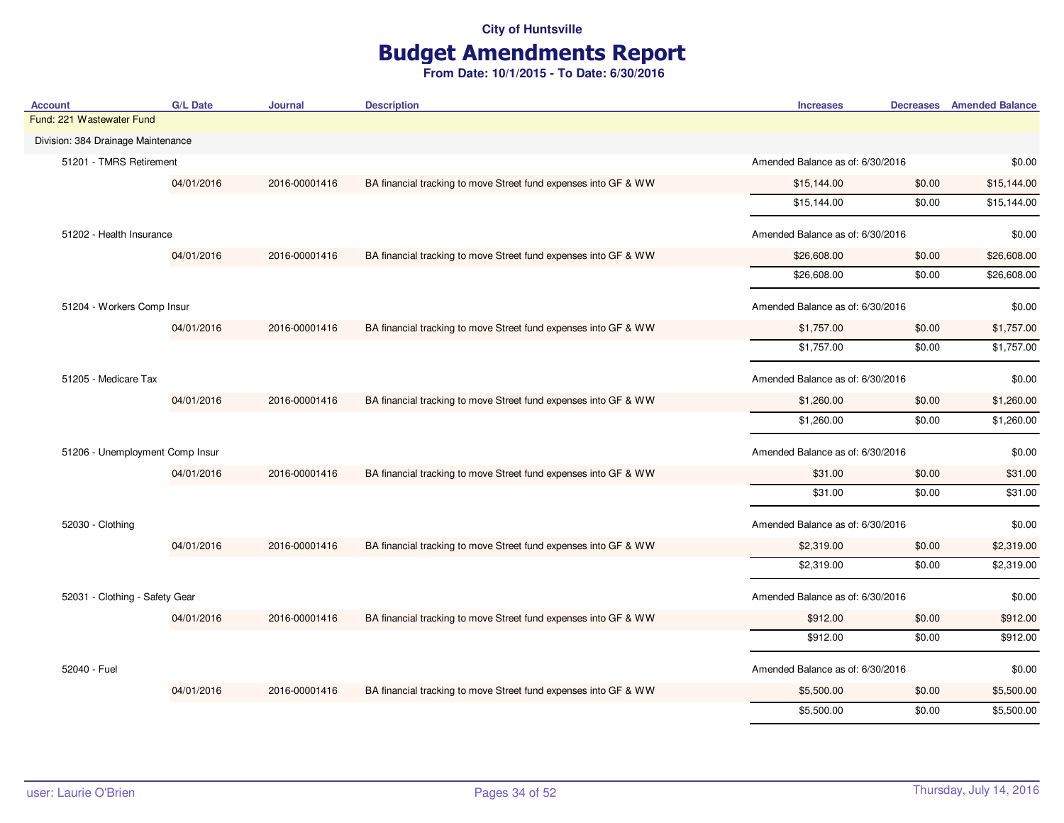City of Huntsville

# Budget Amendments Report

**From Date: 10/1/2015 - To Date: 6/30/2016**

| Account | G/L Date | Journal | Description | Increases | Decreases | Amended Balance |
|---|---|---|---|---|---|---|
| Fund: 221 Wastewater Fund | | | | | | |
| Division: 384 Drainage Maintenance | | | | | | |
| 51201 - TMRS Retirement | | | | Amended Balance as of: 6/30/2016 | | $0.00 |
| | 04/01/2016 | 2016-00001416 | BA financial tracking to move Street fund expenses into GF & WW | $15,144.00 | $0.00 | $15,144.00 |
| | | | | $15,144.00 | $0.00 | $15,144.00 |
| 51202 - Health Insurance | | | | Amended Balance as of: 6/30/2016 | | $0.00 |
| | 04/01/2016 | 2016-00001416 | BA financial tracking to move Street fund expenses into GF & WW | $26,608.00 | $0.00 | $26,608.00 |
| | | | | $26,608.00 | $0.00 | $26,608.00 |
| 51204 - Workers Comp Insur | | | | Amended Balance as of: 6/30/2016 | | $0.00 |
| | 04/01/2016 | 2016-00001416 | BA financial tracking to move Street fund expenses into GF & WW | $1,757.00 | $0.00 | $1,757.00 |
| | | | | $1,757.00 | $0.00 | $1,757.00 |
| 51205 - Medicare Tax | | | | Amended Balance as of: 6/30/2016 | | $0.00 |
| | 04/01/2016 | 2016-00001416 | BA financial tracking to move Street fund expenses into GF & WW | $1,260.00 | $0.00 | $1,260.00 |
| | | | | $1,260.00 | $0.00 | $1,260.00 |
| 51206 - Unemployment Comp Insur | | | | Amended Balance as of: 6/30/2016 | | $0.00 |
| | 04/01/2016 | 2016-00001416 | BA financial tracking to move Street fund expenses into GF & WW | $31.00 | $0.00 | $31.00 |
| | | | | $31.00 | $0.00 | $31.00 |
| 52030 - Clothing | | | | Amended Balance as of: 6/30/2016 | | $0.00 |
| | 04/01/2016 | 2016-00001416 | BA financial tracking to move Street fund expenses into GF & WW | $2,319.00 | $0.00 | $2,319.00 |
| | | | | $2,319.00 | $0.00 | $2,319.00 |
| 52031 - Clothing - Safety Gear | | | | Amended Balance as of: 6/30/2016 | | $0.00 |
| | 04/01/2016 | 2016-00001416 | BA financial tracking to move Street fund expenses into GF & WW | $912.00 | $0.00 | $912.00 |
| | | | | $912.00 | $0.00 | $912.00 |
| 52040 - Fuel | | | | Amended Balance as of: 6/30/2016 | | $0.00 |
| | 04/01/2016 | 2016-00001416 | BA financial tracking to move Street fund expenses into GF & WW | $5,500.00 | $0.00 | $5,500.00 |
| | | | | $5,500.00 | $0.00 | $5,500.00 |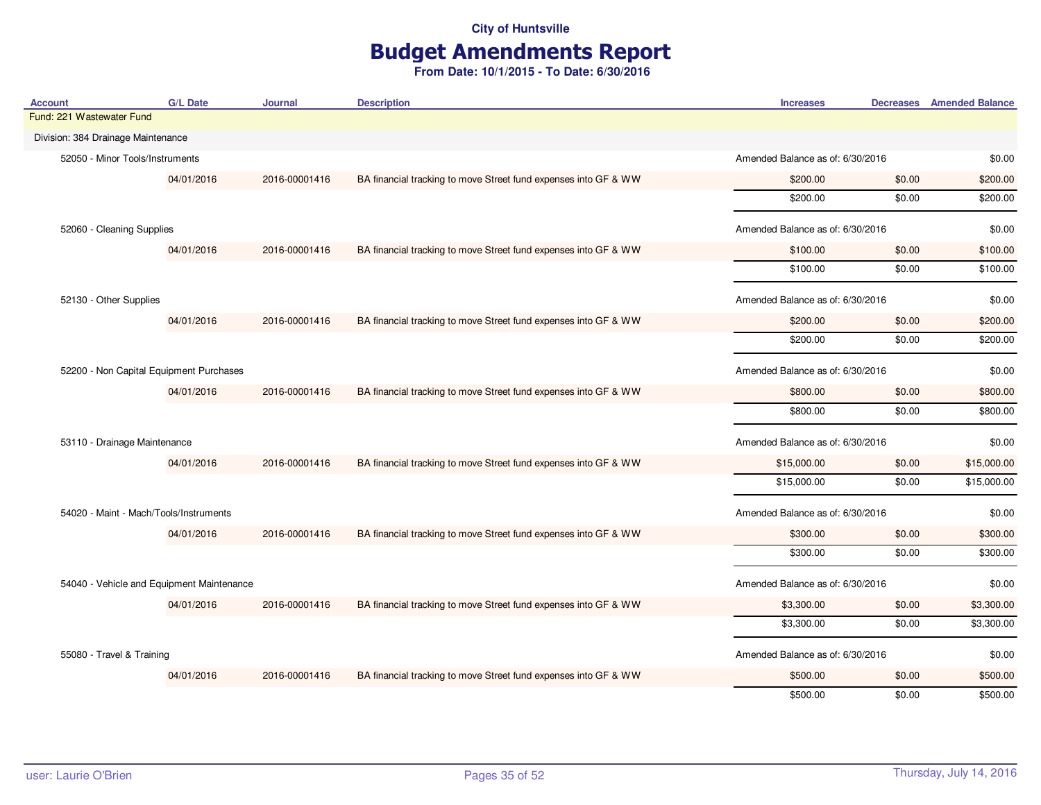City of Huntsville

# Budget Amendments Report

**From Date: 10/1/2015 - To Date: 6/30/2016**

| Account | G/L Date | Journal | Description | Increases | Decreases | Amended Balance |
|---|---|---|---|---|---|---|
| Fund: 221 Wastewater Fund | | | | | | |
| Division: 384 Drainage Maintenance | | | | | | |
| 52050 - Minor Tools/Instruments | | | | Amended Balance as of: 6/30/2016 | | $0.00 |
| | 04/01/2016 | 2016-00001416 | BA financial tracking to move Street fund expenses into GF & WW | $200.00 | $0.00 | $200.00 |
| | | | | $200.00 | $0.00 | $200.00 |
| 52060 - Cleaning Supplies | | | | Amended Balance as of: 6/30/2016 | | $0.00 |
| | 04/01/2016 | 2016-00001416 | BA financial tracking to move Street fund expenses into GF & WW | $100.00 | $0.00 | $100.00 |
| | | | | $100.00 | $0.00 | $100.00 |
| 52130 - Other Supplies | | | | Amended Balance as of: 6/30/2016 | | $0.00 |
| | 04/01/2016 | 2016-00001416 | BA financial tracking to move Street fund expenses into GF & WW | $200.00 | $0.00 | $200.00 |
| | | | | $200.00 | $0.00 | $200.00 |
| 52200 - Non Capital Equipment Purchases | | | | Amended Balance as of: 6/30/2016 | | $0.00 |
| | 04/01/2016 | 2016-00001416 | BA financial tracking to move Street fund expenses into GF & WW | $800.00 | $0.00 | $800.00 |
| | | | | $800.00 | $0.00 | $800.00 |
| 53110 - Drainage Maintenance | | | | Amended Balance as of: 6/30/2016 | | $0.00 |
| | 04/01/2016 | 2016-00001416 | BA financial tracking to move Street fund expenses into GF & WW | $15,000.00 | $0.00 | $15,000.00 |
| | | | | $15,000.00 | $0.00 | $15,000.00 |
| 54020 - Maint - Mach/Tools/Instruments | | | | Amended Balance as of: 6/30/2016 | | $0.00 |
| | 04/01/2016 | 2016-00001416 | BA financial tracking to move Street fund expenses into GF & WW | $300.00 | $0.00 | $300.00 |
| | | | | $300.00 | $0.00 | $300.00 |
| 54040 - Vehicle and Equipment Maintenance | | | | Amended Balance as of: 6/30/2016 | | $0.00 |
| | 04/01/2016 | 2016-00001416 | BA financial tracking to move Street fund expenses into GF & WW | $3,300.00 | $0.00 | $3,300.00 |
| | | | | $3,300.00 | $0.00 | $3,300.00 |
| 55080 - Travel & Training | | | | Amended Balance as of: 6/30/2016 | | $0.00 |
| | 04/01/2016 | 2016-00001416 | BA financial tracking to move Street fund expenses into GF & WW | $500.00 | $0.00 | $500.00 |
| | | | | $500.00 | $0.00 | $500.00 |

user: Laurie O'Brien

Thursday, July 14, 2016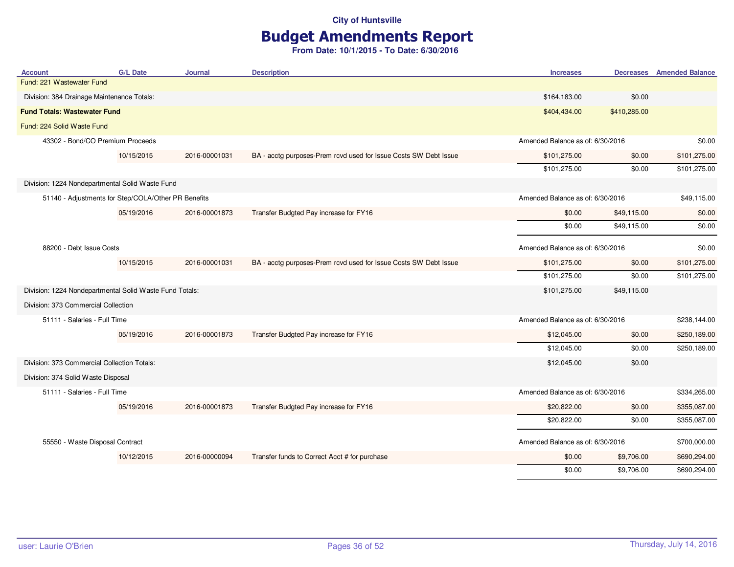City of Huntsville

# Budget Amendments Report

**From Date: 10/1/2015 - To Date: 6/30/2016**

| Account | G/L Date | Journal | Description | Increases | Decreases | Amended Balance |
|---|---|---|---|---|---|---|
| Fund: 221 Wastewater Fund | | | | | | |
| Division: 384 Drainage Maintenance Totals: | | | | $164,183.00 | $0.00 | |
| **Fund Totals: Wastewater Fund** | | | | $404,434.00 | $410,285.00 | |
| Fund: 224 Solid Waste Fund | | | | | | |
| 43302 - Bond/CO Premium Proceeds | | | | Amended Balance as of: 6/30/2016 | | $0.00 |
| | 10/15/2015 | 2016-00001031 | BA - acctg purposes-Prem rcvd used for Issue Costs SW Debt Issue | $101,275.00 | $0.00 | $101,275.00 |
| | | | | $101,275.00 | $0.00 | $101,275.00 |
| Division: 1224 Nondepartmental Solid Waste Fund | | | | | | |
| 51140 - Adjustments for Step/COLA/Other PR Benefits | | | | Amended Balance as of: 6/30/2016 | | $49,115.00 |
| | 05/19/2016 | 2016-00001873 | Transfer Budgted Pay increase for FY16 | $0.00 | $49,115.00 | $0.00 |
| | | | | $0.00 | $49,115.00 | $0.00 |
| 88200 - Debt Issue Costs | | | | Amended Balance as of: 6/30/2016 | | $0.00 |
| | 10/15/2015 | 2016-00001031 | BA - acctg purposes-Prem rcvd used for Issue Costs SW Debt Issue | $101,275.00 | $0.00 | $101,275.00 |
| | | | | $101,275.00 | $0.00 | $101,275.00 |
| Division: 1224 Nondepartmental Solid Waste Fund Totals: | | | | $101,275.00 | $49,115.00 | |
| Division: 373 Commercial Collection | | | | | | |
| 51111 - Salaries - Full Time | | | | Amended Balance as of: 6/30/2016 | | $238,144.00 |
| | 05/19/2016 | 2016-00001873 | Transfer Budgted Pay increase for FY16 | $12,045.00 | $0.00 | $250,189.00 |
| | | | | $12,045.00 | $0.00 | $250,189.00 |
| Division: 373 Commercial Collection Totals: | | | | $12,045.00 | $0.00 | |
| Division: 374 Solid Waste Disposal | | | | | | |
| 51111 - Salaries - Full Time | | | | Amended Balance as of: 6/30/2016 | | $334,265.00 |
| | 05/19/2016 | 2016-00001873 | Transfer Budgted Pay increase for FY16 | $20,822.00 | $0.00 | $355,087.00 |
| | | | | $20,822.00 | $0.00 | $355,087.00 |
| 55550 - Waste Disposal Contract | | | | Amended Balance as of: 6/30/2016 | | $700,000.00 |
| | 10/12/2015 | 2016-00000094 | Transfer funds to Correct Acct # for purchase | $0.00 | $9,706.00 | $690,294.00 |
| | | | | $0.00 | $9,706.00 | $690,294.00 |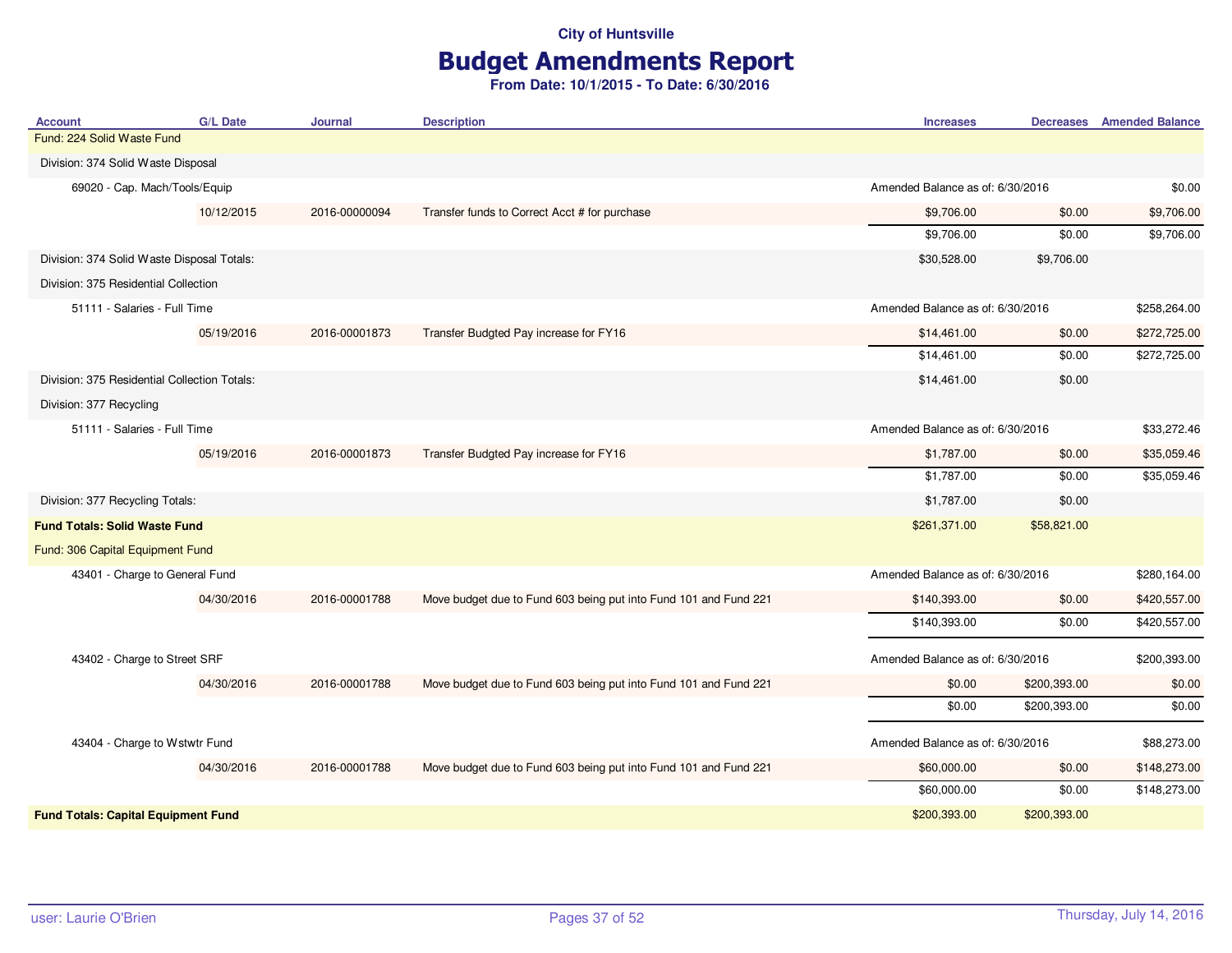**City of Huntsville**

# Budget Amendments Report

**From Date: 10/1/2015 - To Date: 6/30/2016**

| Account | G/L Date | Journal | Description | Increases | Decreases | Amended Balance |
|---|---|---|---|---|---|---|
| Fund: 224 Solid Waste Fund | | | | | | |
| Division: 374 Solid Waste Disposal | | | | | | |
| 69020 - Cap. Mach/Tools/Equip | | | | Amended Balance as of: 6/30/2016 | | $0.00 |
| | 10/12/2015 | 2016-00000094 | Transfer funds to Correct Acct # for purchase | $9,706.00 | $0.00 | $9,706.00 |
| | | | | $9,706.00 | $0.00 | $9,706.00 |
| Division: 374 Solid Waste Disposal Totals: | | | | $30,528.00 | $9,706.00 | |
| Division: 375 Residential Collection | | | | | | |
| 51111 - Salaries - Full Time | | | | Amended Balance as of: 6/30/2016 | | $258,264.00 |
| | 05/19/2016 | 2016-00001873 | Transfer Budgted Pay increase for FY16 | $14,461.00 | $0.00 | $272,725.00 |
| | | | | $14,461.00 | $0.00 | $272,725.00 |
| Division: 375 Residential Collection Totals: | | | | $14,461.00 | $0.00 | |
| Division: 377 Recycling | | | | | | |
| 51111 - Salaries - Full Time | | | | Amended Balance as of: 6/30/2016 | | $33,272.46 |
| | 05/19/2016 | 2016-00001873 | Transfer Budgted Pay increase for FY16 | $1,787.00 | $0.00 | $35,059.46 |
| | | | | $1,787.00 | $0.00 | $35,059.46 |
| Division: 377 Recycling Totals: | | | | $1,787.00 | $0.00 | |
| **Fund Totals: Solid Waste Fund** | | | | $261,371.00 | $58,821.00 | |
| Fund: 306 Capital Equipment Fund | | | | | | |
| 43401 - Charge to General Fund | | | | Amended Balance as of: 6/30/2016 | | $280,164.00 |
| | 04/30/2016 | 2016-00001788 | Move budget due to Fund 603 being put into Fund 101 and Fund 221 | $140,393.00 | $0.00 | $420,557.00 |
| | | | | $140,393.00 | $0.00 | $420,557.00 |
| 43402 - Charge to Street SRF | | | | Amended Balance as of: 6/30/2016 | | $200,393.00 |
| | 04/30/2016 | 2016-00001788 | Move budget due to Fund 603 being put into Fund 101 and Fund 221 | $0.00 | $200,393.00 | $0.00 |
| | | | | $0.00 | $200,393.00 | $0.00 |
| 43404 - Charge to Wstwtr Fund | | | | Amended Balance as of: 6/30/2016 | | $88,273.00 |
| | 04/30/2016 | 2016-00001788 | Move budget due to Fund 603 being put into Fund 101 and Fund 221 | $60,000.00 | $0.00 | $148,273.00 |
| | | | | $60,000.00 | $0.00 | $148,273.00 |
| **Fund Totals: Capital Equipment Fund** | | | | $200,393.00 | $200,393.00 | |

user: Laurie O'Brien — Thursday, July 14, 2016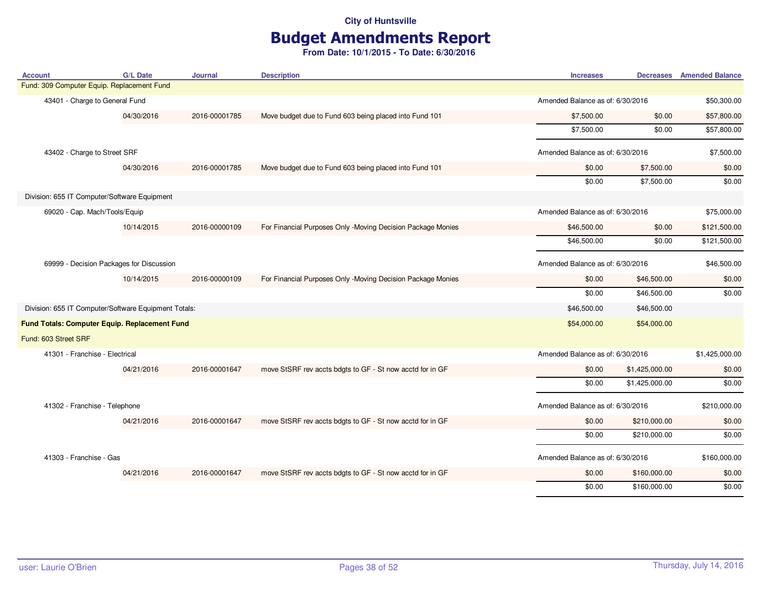City of Huntsville

# Budget Amendments Report

**From Date: 10/1/2015 - To Date: 6/30/2016**

| Account | G/L Date | Journal | Description | Increases | Decreases | Amended Balance |
|---|---|---|---|---|---|---|
| Fund: 309 Computer Equip. Replacement Fund | | | | | | |
| 43401 - Charge to General Fund | | | | Amended Balance as of: 6/30/2016 | | $50,300.00 |
| | 04/30/2016 | 2016-00001785 | Move budget due to Fund 603 being placed into Fund 101 | $7,500.00 | $0.00 | $57,800.00 |
| | | | | $7,500.00 | $0.00 | $57,800.00 |
| 43402 - Charge to Street SRF | | | | Amended Balance as of: 6/30/2016 | | $7,500.00 |
| | 04/30/2016 | 2016-00001785 | Move budget due to Fund 603 being placed into Fund 101 | $0.00 | $7,500.00 | $0.00 |
| | | | | $0.00 | $7,500.00 | $0.00 |
| Division: 655 IT Computer/Software Equipment | | | | | | |
| 69020 - Cap. Mach/Tools/Equip | | | | Amended Balance as of: 6/30/2016 | | $75,000.00 |
| | 10/14/2015 | 2016-00000109 | For Financial Purposes Only -Moving Decision Package Monies | $46,500.00 | $0.00 | $121,500.00 |
| | | | | $46,500.00 | $0.00 | $121,500.00 |
| 69999 - Decision Packages for Discussion | | | | Amended Balance as of: 6/30/2016 | | $46,500.00 |
| | 10/14/2015 | 2016-00000109 | For Financial Purposes Only -Moving Decision Package Monies | $0.00 | $46,500.00 | $0.00 |
| | | | | $0.00 | $46,500.00 | $0.00 |
| Division: 655 IT Computer/Software Equipment Totals: | | | | $46,500.00 | $46,500.00 | |
| **Fund Totals: Computer Equip. Replacement Fund** | | | | $54,000.00 | $54,000.00 | |
| Fund: 603 Street SRF | | | | | | |
| 41301 - Franchise - Electrical | | | | Amended Balance as of: 6/30/2016 | | $1,425,000.00 |
| | 04/21/2016 | 2016-00001647 | move StSRF rev accts bdgts to GF - St now acctd for in GF | $0.00 | $1,425,000.00 | $0.00 |
| | | | | $0.00 | $1,425,000.00 | $0.00 |
| 41302 - Franchise - Telephone | | | | Amended Balance as of: 6/30/2016 | | $210,000.00 |
| | 04/21/2016 | 2016-00001647 | move StSRF rev accts bdgts to GF - St now acctd for in GF | $0.00 | $210,000.00 | $0.00 |
| | | | | $0.00 | $210,000.00 | $0.00 |
| 41303 - Franchise - Gas | | | | Amended Balance as of: 6/30/2016 | | $160,000.00 |
| | 04/21/2016 | 2016-00001647 | move StSRF rev accts bdgts to GF - St now acctd for in GF | $0.00 | $160,000.00 | $0.00 |
| | | | | $0.00 | $160,000.00 | $0.00 |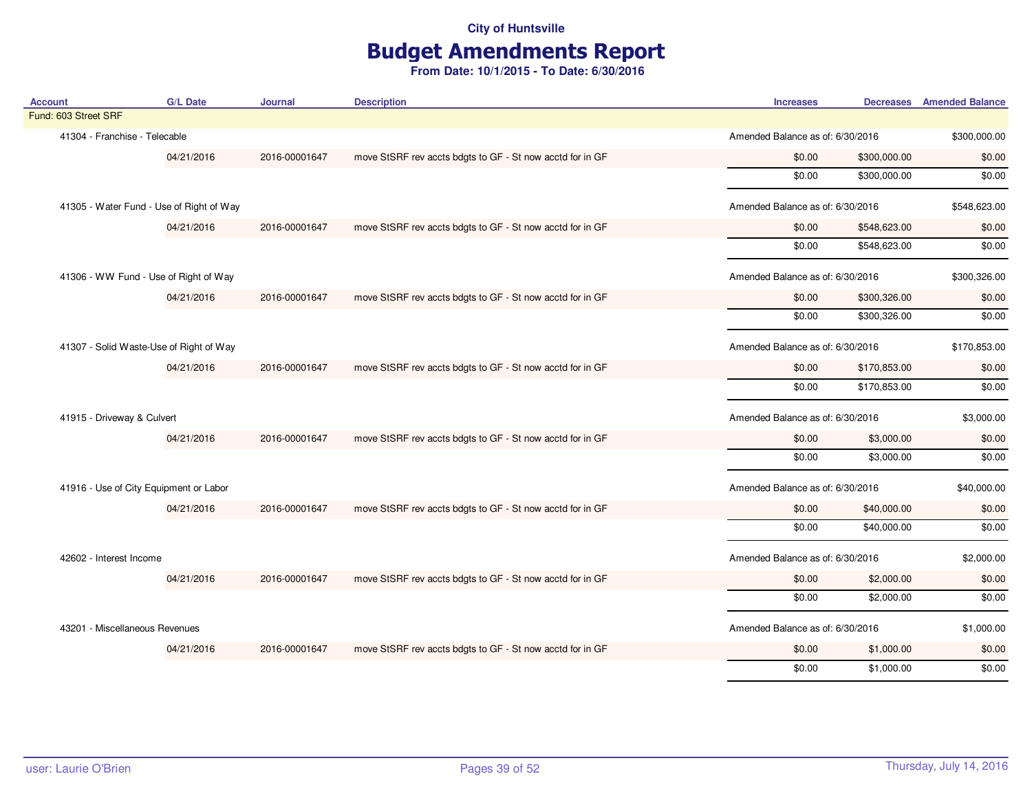City of Huntsville

# Budget Amendments Report

**From Date: 10/1/2015 - To Date: 6/30/2016**

| Account | G/L Date | Journal | Description | Increases | Decreases | Amended Balance |
|---|---|---|---|---|---|---|
| Fund: 603 Street SRF | | | | | | |
| 41304 - Franchise - Telecable | | | | Amended Balance as of: 6/30/2016 | | $300,000.00 |
| | 04/21/2016 | 2016-00001647 | move StSRF rev accts bdgts to GF - St now acctd for in GF | $0.00 | $300,000.00 | $0.00 |
| | | | | $0.00 | $300,000.00 | $0.00 |
| 41305 - Water Fund - Use of Right of Way | | | | Amended Balance as of: 6/30/2016 | | $548,623.00 |
| | 04/21/2016 | 2016-00001647 | move StSRF rev accts bdgts to GF - St now acctd for in GF | $0.00 | $548,623.00 | $0.00 |
| | | | | $0.00 | $548,623.00 | $0.00 |
| 41306 - WW Fund - Use of Right of Way | | | | Amended Balance as of: 6/30/2016 | | $300,326.00 |
| | 04/21/2016 | 2016-00001647 | move StSRF rev accts bdgts to GF - St now acctd for in GF | $0.00 | $300,326.00 | $0.00 |
| | | | | $0.00 | $300,326.00 | $0.00 |
| 41307 - Solid Waste-Use of Right of Way | | | | Amended Balance as of: 6/30/2016 | | $170,853.00 |
| | 04/21/2016 | 2016-00001647 | move StSRF rev accts bdgts to GF - St now acctd for in GF | $0.00 | $170,853.00 | $0.00 |
| | | | | $0.00 | $170,853.00 | $0.00 |
| 41915 - Driveway & Culvert | | | | Amended Balance as of: 6/30/2016 | | $3,000.00 |
| | 04/21/2016 | 2016-00001647 | move StSRF rev accts bdgts to GF - St now acctd for in GF | $0.00 | $3,000.00 | $0.00 |
| | | | | $0.00 | $3,000.00 | $0.00 |
| 41916 - Use of City Equipment or Labor | | | | Amended Balance as of: 6/30/2016 | | $40,000.00 |
| | 04/21/2016 | 2016-00001647 | move StSRF rev accts bdgts to GF - St now acctd for in GF | $0.00 | $40,000.00 | $0.00 |
| | | | | $0.00 | $40,000.00 | $0.00 |
| 42602 - Interest Income | | | | Amended Balance as of: 6/30/2016 | | $2,000.00 |
| | 04/21/2016 | 2016-00001647 | move StSRF rev accts bdgts to GF - St now acctd for in GF | $0.00 | $2,000.00 | $0.00 |
| | | | | $0.00 | $2,000.00 | $0.00 |
| 43201 - Miscellaneous Revenues | | | | Amended Balance as of: 6/30/2016 | | $1,000.00 |
| | 04/21/2016 | 2016-00001647 | move StSRF rev accts bdgts to GF - St now acctd for in GF | $0.00 | $1,000.00 | $0.00 |
| | | | | $0.00 | $1,000.00 | $0.00 |

user: Laurie O'Brien

Thursday, July 14, 2016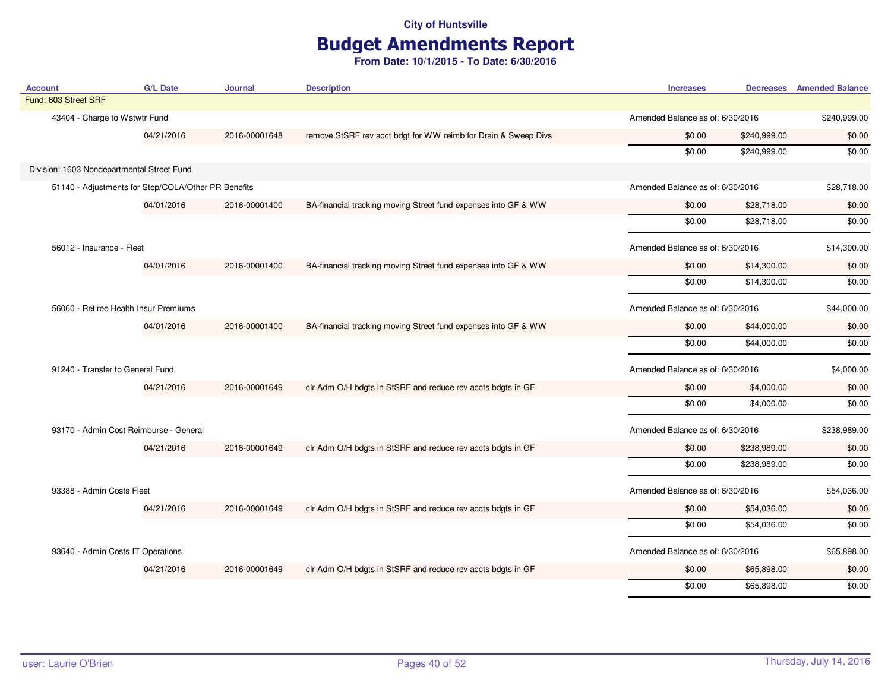City of Huntsville

# Budget Amendments Report

**From Date: 10/1/2015 - To Date: 6/30/2016**

| Account | G/L Date | Journal | Description | Increases | Decreases | Amended Balance |
|---|---|---|---|---|---|---|
| Fund: 603 Street SRF | | | | | | |
| 43404 - Charge to Wstwtr Fund | | | | Amended Balance as of: 6/30/2016 | | $240,999.00 |
| | 04/21/2016 | 2016-00001648 | remove StSRF rev acct bdgt for WW reimb for Drain & Sweep Divs | $0.00 | $240,999.00 | $0.00 |
| | | | | $0.00 | $240,999.00 | $0.00 |
| Division: 1603 Nondepartmental Street Fund | | | | | | |
| 51140 - Adjustments for Step/COLA/Other PR Benefits | | | | Amended Balance as of: 6/30/2016 | | $28,718.00 |
| | 04/01/2016 | 2016-00001400 | BA-financial tracking moving Street fund expenses into GF & WW | $0.00 | $28,718.00 | $0.00 |
| | | | | $0.00 | $28,718.00 | $0.00 |
| 56012 - Insurance - Fleet | | | | Amended Balance as of: 6/30/2016 | | $14,300.00 |
| | 04/01/2016 | 2016-00001400 | BA-financial tracking moving Street fund expenses into GF & WW | $0.00 | $14,300.00 | $0.00 |
| | | | | $0.00 | $14,300.00 | $0.00 |
| 56060 - Retiree Health Insur Premiums | | | | Amended Balance as of: 6/30/2016 | | $44,000.00 |
| | 04/01/2016 | 2016-00001400 | BA-financial tracking moving Street fund expenses into GF & WW | $0.00 | $44,000.00 | $0.00 |
| | | | | $0.00 | $44,000.00 | $0.00 |
| 91240 - Transfer to General Fund | | | | Amended Balance as of: 6/30/2016 | | $4,000.00 |
| | 04/21/2016 | 2016-00001649 | clr Adm O/H bdgts in StSRF and reduce rev accts bdgts in GF | $0.00 | $4,000.00 | $0.00 |
| | | | | $0.00 | $4,000.00 | $0.00 |
| 93170 - Admin Cost Reimburse - General | | | | Amended Balance as of: 6/30/2016 | | $238,989.00 |
| | 04/21/2016 | 2016-00001649 | clr Adm O/H bdgts in StSRF and reduce rev accts bdgts in GF | $0.00 | $238,989.00 | $0.00 |
| | | | | $0.00 | $238,989.00 | $0.00 |
| 93388 - Admin Costs Fleet | | | | Amended Balance as of: 6/30/2016 | | $54,036.00 |
| | 04/21/2016 | 2016-00001649 | clr Adm O/H bdgts in StSRF and reduce rev accts bdgts in GF | $0.00 | $54,036.00 | $0.00 |
| | | | | $0.00 | $54,036.00 | $0.00 |
| 93640 - Admin Costs IT Operations | | | | Amended Balance as of: 6/30/2016 | | $65,898.00 |
| | 04/21/2016 | 2016-00001649 | clr Adm O/H bdgts in StSRF and reduce rev accts bdgts in GF | $0.00 | $65,898.00 | $0.00 |
| | | | | $0.00 | $65,898.00 | $0.00 |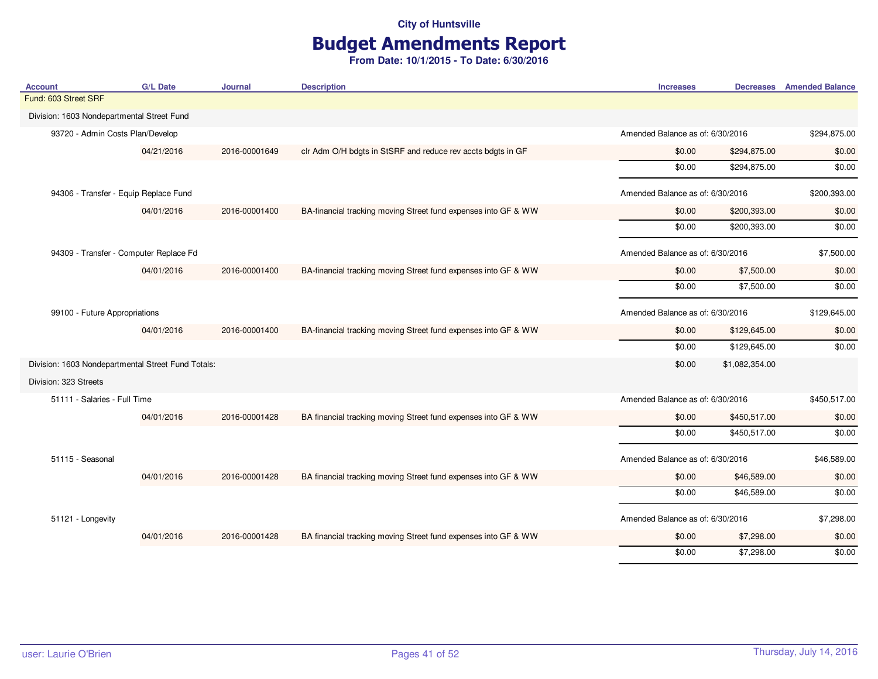City of Huntsville

# Budget Amendments Report

**From Date: 10/1/2015 - To Date: 6/30/2016**

| Account | G/L Date | Journal | Description | Increases | Decreases | Amended Balance |
|---|---|---|---|---|---|---|
| Fund: 603 Street SRF | | | | | | |
| Division: 1603 Nondepartmental Street Fund | | | | | | |
| 93720 - Admin Costs Plan/Develop | | | | Amended Balance as of: 6/30/2016 | | $294,875.00 |
| | 04/21/2016 | 2016-00001649 | clr Adm O/H bdgts in StSRF and reduce rev accts bdgts in GF | $0.00 | $294,875.00 | $0.00 |
| | | | | $0.00 | $294,875.00 | $0.00 |
| 94306 - Transfer - Equip Replace Fund | | | | Amended Balance as of: 6/30/2016 | | $200,393.00 |
| | 04/01/2016 | 2016-00001400 | BA-financial tracking moving Street fund expenses into GF & WW | $0.00 | $200,393.00 | $0.00 |
| | | | | $0.00 | $200,393.00 | $0.00 |
| 94309 - Transfer - Computer Replace Fd | | | | Amended Balance as of: 6/30/2016 | | $7,500.00 |
| | 04/01/2016 | 2016-00001400 | BA-financial tracking moving Street fund expenses into GF & WW | $0.00 | $7,500.00 | $0.00 |
| | | | | $0.00 | $7,500.00 | $0.00 |
| 99100 - Future Appropriations | | | | Amended Balance as of: 6/30/2016 | | $129,645.00 |
| | 04/01/2016 | 2016-00001400 | BA-financial tracking moving Street fund expenses into GF & WW | $0.00 | $129,645.00 | $0.00 |
| | | | | $0.00 | $129,645.00 | $0.00 |
| Division: 1603 Nondepartmental Street Fund Totals: | | | | $0.00 | $1,082,354.00 | |
| Division: 323 Streets | | | | | | |
| 51111 - Salaries - Full Time | | | | Amended Balance as of: 6/30/2016 | | $450,517.00 |
| | 04/01/2016 | 2016-00001428 | BA financial tracking moving Street fund expenses into GF & WW | $0.00 | $450,517.00 | $0.00 |
| | | | | $0.00 | $450,517.00 | $0.00 |
| 51115 - Seasonal | | | | Amended Balance as of: 6/30/2016 | | $46,589.00 |
| | 04/01/2016 | 2016-00001428 | BA financial tracking moving Street fund expenses into GF & WW | $0.00 | $46,589.00 | $0.00 |
| | | | | $0.00 | $46,589.00 | $0.00 |
| 51121 - Longevity | | | | Amended Balance as of: 6/30/2016 | | $7,298.00 |
| | 04/01/2016 | 2016-00001428 | BA financial tracking moving Street fund expenses into GF & WW | $0.00 | $7,298.00 | $0.00 |
| | | | | $0.00 | $7,298.00 | $0.00 |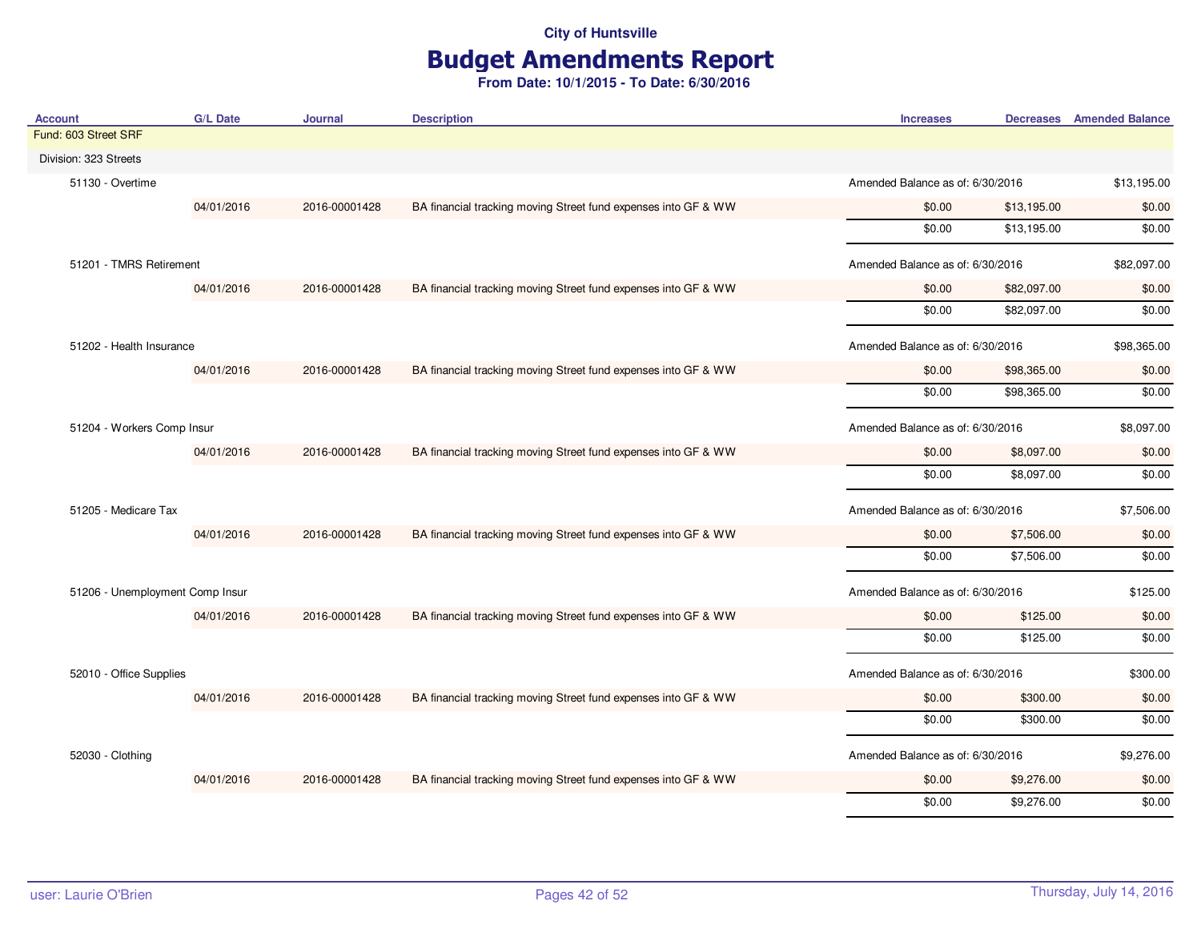City of Huntsville

# Budget Amendments Report

**From Date: 10/1/2015 - To Date: 6/30/2016**

| Account | G/L Date | Journal | Description | Increases | Decreases | Amended Balance |
|---|---|---|---|---|---|---|
| Fund: 603 Street SRF | | | | | | |
| Division: 323 Streets | | | | | | |
| 51130 - Overtime | | | | Amended Balance as of: 6/30/2016 | | $13,195.00 |
| | 04/01/2016 | 2016-00001428 | BA financial tracking moving Street fund expenses into GF & WW | $0.00 | $13,195.00 | $0.00 |
| | | | | $0.00 | $13,195.00 | $0.00 |
| 51201 - TMRS Retirement | | | | Amended Balance as of: 6/30/2016 | | $82,097.00 |
| | 04/01/2016 | 2016-00001428 | BA financial tracking moving Street fund expenses into GF & WW | $0.00 | $82,097.00 | $0.00 |
| | | | | $0.00 | $82,097.00 | $0.00 |
| 51202 - Health Insurance | | | | Amended Balance as of: 6/30/2016 | | $98,365.00 |
| | 04/01/2016 | 2016-00001428 | BA financial tracking moving Street fund expenses into GF & WW | $0.00 | $98,365.00 | $0.00 |
| | | | | $0.00 | $98,365.00 | $0.00 |
| 51204 - Workers Comp Insur | | | | Amended Balance as of: 6/30/2016 | | $8,097.00 |
| | 04/01/2016 | 2016-00001428 | BA financial tracking moving Street fund expenses into GF & WW | $0.00 | $8,097.00 | $0.00 |
| | | | | $0.00 | $8,097.00 | $0.00 |
| 51205 - Medicare Tax | | | | Amended Balance as of: 6/30/2016 | | $7,506.00 |
| | 04/01/2016 | 2016-00001428 | BA financial tracking moving Street fund expenses into GF & WW | $0.00 | $7,506.00 | $0.00 |
| | | | | $0.00 | $7,506.00 | $0.00 |
| 51206 - Unemployment Comp Insur | | | | Amended Balance as of: 6/30/2016 | | $125.00 |
| | 04/01/2016 | 2016-00001428 | BA financial tracking moving Street fund expenses into GF & WW | $0.00 | $125.00 | $0.00 |
| | | | | $0.00 | $125.00 | $0.00 |
| 52010 - Office Supplies | | | | Amended Balance as of: 6/30/2016 | | $300.00 |
| | 04/01/2016 | 2016-00001428 | BA financial tracking moving Street fund expenses into GF & WW | $0.00 | $300.00 | $0.00 |
| | | | | $0.00 | $300.00 | $0.00 |
| 52030 - Clothing | | | | Amended Balance as of: 6/30/2016 | | $9,276.00 |
| | 04/01/2016 | 2016-00001428 | BA financial tracking moving Street fund expenses into GF & WW | $0.00 | $9,276.00 | $0.00 |
| | | | | $0.00 | $9,276.00 | $0.00 |

user: Laurie O'Brien — Thursday, July 14, 2016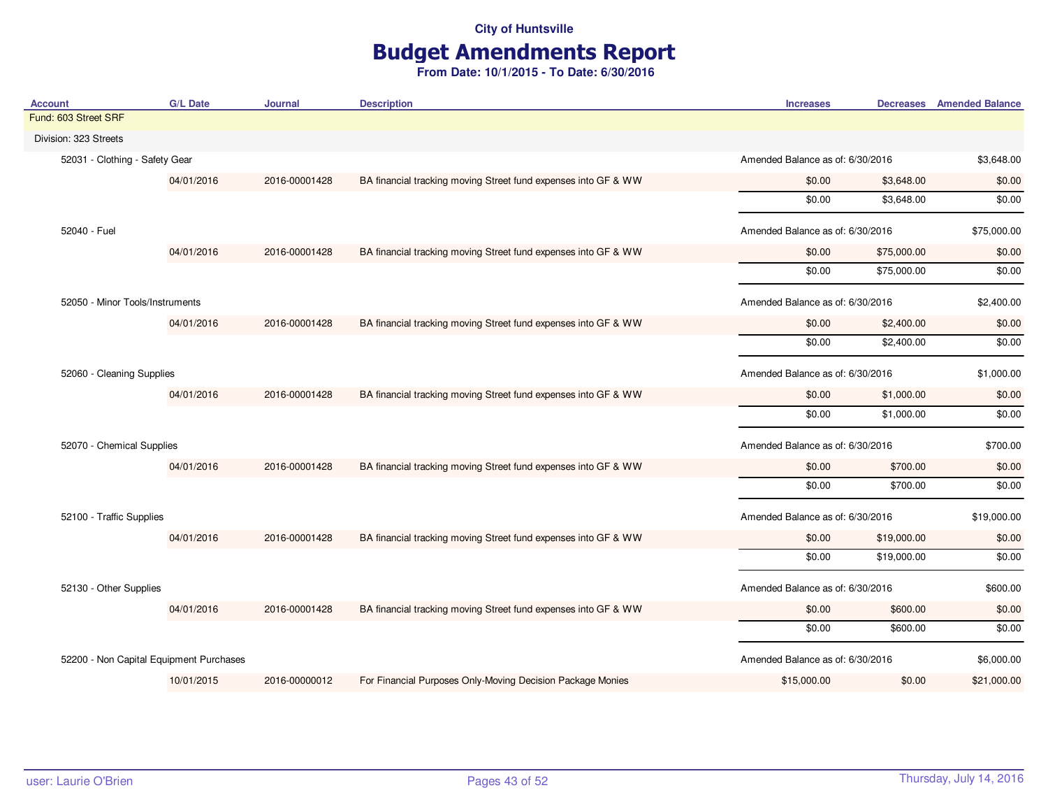City of Huntsville

# Budget Amendments Report

**From Date: 10/1/2015 - To Date: 6/30/2016**

| Account | G/L Date | Journal | Description | Increases | Decreases | Amended Balance |
|---|---|---|---|---|---|---|
| Fund: 603 Street SRF | | | | | | |
| Division: 323 Streets | | | | | | |
| 52031 - Clothing - Safety Gear | | | | Amended Balance as of: 6/30/2016 | | $3,648.00 |
| | 04/01/2016 | 2016-00001428 | BA financial tracking moving Street fund expenses into GF & WW | $0.00 | $3,648.00 | $0.00 |
| | | | | $0.00 | $3,648.00 | $0.00 |
| 52040 - Fuel | | | | Amended Balance as of: 6/30/2016 | | $75,000.00 |
| | 04/01/2016 | 2016-00001428 | BA financial tracking moving Street fund expenses into GF & WW | $0.00 | $75,000.00 | $0.00 |
| | | | | $0.00 | $75,000.00 | $0.00 |
| 52050 - Minor Tools/Instruments | | | | Amended Balance as of: 6/30/2016 | | $2,400.00 |
| | 04/01/2016 | 2016-00001428 | BA financial tracking moving Street fund expenses into GF & WW | $0.00 | $2,400.00 | $0.00 |
| | | | | $0.00 | $2,400.00 | $0.00 |
| 52060 - Cleaning Supplies | | | | Amended Balance as of: 6/30/2016 | | $1,000.00 |
| | 04/01/2016 | 2016-00001428 | BA financial tracking moving Street fund expenses into GF & WW | $0.00 | $1,000.00 | $0.00 |
| | | | | $0.00 | $1,000.00 | $0.00 |
| 52070 - Chemical Supplies | | | | Amended Balance as of: 6/30/2016 | | $700.00 |
| | 04/01/2016 | 2016-00001428 | BA financial tracking moving Street fund expenses into GF & WW | $0.00 | $700.00 | $0.00 |
| | | | | $0.00 | $700.00 | $0.00 |
| 52100 - Traffic Supplies | | | | Amended Balance as of: 6/30/2016 | | $19,000.00 |
| | 04/01/2016 | 2016-00001428 | BA financial tracking moving Street fund expenses into GF & WW | $0.00 | $19,000.00 | $0.00 |
| | | | | $0.00 | $19,000.00 | $0.00 |
| 52130 - Other Supplies | | | | Amended Balance as of: 6/30/2016 | | $600.00 |
| | 04/01/2016 | 2016-00001428 | BA financial tracking moving Street fund expenses into GF & WW | $0.00 | $600.00 | $0.00 |
| | | | | $0.00 | $600.00 | $0.00 |
| 52200 - Non Capital Equipment Purchases | | | | Amended Balance as of: 6/30/2016 | | $6,000.00 |
| | 10/01/2015 | 2016-00000012 | For Financial Purposes Only-Moving Decision Package Monies | $15,000.00 | $0.00 | $21,000.00 |

user: Laurie O'Brien

Thursday, July 14, 2016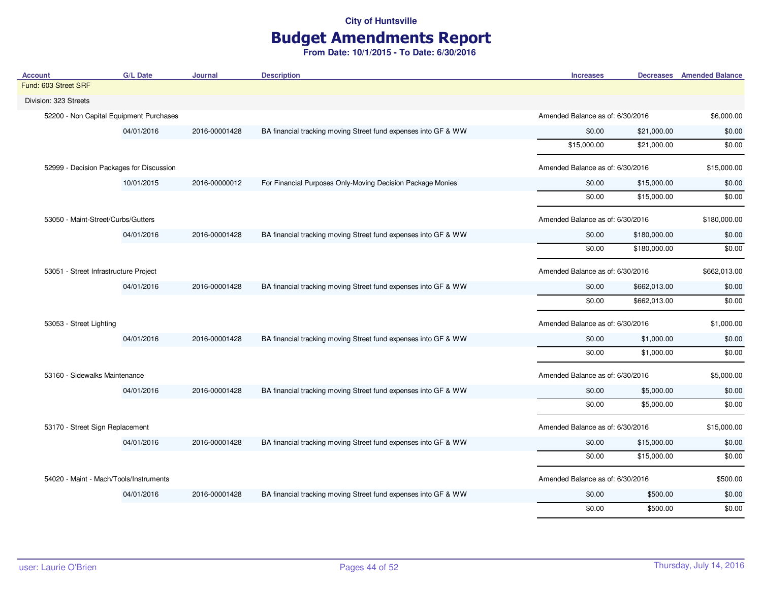City of Huntsville

# Budget Amendments Report

**From Date: 10/1/2015 - To Date: 6/30/2016**

| Account | G/L Date | Journal | Description | Increases | Decreases | Amended Balance |
|---|---|---|---|---|---|---|
| Fund: 603 Street SRF | | | | | | |
| Division: 323 Streets | | | | | | |
| 52200 - Non Capital Equipment Purchases | | | | Amended Balance as of: 6/30/2016 | | $6,000.00 |
| | 04/01/2016 | 2016-00001428 | BA financial tracking moving Street fund expenses into GF & WW | $0.00 | $21,000.00 | $0.00 |
| | | | | $15,000.00 | $21,000.00 | $0.00 |
| 52999 - Decision Packages for Discussion | | | | Amended Balance as of: 6/30/2016 | | $15,000.00 |
| | 10/01/2015 | 2016-00000012 | For Financial Purposes Only-Moving Decision Package Monies | $0.00 | $15,000.00 | $0.00 |
| | | | | $0.00 | $15,000.00 | $0.00 |
| 53050 - Maint-Street/Curbs/Gutters | | | | Amended Balance as of: 6/30/2016 | | $180,000.00 |
| | 04/01/2016 | 2016-00001428 | BA financial tracking moving Street fund expenses into GF & WW | $0.00 | $180,000.00 | $0.00 |
| | | | | $0.00 | $180,000.00 | $0.00 |
| 53051 - Street Infrastructure Project | | | | Amended Balance as of: 6/30/2016 | | $662,013.00 |
| | 04/01/2016 | 2016-00001428 | BA financial tracking moving Street fund expenses into GF & WW | $0.00 | $662,013.00 | $0.00 |
| | | | | $0.00 | $662,013.00 | $0.00 |
| 53053 - Street Lighting | | | | Amended Balance as of: 6/30/2016 | | $1,000.00 |
| | 04/01/2016 | 2016-00001428 | BA financial tracking moving Street fund expenses into GF & WW | $0.00 | $1,000.00 | $0.00 |
| | | | | $0.00 | $1,000.00 | $0.00 |
| 53160 - Sidewalks Maintenance | | | | Amended Balance as of: 6/30/2016 | | $5,000.00 |
| | 04/01/2016 | 2016-00001428 | BA financial tracking moving Street fund expenses into GF & WW | $0.00 | $5,000.00 | $0.00 |
| | | | | $0.00 | $5,000.00 | $0.00 |
| 53170 - Street Sign Replacement | | | | Amended Balance as of: 6/30/2016 | | $15,000.00 |
| | 04/01/2016 | 2016-00001428 | BA financial tracking moving Street fund expenses into GF & WW | $0.00 | $15,000.00 | $0.00 |
| | | | | $0.00 | $15,000.00 | $0.00 |
| 54020 - Maint - Mach/Tools/Instruments | | | | Amended Balance as of: 6/30/2016 | | $500.00 |
| | 04/01/2016 | 2016-00001428 | BA financial tracking moving Street fund expenses into GF & WW | $0.00 | $500.00 | $0.00 |
| | | | | $0.00 | $500.00 | $0.00 |

user: Laurie O'Brien

Thursday, July 14, 2016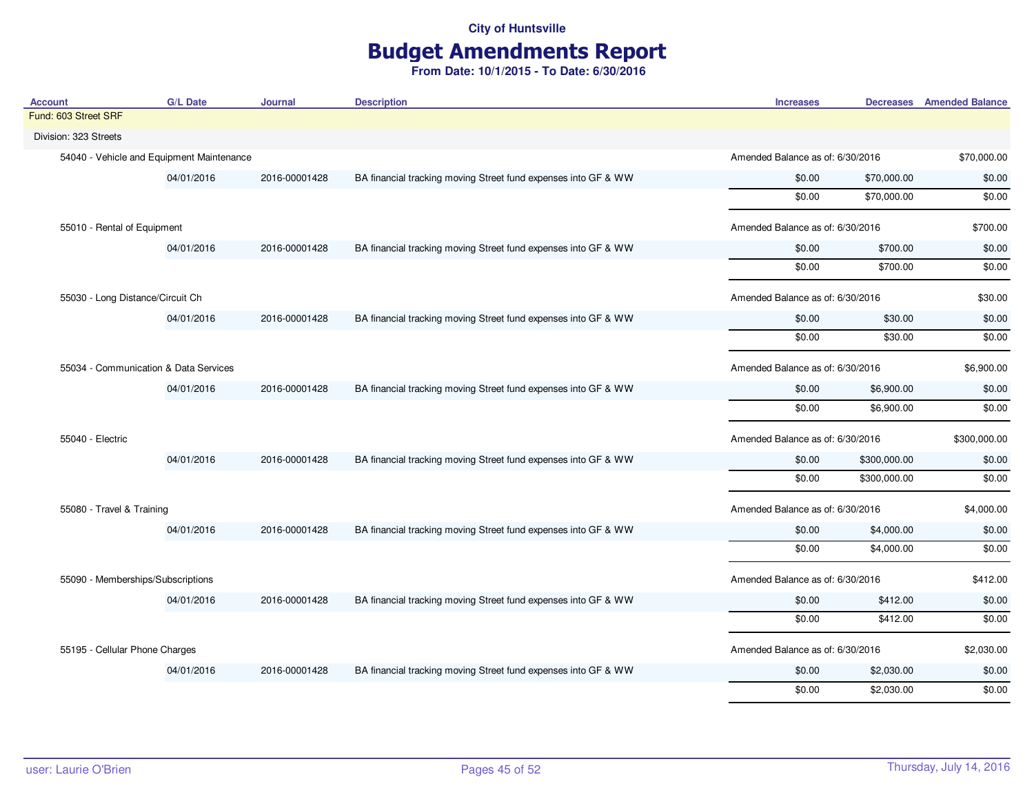City of Huntsville

# Budget Amendments Report

**From Date: 10/1/2015 - To Date: 6/30/2016**

| Account | G/L Date | Journal | Description | Increases | Decreases | Amended Balance |
|---|---|---|---|---|---|---|
| Fund: 603 Street SRF | | | | | | |
| Division: 323 Streets | | | | | | |
| 54040 - Vehicle and Equipment Maintenance | | | | Amended Balance as of: 6/30/2016 | | $70,000.00 |
| | 04/01/2016 | 2016-00001428 | BA financial tracking moving Street fund expenses into GF & WW | $0.00 | $70,000.00 | $0.00 |
| | | | | $0.00 | $70,000.00 | $0.00 |
| 55010 - Rental of Equipment | | | | Amended Balance as of: 6/30/2016 | | $700.00 |
| | 04/01/2016 | 2016-00001428 | BA financial tracking moving Street fund expenses into GF & WW | $0.00 | $700.00 | $0.00 |
| | | | | $0.00 | $700.00 | $0.00 |
| 55030 - Long Distance/Circuit Ch | | | | Amended Balance as of: 6/30/2016 | | $30.00 |
| | 04/01/2016 | 2016-00001428 | BA financial tracking moving Street fund expenses into GF & WW | $0.00 | $30.00 | $0.00 |
| | | | | $0.00 | $30.00 | $0.00 |
| 55034 - Communication & Data Services | | | | Amended Balance as of: 6/30/2016 | | $6,900.00 |
| | 04/01/2016 | 2016-00001428 | BA financial tracking moving Street fund expenses into GF & WW | $0.00 | $6,900.00 | $0.00 |
| | | | | $0.00 | $6,900.00 | $0.00 |
| 55040 - Electric | | | | Amended Balance as of: 6/30/2016 | | $300,000.00 |
| | 04/01/2016 | 2016-00001428 | BA financial tracking moving Street fund expenses into GF & WW | $0.00 | $300,000.00 | $0.00 |
| | | | | $0.00 | $300,000.00 | $0.00 |
| 55080 - Travel & Training | | | | Amended Balance as of: 6/30/2016 | | $4,000.00 |
| | 04/01/2016 | 2016-00001428 | BA financial tracking moving Street fund expenses into GF & WW | $0.00 | $4,000.00 | $0.00 |
| | | | | $0.00 | $4,000.00 | $0.00 |
| 55090 - Memberships/Subscriptions | | | | Amended Balance as of: 6/30/2016 | | $412.00 |
| | 04/01/2016 | 2016-00001428 | BA financial tracking moving Street fund expenses into GF & WW | $0.00 | $412.00 | $0.00 |
| | | | | $0.00 | $412.00 | $0.00 |
| 55195 - Cellular Phone Charges | | | | Amended Balance as of: 6/30/2016 | | $2,030.00 |
| | 04/01/2016 | 2016-00001428 | BA financial tracking moving Street fund expenses into GF & WW | $0.00 | $2,030.00 | $0.00 |
| | | | | $0.00 | $2,030.00 | $0.00 |

user: Laurie O'Brien

Thursday, July 14, 2016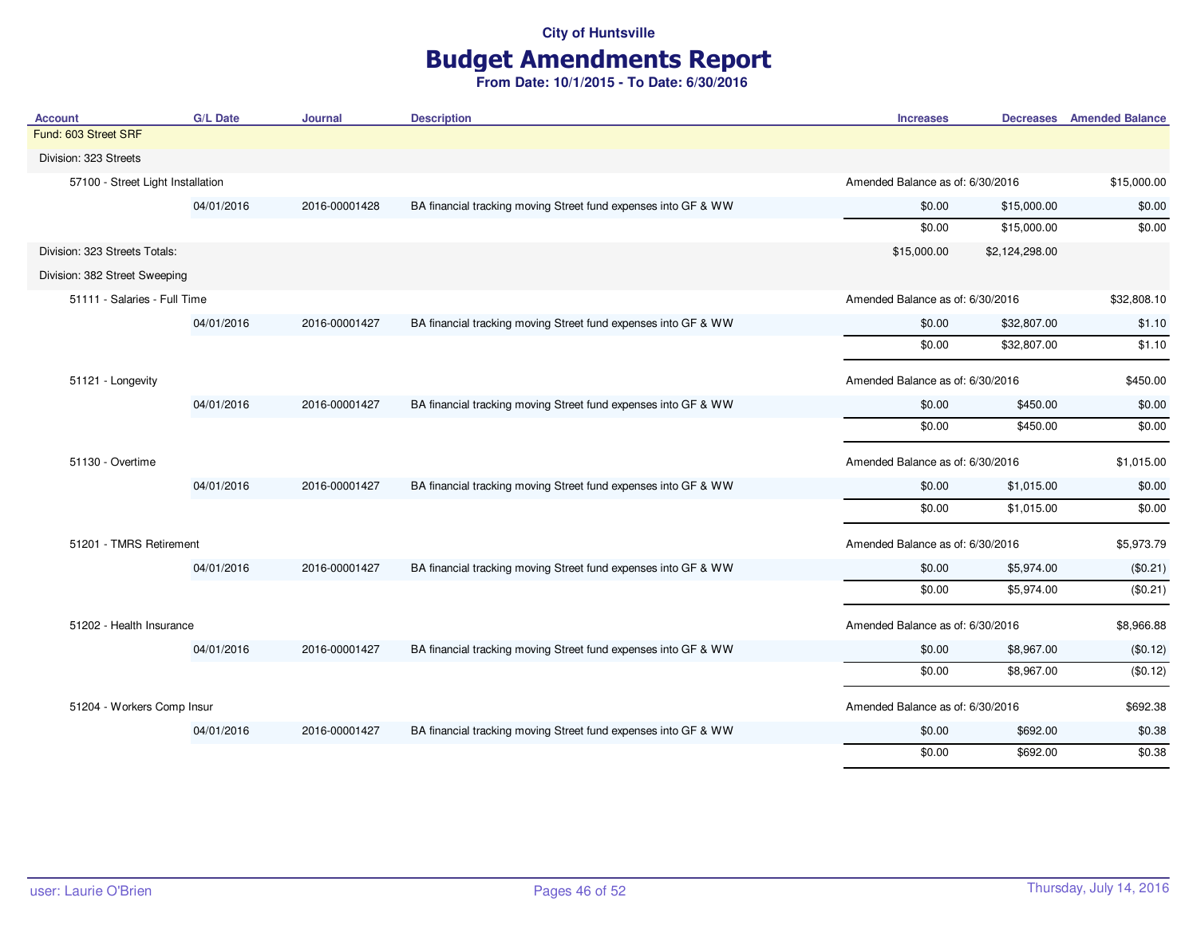City of Huntsville

# Budget Amendments Report

**From Date: 10/1/2015 - To Date: 6/30/2016**

| Account | G/L Date | Journal | Description | Increases | Decreases | Amended Balance |
|---|---|---|---|---|---|---|
| Fund: 603 Street SRF | | | | | | |
| Division: 323 Streets | | | | | | |
| 57100 - Street Light Installation | | | | Amended Balance as of: 6/30/2016 | | $15,000.00 |
| | 04/01/2016 | 2016-00001428 | BA financial tracking moving Street fund expenses into GF & WW | $0.00 | $15,000.00 | $0.00 |
| | | | | $0.00 | $15,000.00 | $0.00 |
| Division: 323 Streets Totals: | | | | $15,000.00 | $2,124,298.00 | |
| Division: 382 Street Sweeping | | | | | | |
| 51111 - Salaries - Full Time | | | | Amended Balance as of: 6/30/2016 | | $32,808.10 |
| | 04/01/2016 | 2016-00001427 | BA financial tracking moving Street fund expenses into GF & WW | $0.00 | $32,807.00 | $1.10 |
| | | | | $0.00 | $32,807.00 | $1.10 |
| 51121 - Longevity | | | | Amended Balance as of: 6/30/2016 | | $450.00 |
| | 04/01/2016 | 2016-00001427 | BA financial tracking moving Street fund expenses into GF & WW | $0.00 | $450.00 | $0.00 |
| | | | | $0.00 | $450.00 | $0.00 |
| 51130 - Overtime | | | | Amended Balance as of: 6/30/2016 | | $1,015.00 |
| | 04/01/2016 | 2016-00001427 | BA financial tracking moving Street fund expenses into GF & WW | $0.00 | $1,015.00 | $0.00 |
| | | | | $0.00 | $1,015.00 | $0.00 |
| 51201 - TMRS Retirement | | | | Amended Balance as of: 6/30/2016 | | $5,973.79 |
| | 04/01/2016 | 2016-00001427 | BA financial tracking moving Street fund expenses into GF & WW | $0.00 | $5,974.00 | ($0.21) |
| | | | | $0.00 | $5,974.00 | ($0.21) |
| 51202 - Health Insurance | | | | Amended Balance as of: 6/30/2016 | | $8,966.88 |
| | 04/01/2016 | 2016-00001427 | BA financial tracking moving Street fund expenses into GF & WW | $0.00 | $8,967.00 | ($0.12) |
| | | | | $0.00 | $8,967.00 | ($0.12) |
| 51204 - Workers Comp Insur | | | | Amended Balance as of: 6/30/2016 | | $692.38 |
| | 04/01/2016 | 2016-00001427 | BA financial tracking moving Street fund expenses into GF & WW | $0.00 | $692.00 | $0.38 |
| | | | | $0.00 | $692.00 | $0.38 |

user: Laurie O'Brien

Thursday, July 14, 2016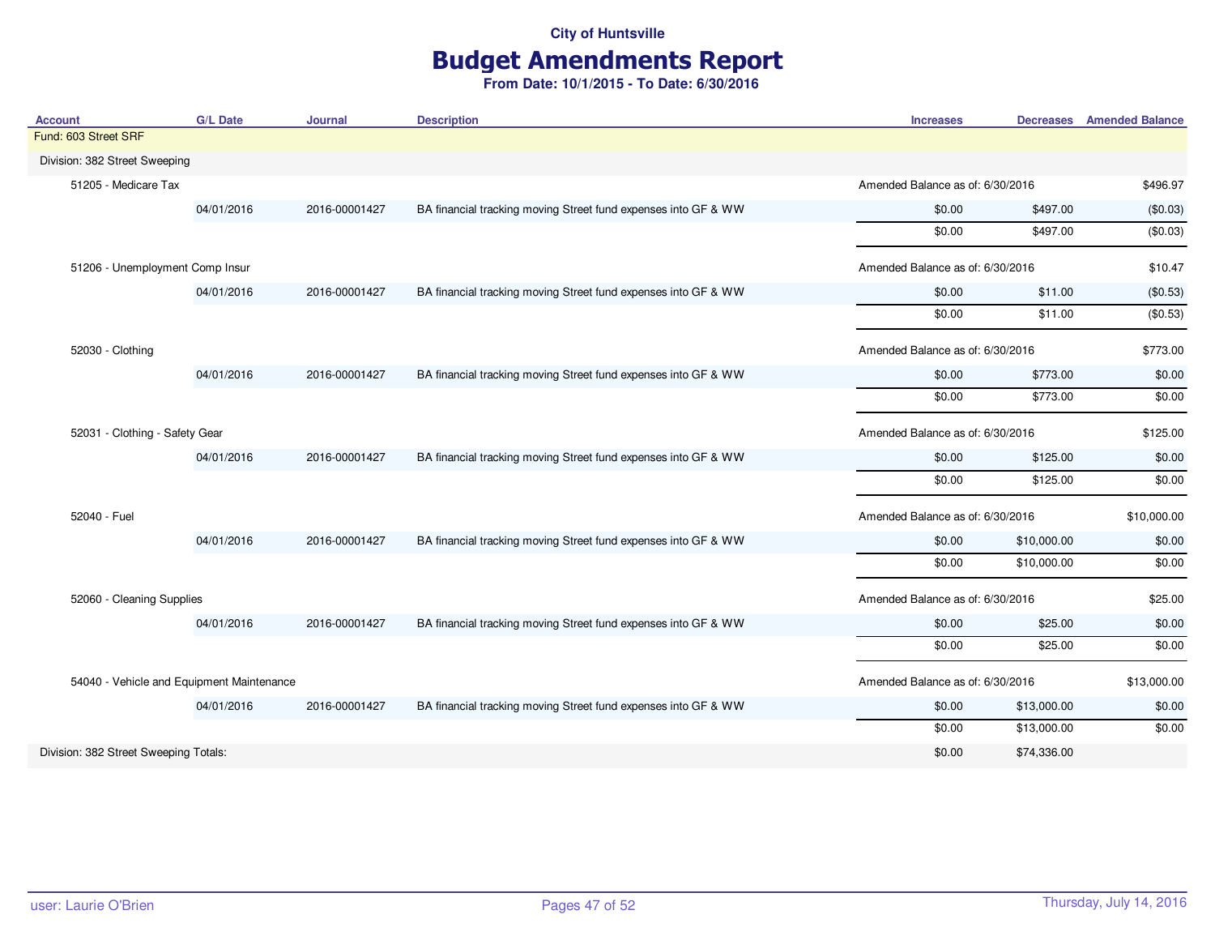City of Huntsville

# Budget Amendments Report

**From Date: 10/1/2015 - To Date: 6/30/2016**

| Account | G/L Date | Journal | Description | Increases | Decreases | Amended Balance |
|---|---|---|---|---|---|---|
| Fund: 603 Street SRF | | | | | | |
| Division: 382 Street Sweeping | | | | | | |
| 51205 - Medicare Tax | | | | Amended Balance as of: 6/30/2016 | | $496.97 |
| | 04/01/2016 | 2016-00001427 | BA financial tracking moving Street fund expenses into GF & WW | $0.00 | $497.00 | ($0.03) |
| | | | | $0.00 | $497.00 | ($0.03) |
| 51206 - Unemployment Comp Insur | | | | Amended Balance as of: 6/30/2016 | | $10.47 |
| | 04/01/2016 | 2016-00001427 | BA financial tracking moving Street fund expenses into GF & WW | $0.00 | $11.00 | ($0.53) |
| | | | | $0.00 | $11.00 | ($0.53) |
| 52030 - Clothing | | | | Amended Balance as of: 6/30/2016 | | $773.00 |
| | 04/01/2016 | 2016-00001427 | BA financial tracking moving Street fund expenses into GF & WW | $0.00 | $773.00 | $0.00 |
| | | | | $0.00 | $773.00 | $0.00 |
| 52031 - Clothing - Safety Gear | | | | Amended Balance as of: 6/30/2016 | | $125.00 |
| | 04/01/2016 | 2016-00001427 | BA financial tracking moving Street fund expenses into GF & WW | $0.00 | $125.00 | $0.00 |
| | | | | $0.00 | $125.00 | $0.00 |
| 52040 - Fuel | | | | Amended Balance as of: 6/30/2016 | | $10,000.00 |
| | 04/01/2016 | 2016-00001427 | BA financial tracking moving Street fund expenses into GF & WW | $0.00 | $10,000.00 | $0.00 |
| | | | | $0.00 | $10,000.00 | $0.00 |
| 52060 - Cleaning Supplies | | | | Amended Balance as of: 6/30/2016 | | $25.00 |
| | 04/01/2016 | 2016-00001427 | BA financial tracking moving Street fund expenses into GF & WW | $0.00 | $25.00 | $0.00 |
| | | | | $0.00 | $25.00 | $0.00 |
| 54040 - Vehicle and Equipment Maintenance | | | | Amended Balance as of: 6/30/2016 | | $13,000.00 |
| | 04/01/2016 | 2016-00001427 | BA financial tracking moving Street fund expenses into GF & WW | $0.00 | $13,000.00 | $0.00 |
| | | | | $0.00 | $13,000.00 | $0.00 |
| Division: 382 Street Sweeping Totals: | | | | $0.00 | $74,336.00 | |

user: Laurie O'Brien

Thursday, July 14, 2016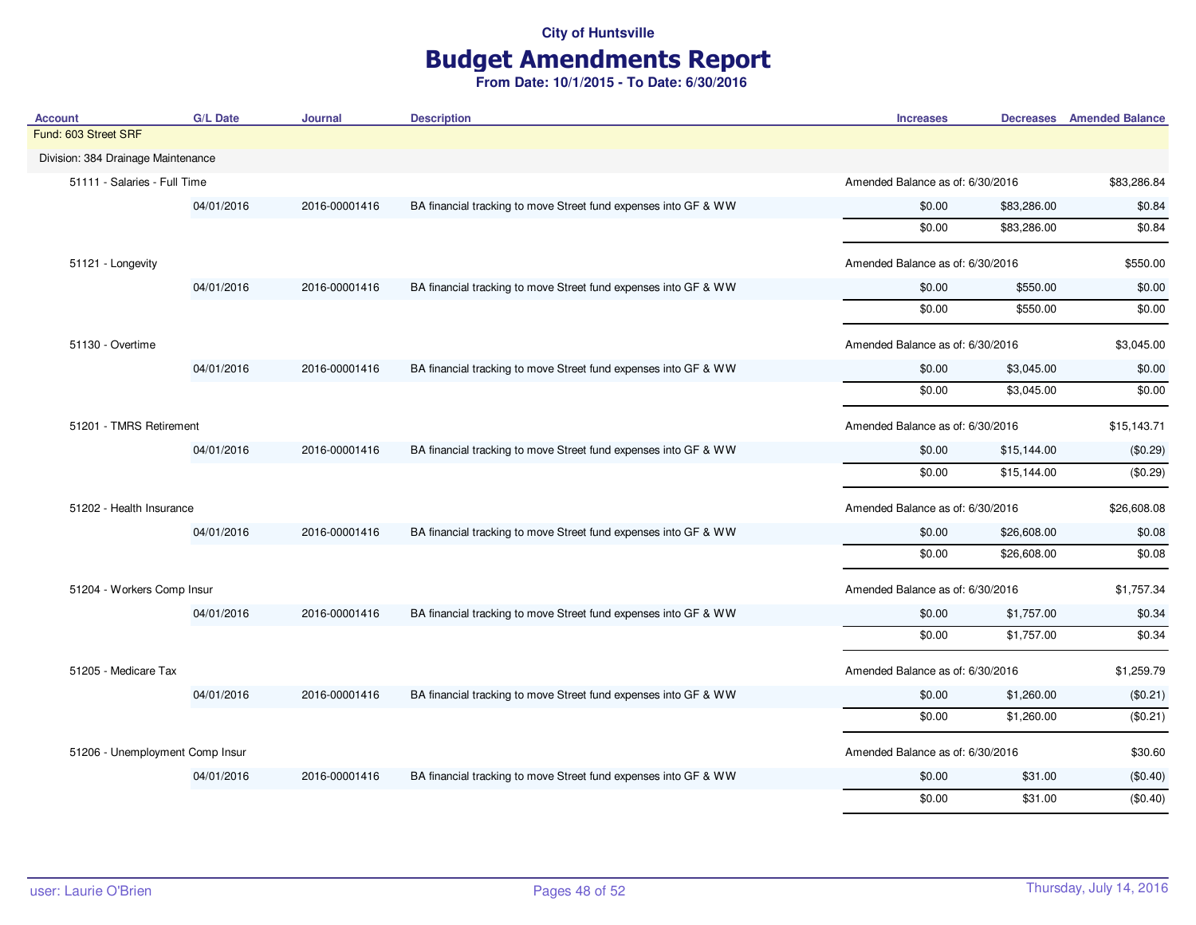City of Huntsville

# Budget Amendments Report

**From Date: 10/1/2015 - To Date: 6/30/2016**

| Account | G/L Date | Journal | Description | Increases | Decreases | Amended Balance |
|---|---|---|---|---|---|---|
| Fund: 603 Street SRF | | | | | | |
| Division: 384 Drainage Maintenance | | | | | | |
| 51111 - Salaries - Full Time | | | | Amended Balance as of: 6/30/2016 | | $83,286.84 |
| | 04/01/2016 | 2016-00001416 | BA financial tracking to move Street fund expenses into GF & WW | $0.00 | $83,286.00 | $0.84 |
| | | | | $0.00 | $83,286.00 | $0.84 |
| 51121 - Longevity | | | | Amended Balance as of: 6/30/2016 | | $550.00 |
| | 04/01/2016 | 2016-00001416 | BA financial tracking to move Street fund expenses into GF & WW | $0.00 | $550.00 | $0.00 |
| | | | | $0.00 | $550.00 | $0.00 |
| 51130 - Overtime | | | | Amended Balance as of: 6/30/2016 | | $3,045.00 |
| | 04/01/2016 | 2016-00001416 | BA financial tracking to move Street fund expenses into GF & WW | $0.00 | $3,045.00 | $0.00 |
| | | | | $0.00 | $3,045.00 | $0.00 |
| 51201 - TMRS Retirement | | | | Amended Balance as of: 6/30/2016 | | $15,143.71 |
| | 04/01/2016 | 2016-00001416 | BA financial tracking to move Street fund expenses into GF & WW | $0.00 | $15,144.00 | ($0.29) |
| | | | | $0.00 | $15,144.00 | ($0.29) |
| 51202 - Health Insurance | | | | Amended Balance as of: 6/30/2016 | | $26,608.08 |
| | 04/01/2016 | 2016-00001416 | BA financial tracking to move Street fund expenses into GF & WW | $0.00 | $26,608.00 | $0.08 |
| | | | | $0.00 | $26,608.00 | $0.08 |
| 51204 - Workers Comp Insur | | | | Amended Balance as of: 6/30/2016 | | $1,757.34 |
| | 04/01/2016 | 2016-00001416 | BA financial tracking to move Street fund expenses into GF & WW | $0.00 | $1,757.00 | $0.34 |
| | | | | $0.00 | $1,757.00 | $0.34 |
| 51205 - Medicare Tax | | | | Amended Balance as of: 6/30/2016 | | $1,259.79 |
| | 04/01/2016 | 2016-00001416 | BA financial tracking to move Street fund expenses into GF & WW | $0.00 | $1,260.00 | ($0.21) |
| | | | | $0.00 | $1,260.00 | ($0.21) |
| 51206 - Unemployment Comp Insur | | | | Amended Balance as of: 6/30/2016 | | $30.60 |
| | 04/01/2016 | 2016-00001416 | BA financial tracking to move Street fund expenses into GF & WW | $0.00 | $31.00 | ($0.40) |
| | | | | $0.00 | $31.00 | ($0.40) |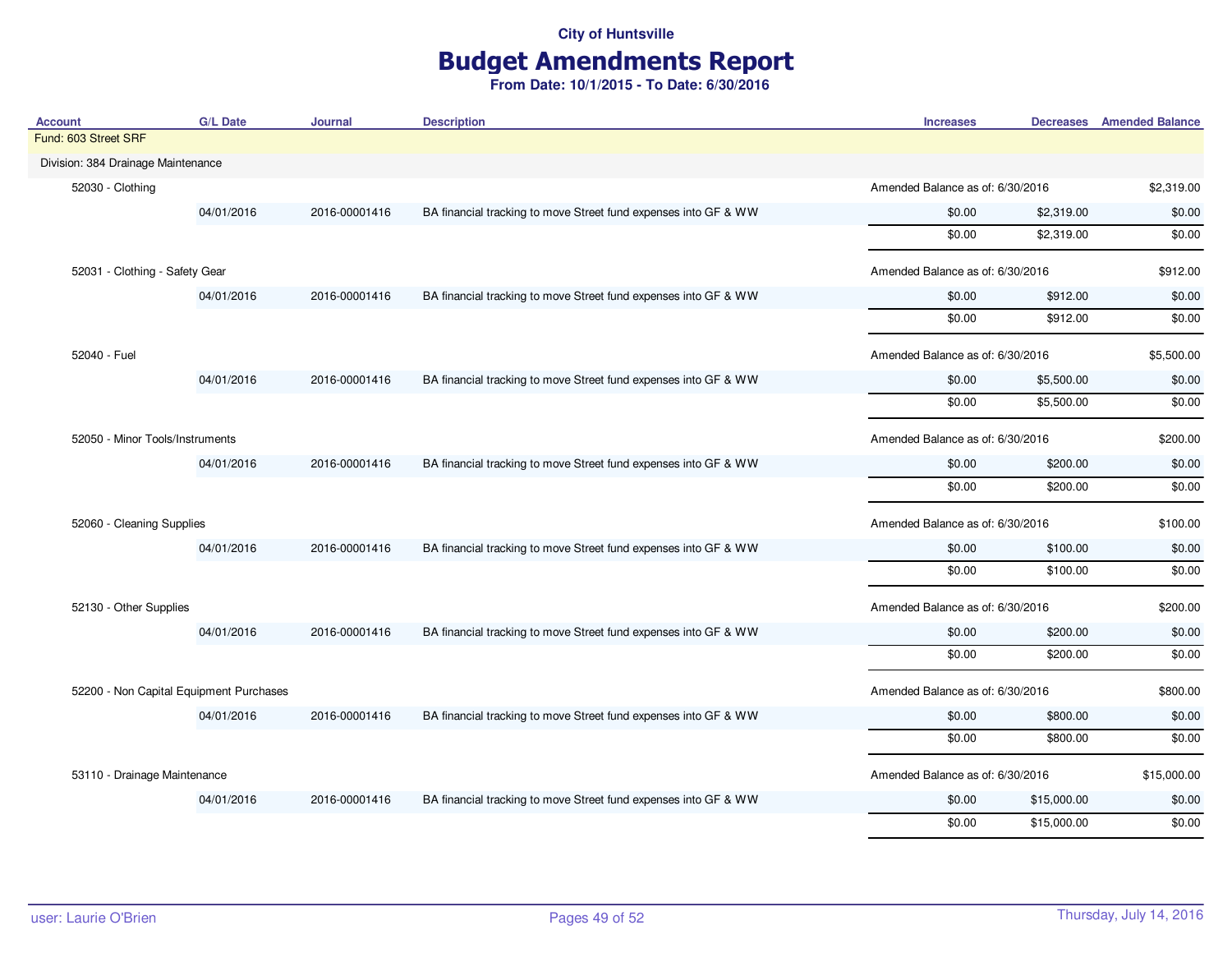City of Huntsville

# Budget Amendments Report

**From Date: 10/1/2015 - To Date: 6/30/2016**

| Account | G/L Date | Journal | Description | Increases | Decreases | Amended Balance |
|---|---|---|---|---|---|---|
| Fund: 603 Street SRF | | | | | | |
| Division: 384 Drainage Maintenance | | | | | | |
| 52030 - Clothing | | | | Amended Balance as of: 6/30/2016 | | $2,319.00 |
| | 04/01/2016 | 2016-00001416 | BA financial tracking to move Street fund expenses into GF & WW | $0.00 | $2,319.00 | $0.00 |
| | | | | $0.00 | $2,319.00 | $0.00 |
| 52031 - Clothing - Safety Gear | | | | Amended Balance as of: 6/30/2016 | | $912.00 |
| | 04/01/2016 | 2016-00001416 | BA financial tracking to move Street fund expenses into GF & WW | $0.00 | $912.00 | $0.00 |
| | | | | $0.00 | $912.00 | $0.00 |
| 52040 - Fuel | | | | Amended Balance as of: 6/30/2016 | | $5,500.00 |
| | 04/01/2016 | 2016-00001416 | BA financial tracking to move Street fund expenses into GF & WW | $0.00 | $5,500.00 | $0.00 |
| | | | | $0.00 | $5,500.00 | $0.00 |
| 52050 - Minor Tools/Instruments | | | | Amended Balance as of: 6/30/2016 | | $200.00 |
| | 04/01/2016 | 2016-00001416 | BA financial tracking to move Street fund expenses into GF & WW | $0.00 | $200.00 | $0.00 |
| | | | | $0.00 | $200.00 | $0.00 |
| 52060 - Cleaning Supplies | | | | Amended Balance as of: 6/30/2016 | | $100.00 |
| | 04/01/2016 | 2016-00001416 | BA financial tracking to move Street fund expenses into GF & WW | $0.00 | $100.00 | $0.00 |
| | | | | $0.00 | $100.00 | $0.00 |
| 52130 - Other Supplies | | | | Amended Balance as of: 6/30/2016 | | $200.00 |
| | 04/01/2016 | 2016-00001416 | BA financial tracking to move Street fund expenses into GF & WW | $0.00 | $200.00 | $0.00 |
| | | | | $0.00 | $200.00 | $0.00 |
| 52200 - Non Capital Equipment Purchases | | | | Amended Balance as of: 6/30/2016 | | $800.00 |
| | 04/01/2016 | 2016-00001416 | BA financial tracking to move Street fund expenses into GF & WW | $0.00 | $800.00 | $0.00 |
| | | | | $0.00 | $800.00 | $0.00 |
| 53110 - Drainage Maintenance | | | | Amended Balance as of: 6/30/2016 | | $15,000.00 |
| | 04/01/2016 | 2016-00001416 | BA financial tracking to move Street fund expenses into GF & WW | $0.00 | $15,000.00 | $0.00 |
| | | | | $0.00 | $15,000.00 | $0.00 |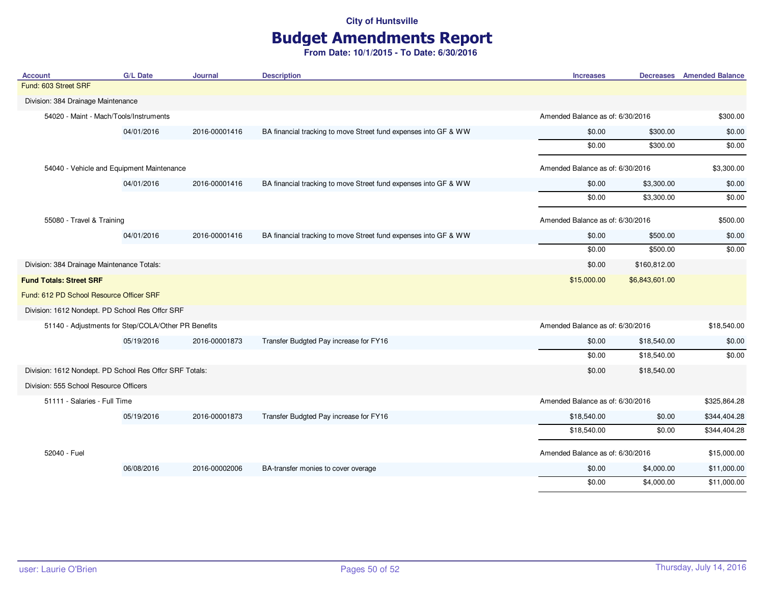**City of Huntsville**

# Budget Amendments Report

**From Date: 10/1/2015 - To Date: 6/30/2016**

| Account | G/L Date | Journal | Description | Increases | Decreases | Amended Balance |
|---|---|---|---|---|---|---|
| Fund: 603 Street SRF | | | | | | |
| Division: 384 Drainage Maintenance | | | | | | |
| 54020 - Maint - Mach/Tools/Instruments | | | | Amended Balance as of: 6/30/2016 | | $300.00 |
| | 04/01/2016 | 2016-00001416 | BA financial tracking to move Street fund expenses into GF & WW | $0.00 | $300.00 | $0.00 |
| | | | | $0.00 | $300.00 | $0.00 |
| 54040 - Vehicle and Equipment Maintenance | | | | Amended Balance as of: 6/30/2016 | | $3,300.00 |
| | 04/01/2016 | 2016-00001416 | BA financial tracking to move Street fund expenses into GF & WW | $0.00 | $3,300.00 | $0.00 |
| | | | | $0.00 | $3,300.00 | $0.00 |
| 55080 - Travel & Training | | | | Amended Balance as of: 6/30/2016 | | $500.00 |
| | 04/01/2016 | 2016-00001416 | BA financial tracking to move Street fund expenses into GF & WW | $0.00 | $500.00 | $0.00 |
| | | | | $0.00 | $500.00 | $0.00 |
| Division: 384 Drainage Maintenance Totals: | | | | $0.00 | $160,812.00 | |
| **Fund Totals: Street SRF** | | | | $15,000.00 | $6,843,601.00 | |
| Fund: 612 PD School Resource Officer SRF | | | | | | |
| Division: 1612 Nondept. PD School Res Offcr SRF | | | | | | |
| 51140 - Adjustments for Step/COLA/Other PR Benefits | | | | Amended Balance as of: 6/30/2016 | | $18,540.00 |
| | 05/19/2016 | 2016-00001873 | Transfer Budgted Pay increase for FY16 | $0.00 | $18,540.00 | $0.00 |
| | | | | $0.00 | $18,540.00 | $0.00 |
| Division: 1612 Nondept. PD School Res Offcr SRF Totals: | | | | $0.00 | $18,540.00 | |
| Division: 555 School Resource Officers | | | | | | |
| 51111 - Salaries - Full Time | | | | Amended Balance as of: 6/30/2016 | | $325,864.28 |
| | 05/19/2016 | 2016-00001873 | Transfer Budgted Pay increase for FY16 | $18,540.00 | $0.00 | $344,404.28 |
| | | | | $18,540.00 | $0.00 | $344,404.28 |
| 52040 - Fuel | | | | Amended Balance as of: 6/30/2016 | | $15,000.00 |
| | 06/08/2016 | 2016-00002006 | BA-transfer monies to cover overage | $0.00 | $4,000.00 | $11,000.00 |
| | | | | $0.00 | $4,000.00 | $11,000.00 |

user: Laurie O'Brien

Thursday, July 14, 2016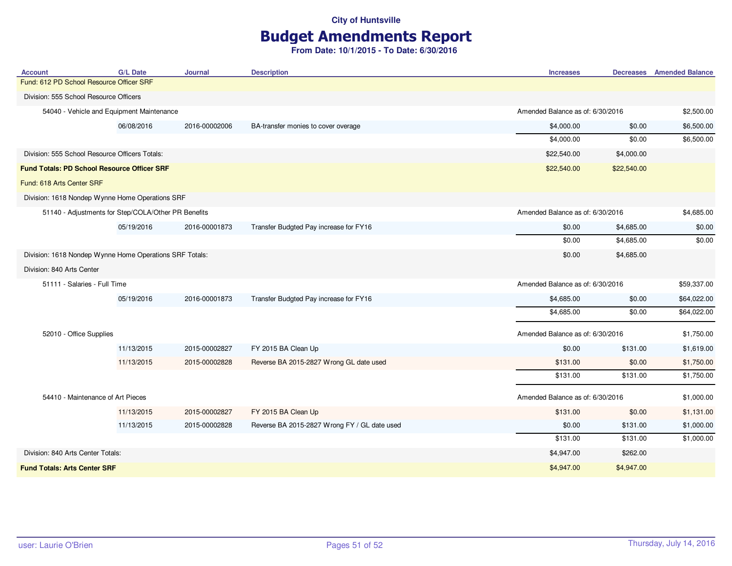**City of Huntsville**

# Budget Amendments Report

**From Date: 10/1/2015 - To Date: 6/30/2016**

| Account | G/L Date | Journal | Description | Increases | Decreases | Amended Balance |
|---|---|---|---|---|---|---|
| Fund: 612 PD School Resource Officer SRF | | | | | | |
| Division: 555 School Resource Officers | | | | | | |
| 54040 - Vehicle and Equipment Maintenance | | | | Amended Balance as of: 6/30/2016 | | $2,500.00 |
| | 06/08/2016 | 2016-00002006 | BA-transfer monies to cover overage | $4,000.00 | $0.00 | $6,500.00 |
| | | | | $4,000.00 | $0.00 | $6,500.00 |
| Division: 555 School Resource Officers Totals: | | | | $22,540.00 | $4,000.00 | |
| **Fund Totals: PD School Resource Officer SRF** | | | | $22,540.00 | $22,540.00 | |
| Fund: 618 Arts Center SRF | | | | | | |
| Division: 1618 Nondep Wynne Home Operations SRF | | | | | | |
| 51140 - Adjustments for Step/COLA/Other PR Benefits | | | | Amended Balance as of: 6/30/2016 | | $4,685.00 |
| | 05/19/2016 | 2016-00001873 | Transfer Budgted Pay increase for FY16 | $0.00 | $4,685.00 | $0.00 |
| | | | | $0.00 | $4,685.00 | $0.00 |
| Division: 1618 Nondep Wynne Home Operations SRF Totals: | | | | $0.00 | $4,685.00 | |
| Division: 840 Arts Center | | | | | | |
| 51111 - Salaries - Full Time | | | | Amended Balance as of: 6/30/2016 | | $59,337.00 |
| | 05/19/2016 | 2016-00001873 | Transfer Budgted Pay increase for FY16 | $4,685.00 | $0.00 | $64,022.00 |
| | | | | $4,685.00 | $0.00 | $64,022.00 |
| 52010 - Office Supplies | | | | Amended Balance as of: 6/30/2016 | | $1,750.00 |
| | 11/13/2015 | 2015-00002827 | FY 2015 BA Clean Up | $0.00 | $131.00 | $1,619.00 |
| | 11/13/2015 | 2015-00002828 | Reverse BA 2015-2827 Wrong GL date used | $131.00 | $0.00 | $1,750.00 |
| | | | | $131.00 | $131.00 | $1,750.00 |
| 54410 - Maintenance of Art Pieces | | | | Amended Balance as of: 6/30/2016 | | $1,000.00 |
| | 11/13/2015 | 2015-00002827 | FY 2015 BA Clean Up | $131.00 | $0.00 | $1,131.00 |
| | 11/13/2015 | 2015-00002828 | Reverse BA 2015-2827 Wrong FY / GL date used | $0.00 | $131.00 | $1,000.00 |
| | | | | $131.00 | $131.00 | $1,000.00 |
| Division: 840 Arts Center Totals: | | | | $4,947.00 | $262.00 | |
| **Fund Totals: Arts Center SRF** | | | | $4,947.00 | $4,947.00 | |

user: Laurie O'Brien

Thursday, July 14, 2016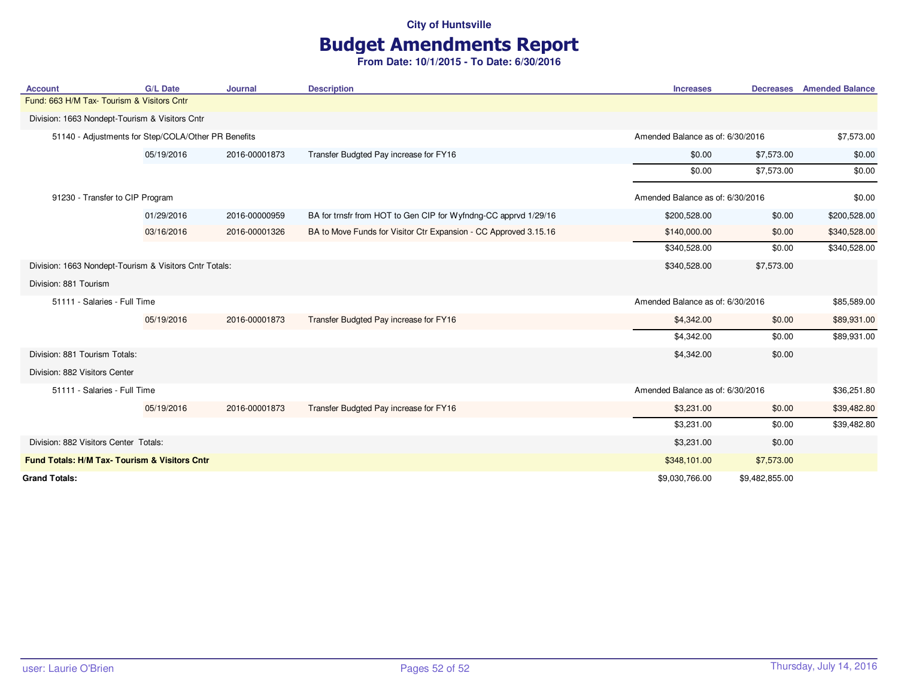City of Huntsville

# Budget Amendments Report

**From Date: 10/1/2015 - To Date: 6/30/2016**

| Account | G/L Date | Journal | Description | Increases | Decreases | Amended Balance |
|---|---|---|---|---|---|---|
| Fund: 663 H/M Tax- Tourism & Visitors Cntr | | | | | | |
| Division: 1663 Nondept-Tourism & Visitors Cntr | | | | | | |
| 51140 - Adjustments for Step/COLA/Other PR Benefits | | | | Amended Balance as of: 6/30/2016 | | $7,573.00 |
| | 05/19/2016 | 2016-00001873 | Transfer Budgted Pay increase for FY16 | $0.00 | $7,573.00 | $0.00 |
| | | | | $0.00 | $7,573.00 | $0.00 |
| 91230 - Transfer to CIP Program | | | | Amended Balance as of: 6/30/2016 | | $0.00 |
| | 01/29/2016 | 2016-00000959 | BA for trnsfr from HOT to Gen CIP for Wyfndng-CC apprvd 1/29/16 | $200,528.00 | $0.00 | $200,528.00 |
| | 03/16/2016 | 2016-00001326 | BA to Move Funds for Visitor Ctr Expansion - CC Approved 3.15.16 | $140,000.00 | $0.00 | $340,528.00 |
| | | | | $340,528.00 | $0.00 | $340,528.00 |
| Division: 1663 Nondept-Tourism & Visitors Cntr Totals: | | | | $340,528.00 | $7,573.00 | |
| Division: 881 Tourism | | | | | | |
| 51111 - Salaries - Full Time | | | | Amended Balance as of: 6/30/2016 | | $85,589.00 |
| | 05/19/2016 | 2016-00001873 | Transfer Budgted Pay increase for FY16 | $4,342.00 | $0.00 | $89,931.00 |
| | | | | $4,342.00 | $0.00 | $89,931.00 |
| Division: 881 Tourism Totals: | | | | $4,342.00 | $0.00 | |
| Division: 882 Visitors Center | | | | | | |
| 51111 - Salaries - Full Time | | | | Amended Balance as of: 6/30/2016 | | $36,251.80 |
| | 05/19/2016 | 2016-00001873 | Transfer Budgted Pay increase for FY16 | $3,231.00 | $0.00 | $39,482.80 |
| | | | | $3,231.00 | $0.00 | $39,482.80 |
| Division: 882 Visitors Center Totals: | | | | $3,231.00 | $0.00 | |
| **Fund Totals: H/M Tax- Tourism & Visitors Cntr** | | | | $348,101.00 | $7,573.00 | |
| **Grand Totals:** | | | | $9,030,766.00 | $9,482,855.00 | |

user: Laurie O'Brien

Thursday, July 14, 2016